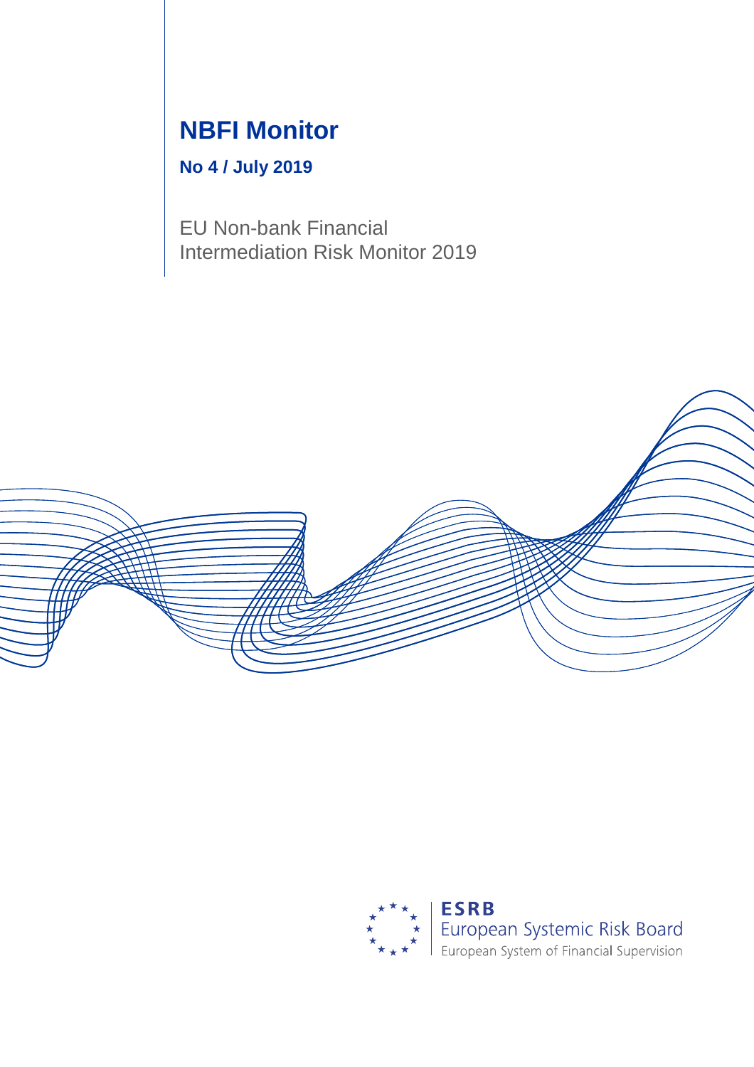# NBFI Monitor

**No 4 / July 2019**

EU Non-bank Financial Intermediation Risk Monitor 2019

**ESRB**
European Systemic Risk Board
European System of Financial Supervision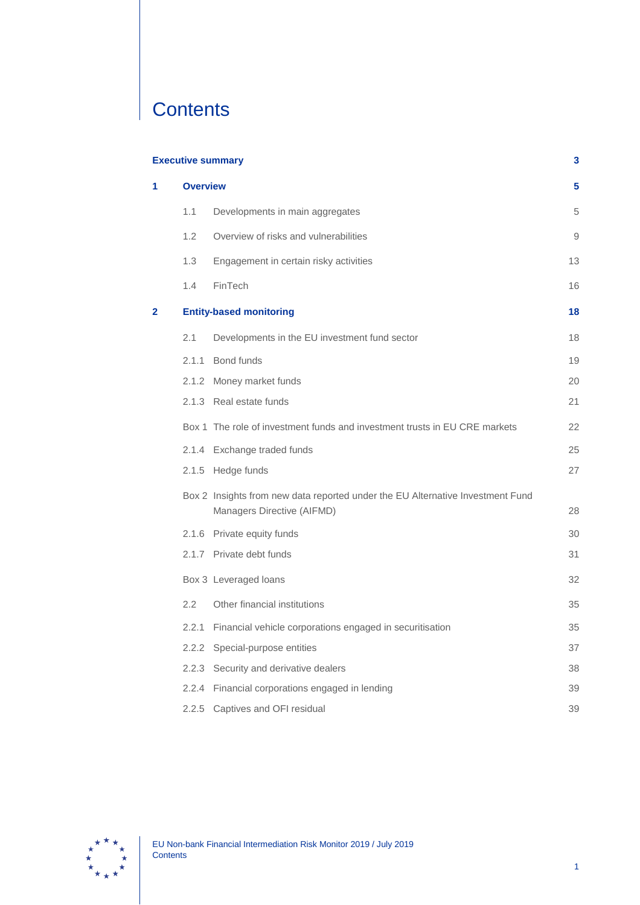# Contents

| | | |
|---|---|---|
| **Executive summary** | | **3** |
| **1** | **Overview** | **5** |
| 1.1 | Developments in main aggregates | 5 |
| 1.2 | Overview of risks and vulnerabilities | 9 |
| 1.3 | Engagement in certain risky activities | 13 |
| 1.4 | FinTech | 16 |
| **2** | **Entity-based monitoring** | **18** |
| 2.1 | Developments in the EU investment fund sector | 18 |
| 2.1.1 | Bond funds | 19 |
| 2.1.2 | Money market funds | 20 |
| 2.1.3 | Real estate funds | 21 |
| Box 1 | The role of investment funds and investment trusts in EU CRE markets | 22 |
| 2.1.4 | Exchange traded funds | 25 |
| 2.1.5 | Hedge funds | 27 |
| Box 2 | Insights from new data reported under the EU Alternative Investment Fund Managers Directive (AIFMD) | 28 |
| 2.1.6 | Private equity funds | 30 |
| 2.1.7 | Private debt funds | 31 |
| Box 3 | Leveraged loans | 32 |
| 2.2 | Other financial institutions | 35 |
| 2.2.1 | Financial vehicle corporations engaged in securitisation | 35 |
| 2.2.2 | Special-purpose entities | 37 |
| 2.2.3 | Security and derivative dealers | 38 |
| 2.2.4 | Financial corporations engaged in lending | 39 |
| 2.2.5 | Captives and OFI residual | 39 |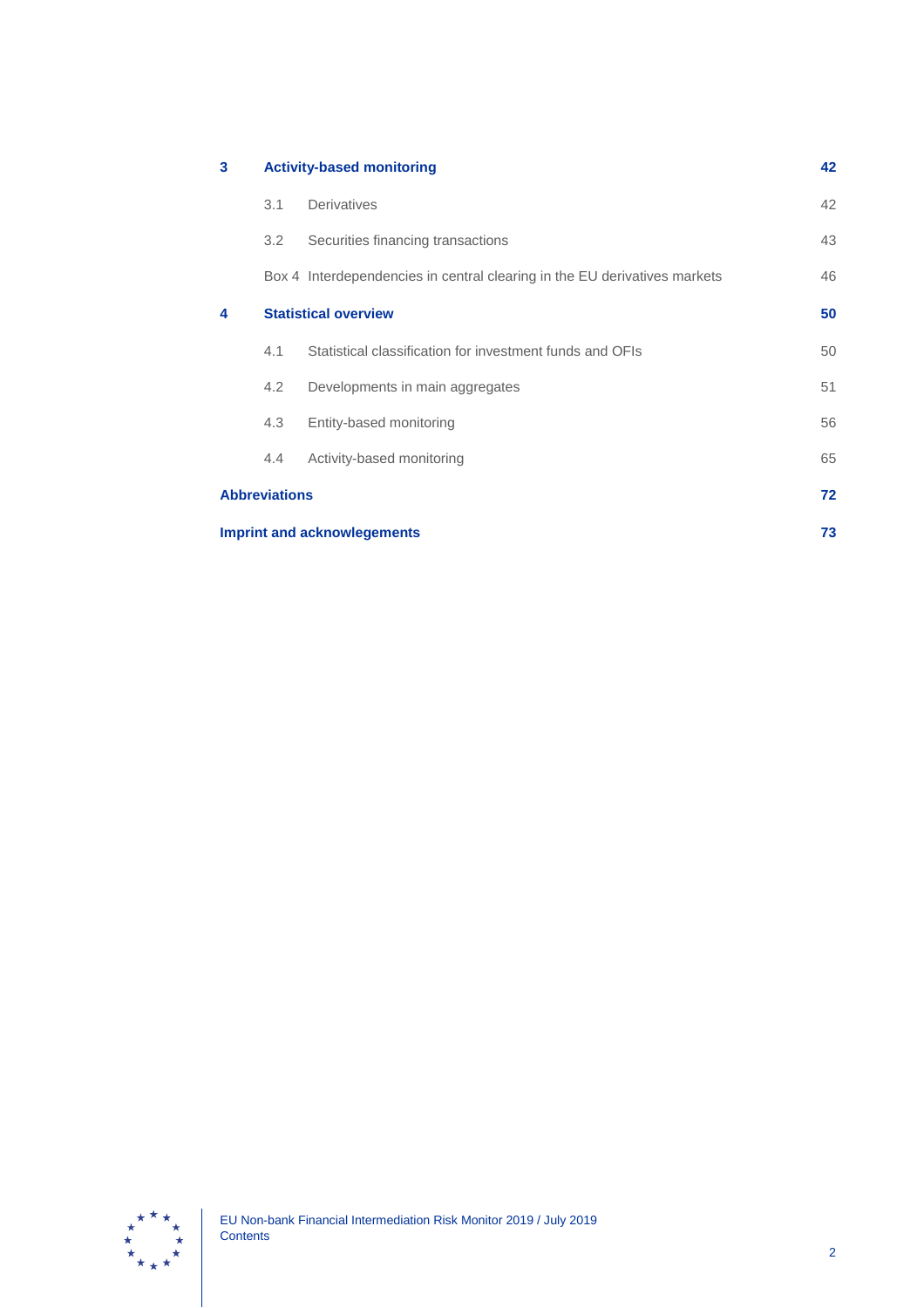| | | |
|---|---|---|
| **3** | **Activity-based monitoring** | **42** |
| | 3.1 Derivatives | 42 |
| | 3.2 Securities financing transactions | 43 |
| | Box 4 Interdependencies in central clearing in the EU derivatives markets | 46 |
| **4** | **Statistical overview** | **50** |
| | 4.1 Statistical classification for investment funds and OFIs | 50 |
| | 4.2 Developments in main aggregates | 51 |
| | 4.3 Entity-based monitoring | 56 |
| | 4.4 Activity-based monitoring | 65 |
| **Abbreviations** | | **72** |
| **Imprint and acknowlegements** | | **73** |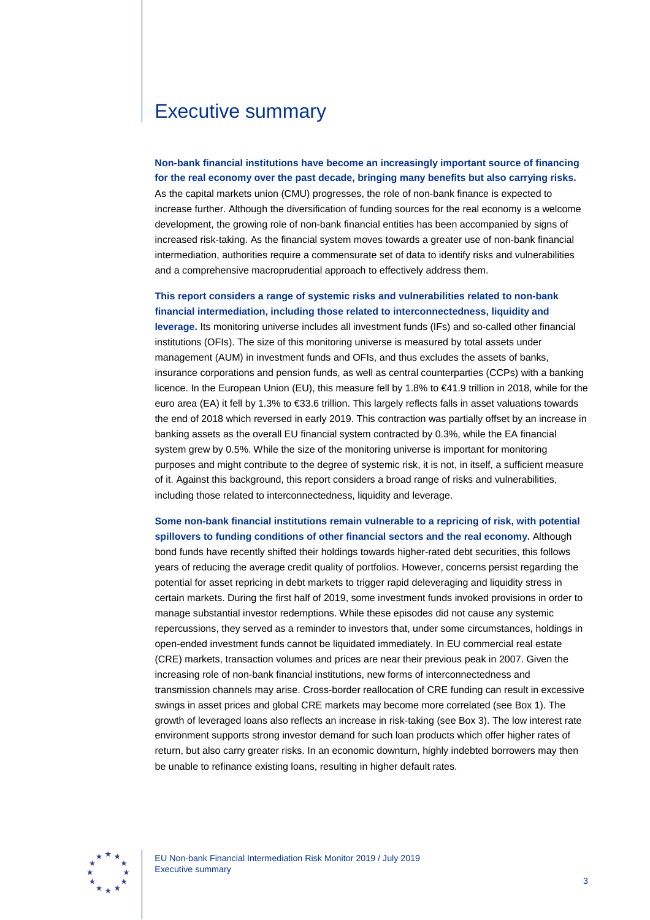# Executive summary

**Non-bank financial institutions have become an increasingly important source of financing for the real economy over the past decade, bringing many benefits but also carrying risks.** As the capital markets union (CMU) progresses, the role of non-bank finance is expected to increase further. Although the diversification of funding sources for the real economy is a welcome development, the growing role of non-bank financial entities has been accompanied by signs of increased risk-taking. As the financial system moves towards a greater use of non-bank financial intermediation, authorities require a commensurate set of data to identify risks and vulnerabilities and a comprehensive macroprudential approach to effectively address them.

**This report considers a range of systemic risks and vulnerabilities related to non-bank financial intermediation, including those related to interconnectedness, liquidity and leverage.** Its monitoring universe includes all investment funds (IFs) and so-called other financial institutions (OFIs). The size of this monitoring universe is measured by total assets under management (AUM) in investment funds and OFIs, and thus excludes the assets of banks, insurance corporations and pension funds, as well as central counterparties (CCPs) with a banking licence. In the European Union (EU), this measure fell by 1.8% to €41.9 trillion in 2018, while for the euro area (EA) it fell by 1.3% to €33.6 trillion. This largely reflects falls in asset valuations towards the end of 2018 which reversed in early 2019. This contraction was partially offset by an increase in banking assets as the overall EU financial system contracted by 0.3%, while the EA financial system grew by 0.5%. While the size of the monitoring universe is important for monitoring purposes and might contribute to the degree of systemic risk, it is not, in itself, a sufficient measure of it. Against this background, this report considers a broad range of risks and vulnerabilities, including those related to interconnectedness, liquidity and leverage.

**Some non-bank financial institutions remain vulnerable to a repricing of risk, with potential spillovers to funding conditions of other financial sectors and the real economy.** Although bond funds have recently shifted their holdings towards higher-rated debt securities, this follows years of reducing the average credit quality of portfolios. However, concerns persist regarding the potential for asset repricing in debt markets to trigger rapid deleveraging and liquidity stress in certain markets. During the first half of 2019, some investment funds invoked provisions in order to manage substantial investor redemptions. While these episodes did not cause any systemic repercussions, they served as a reminder to investors that, under some circumstances, holdings in open-ended investment funds cannot be liquidated immediately. In EU commercial real estate (CRE) markets, transaction volumes and prices are near their previous peak in 2007. Given the increasing role of non-bank financial institutions, new forms of interconnectedness and transmission channels may arise. Cross-border reallocation of CRE funding can result in excessive swings in asset prices and global CRE markets may become more correlated (see Box 1). The growth of leveraged loans also reflects an increase in risk-taking (see Box 3). The low interest rate environment supports strong investor demand for such loan products which offer higher rates of return, but also carry greater risks. In an economic downturn, highly indebted borrowers may then be unable to refinance existing loans, resulting in higher default rates.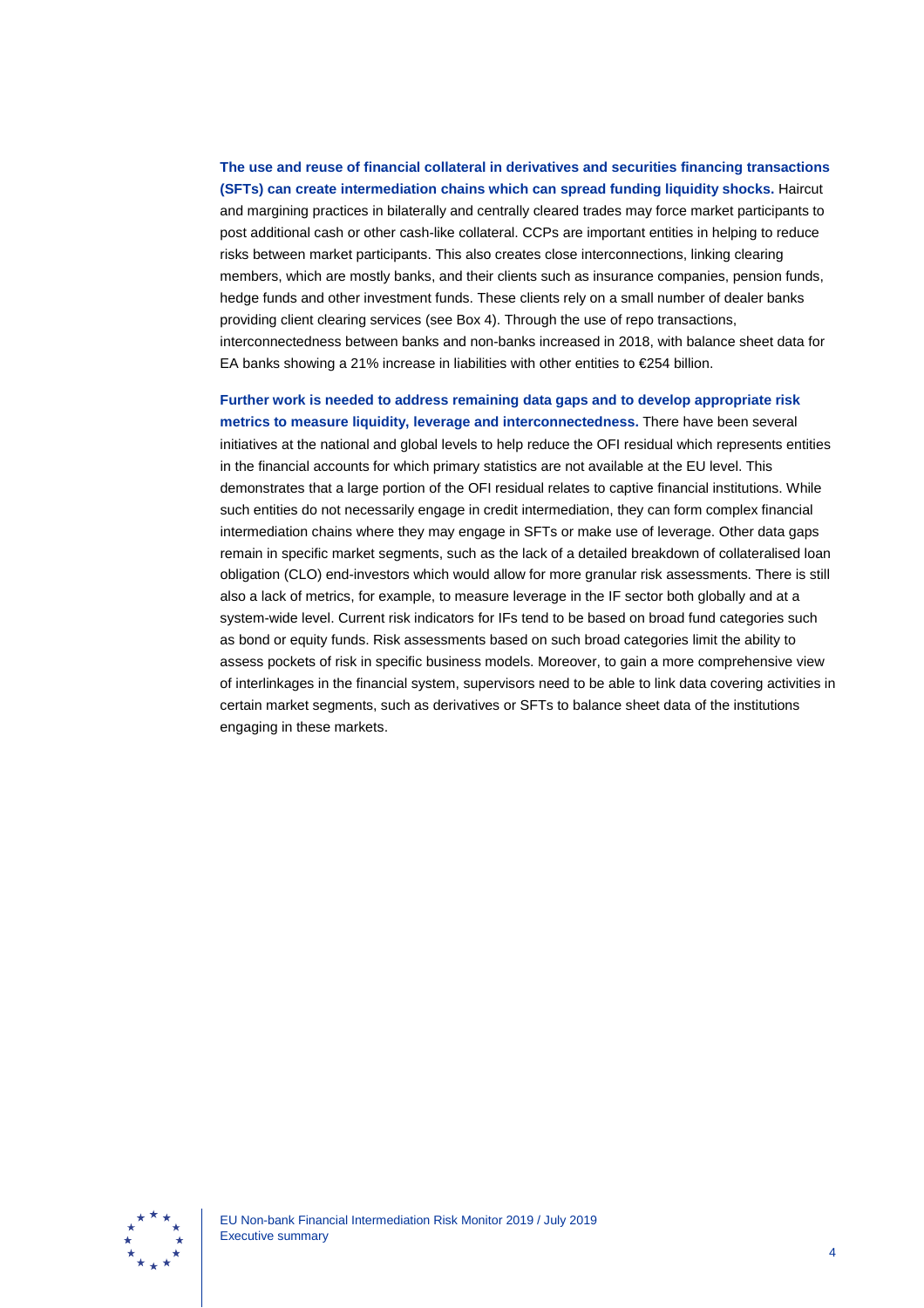**The use and reuse of financial collateral in derivatives and securities financing transactions (SFTs) can create intermediation chains which can spread funding liquidity shocks.** Haircut and margining practices in bilaterally and centrally cleared trades may force market participants to post additional cash or other cash-like collateral. CCPs are important entities in helping to reduce risks between market participants. This also creates close interconnections, linking clearing members, which are mostly banks, and their clients such as insurance companies, pension funds, hedge funds and other investment funds. These clients rely on a small number of dealer banks providing client clearing services (see Box 4). Through the use of repo transactions, interconnectedness between banks and non-banks increased in 2018, with balance sheet data for EA banks showing a 21% increase in liabilities with other entities to €254 billion.

**Further work is needed to address remaining data gaps and to develop appropriate risk metrics to measure liquidity, leverage and interconnectedness.** There have been several initiatives at the national and global levels to help reduce the OFI residual which represents entities in the financial accounts for which primary statistics are not available at the EU level. This demonstrates that a large portion of the OFI residual relates to captive financial institutions. While such entities do not necessarily engage in credit intermediation, they can form complex financial intermediation chains where they may engage in SFTs or make use of leverage. Other data gaps remain in specific market segments, such as the lack of a detailed breakdown of collateralised loan obligation (CLO) end-investors which would allow for more granular risk assessments. There is still also a lack of metrics, for example, to measure leverage in the IF sector both globally and at a system-wide level. Current risk indicators for IFs tend to be based on broad fund categories such as bond or equity funds. Risk assessments based on such broad categories limit the ability to assess pockets of risk in specific business models. Moreover, to gain a more comprehensive view of interlinkages in the financial system, supervisors need to be able to link data covering activities in certain market segments, such as derivatives or SFTs to balance sheet data of the institutions engaging in these markets.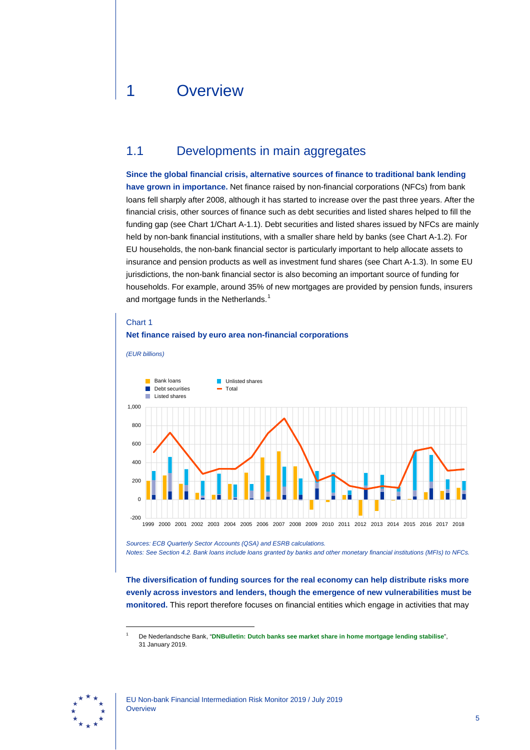# 1 Overview

## 1.1 Developments in main aggregates

**Since the global financial crisis, alternative sources of finance to traditional bank lending have grown in importance.** Net finance raised by non-financial corporations (NFCs) from bank loans fell sharply after 2008, although it has started to increase over the past three years. After the financial crisis, other sources of finance such as debt securities and listed shares helped to fill the funding gap (see Chart 1/Chart A-1.1). Debt securities and listed shares issued by NFCs are mainly held by non-bank financial institutions, with a smaller share held by banks (see Chart A-1.2). For EU households, the non-bank financial sector is particularly important to help allocate assets to insurance and pension products as well as investment fund shares (see Chart A-1.3). In some EU jurisdictions, the non-bank financial sector is also becoming an important source of funding for households. For example, around 35% of new mortgages are provided by pension funds, insurers and mortgage funds in the Netherlands.[1]

Chart 1

**Net finance raised by euro area non-financial corporations**

*(EUR billions)*

*Sources: ECB Quarterly Sector Accounts (QSA) and ESRB calculations.*
*Notes: See Section 4.2. Bank loans include loans granted by banks and other monetary financial institutions (MFIs) to NFCs.*

**The diversification of funding sources for the real economy can help distribute risks more evenly across investors and lenders, though the emergence of new vulnerabilities must be monitored.** This report therefore focuses on financial entities which engage in activities that may

---

[1] De Nederlandsche Bank, "**DNBulletin: Dutch banks see market share in home mortgage lending stabilise**", 31 January 2019.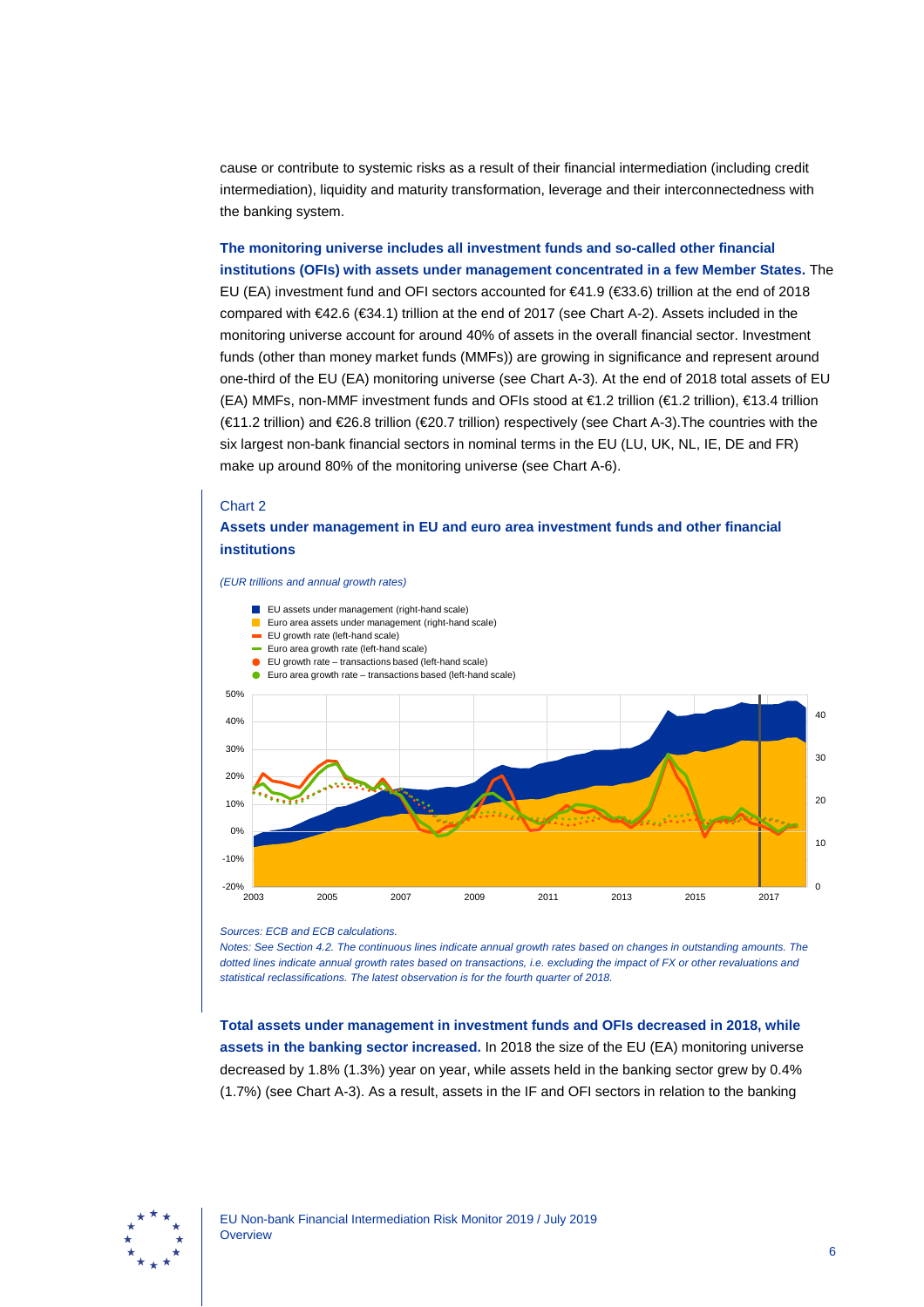cause or contribute to systemic risks as a result of their financial intermediation (including credit intermediation), liquidity and maturity transformation, leverage and their interconnectedness with the banking system.

**The monitoring universe includes all investment funds and so-called other financial institutions (OFIs) with assets under management concentrated in a few Member States.** The EU (EA) investment fund and OFI sectors accounted for €41.9 (€33.6) trillion at the end of 2018 compared with €42.6 (€34.1) trillion at the end of 2017 (see Chart A-2). Assets included in the monitoring universe account for around 40% of assets in the overall financial sector. Investment funds (other than money market funds (MMFs)) are growing in significance and represent around one-third of the EU (EA) monitoring universe (see Chart A-3). At the end of 2018 total assets of EU (EA) MMFs, non-MMF investment funds and OFIs stood at €1.2 trillion (€1.2 trillion), €13.4 trillion (€11.2 trillion) and €26.8 trillion (€20.7 trillion) respectively (see Chart A-3).The countries with the six largest non-bank financial sectors in nominal terms in the EU (LU, UK, NL, IE, DE and FR) make up around 80% of the monitoring universe (see Chart A-6).

Chart 2

**Assets under management in EU and euro area investment funds and other financial institutions**

*(EUR trillions and annual growth rates)*

- EU assets under management (right-hand scale)
- Euro area assets under management (right-hand scale)
- EU growth rate (left-hand scale)
- Euro area growth rate (left-hand scale)
- EU growth rate – transactions based (left-hand scale)
- Euro area growth rate – transactions based (left-hand scale)

*Sources: ECB and ECB calculations.*

*Notes: See Section 4.2. The continuous lines indicate annual growth rates based on changes in outstanding amounts. The dotted lines indicate annual growth rates based on transactions, i.e. excluding the impact of FX or other revaluations and statistical reclassifications. The latest observation is for the fourth quarter of 2018.*

**Total assets under management in investment funds and OFIs decreased in 2018, while assets in the banking sector increased.** In 2018 the size of the EU (EA) monitoring universe decreased by 1.8% (1.3%) year on year, while assets held in the banking sector grew by 0.4% (1.7%) (see Chart A-3). As a result, assets in the IF and OFI sectors in relation to the banking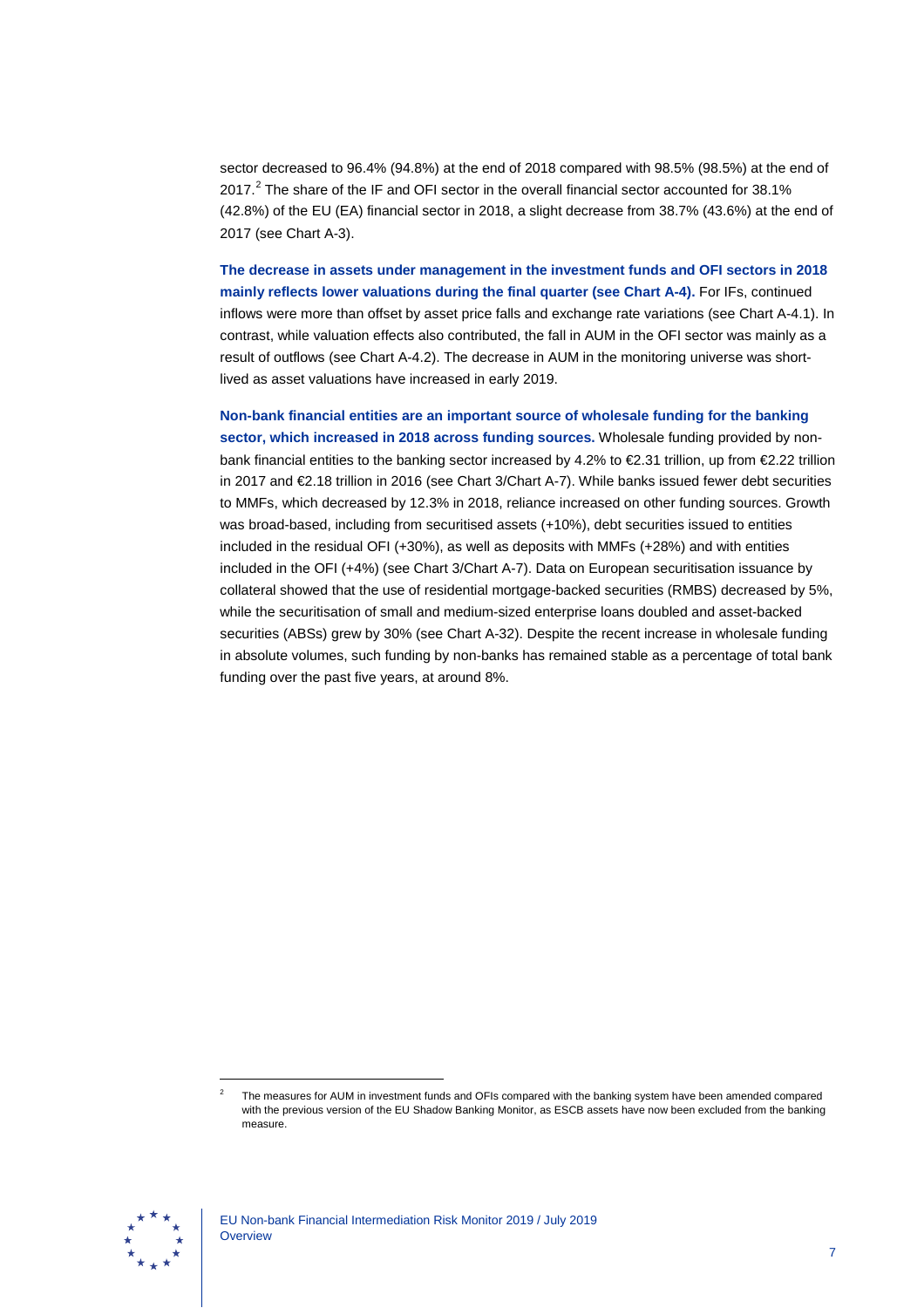sector decreased to 96.4% (94.8%) at the end of 2018 compared with 98.5% (98.5%) at the end of 2017.[2] The share of the IF and OFI sector in the overall financial sector accounted for 38.1% (42.8%) of the EU (EA) financial sector in 2018, a slight decrease from 38.7% (43.6%) at the end of 2017 (see Chart A-3).

**The decrease in assets under management in the investment funds and OFI sectors in 2018 mainly reflects lower valuations during the final quarter (see Chart A-4).** For IFs, continued inflows were more than offset by asset price falls and exchange rate variations (see Chart A-4.1). In contrast, while valuation effects also contributed, the fall in AUM in the OFI sector was mainly as a result of outflows (see Chart A-4.2). The decrease in AUM in the monitoring universe was short-lived as asset valuations have increased in early 2019.

**Non-bank financial entities are an important source of wholesale funding for the banking sector, which increased in 2018 across funding sources.** Wholesale funding provided by non-bank financial entities to the banking sector increased by 4.2% to €2.31 trillion, up from €2.22 trillion in 2017 and €2.18 trillion in 2016 (see Chart 3/Chart A-7). While banks issued fewer debt securities to MMFs, which decreased by 12.3% in 2018, reliance increased on other funding sources. Growth was broad-based, including from securitised assets (+10%), debt securities issued to entities included in the residual OFI (+30%), as well as deposits with MMFs (+28%) and with entities included in the OFI (+4%) (see Chart 3/Chart A-7). Data on European securitisation issuance by collateral showed that the use of residential mortgage-backed securities (RMBS) decreased by 5%, while the securitisation of small and medium-sized enterprise loans doubled and asset-backed securities (ABSs) grew by 30% (see Chart A-32). Despite the recent increase in wholesale funding in absolute volumes, such funding by non-banks has remained stable as a percentage of total bank funding over the past five years, at around 8%.

---

[2] The measures for AUM in investment funds and OFIs compared with the banking system have been amended compared with the previous version of the EU Shadow Banking Monitor, as ESCB assets have now been excluded from the banking measure.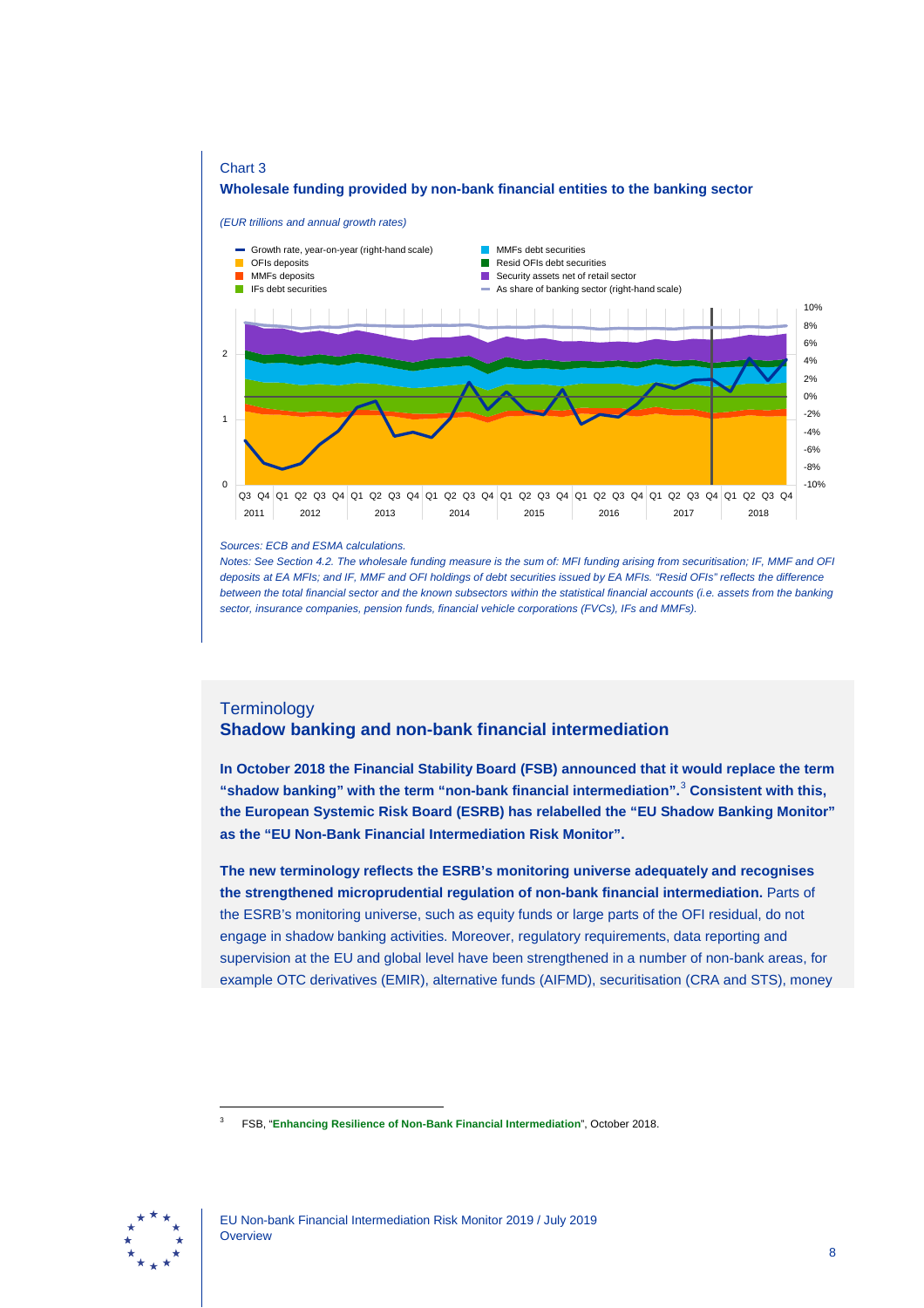Chart 3

**Wholesale funding provided by non-bank financial entities to the banking sector**

*(EUR trillions and annual growth rates)*

Growth rate, year-on-year (right-hand scale)
OFIs deposits
MMFs deposits
IFs debt securities
MMFs debt securities
Resid OFIs debt securities
Security assets net of retail sector
As share of banking sector (right-hand scale)

0
1
2

10%
8%
6%
4%
2%
0%
-2%
-4%
-6%
-8%
-10%

Q3 Q4 Q1 Q2 Q3 Q4 Q1 Q2 Q3 Q4 Q1 Q2 Q3 Q4 Q1 Q2 Q3 Q4 Q1 Q2 Q3 Q4 Q1 Q2 Q3 Q4 Q1 Q2 Q3 Q4
2011 2012 2013 2014 2015 2016 2017 2018

*Sources: ECB and ESMA calculations.*

*Notes: See Section 4.2. The wholesale funding measure is the sum of: MFI funding arising from securitisation; IF, MMF and OFI deposits at EA MFIs; and IF, MMF and OFI holdings of debt securities issued by EA MFIs. "Resid OFIs" reflects the difference between the total financial sector and the known subsectors within the statistical financial accounts (i.e. assets from the banking sector, insurance companies, pension funds, financial vehicle corporations (FVCs), IFs and MMFs).*

## Terminology

### Shadow banking and non-bank financial intermediation

**In October 2018 the Financial Stability Board (FSB) announced that it would replace the term "shadow banking" with the term "non-bank financial intermediation".[3] Consistent with this, the European Systemic Risk Board (ESRB) has relabelled the "EU Shadow Banking Monitor" as the "EU Non-Bank Financial Intermediation Risk Monitor".**

**The new terminology reflects the ESRB's monitoring universe adequately and recognises the strengthened microprudential regulation of non-bank financial intermediation.** Parts of the ESRB's monitoring universe, such as equity funds or large parts of the OFI residual, do not engage in shadow banking activities. Moreover, regulatory requirements, data reporting and supervision at the EU and global level have been strengthened in a number of non-bank areas, for example OTC derivatives (EMIR), alternative funds (AIFMD), securitisation (CRA and STS), money

[3] FSB, "Enhancing Resilience of Non-Bank Financial Intermediation", October 2018.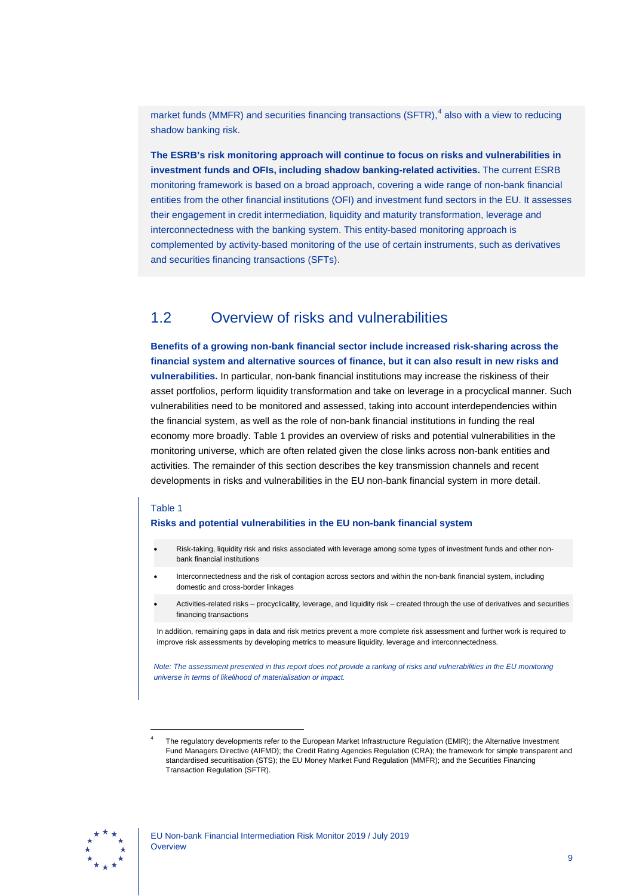market funds (MMFR) and securities financing transactions (SFTR),[4] also with a view to reducing shadow banking risk.

**The ESRB's risk monitoring approach will continue to focus on risks and vulnerabilities in investment funds and OFIs, including shadow banking-related activities.** The current ESRB monitoring framework is based on a broad approach, covering a wide range of non-bank financial entities from the other financial institutions (OFI) and investment fund sectors in the EU. It assesses their engagement in credit intermediation, liquidity and maturity transformation, leverage and interconnectedness with the banking system. This entity-based monitoring approach is complemented by activity-based monitoring of the use of certain instruments, such as derivatives and securities financing transactions (SFTs).

## 1.2 Overview of risks and vulnerabilities

**Benefits of a growing non-bank financial sector include increased risk-sharing across the financial system and alternative sources of finance, but it can also result in new risks and vulnerabilities.** In particular, non-bank financial institutions may increase the riskiness of their asset portfolios, perform liquidity transformation and take on leverage in a procyclical manner. Such vulnerabilities need to be monitored and assessed, taking into account interdependencies within the financial system, as well as the role of non-bank financial institutions in funding the real economy more broadly. Table 1 provides an overview of risks and potential vulnerabilities in the monitoring universe, which are often related given the close links across non-bank entities and activities. The remainder of this section describes the key transmission channels and recent developments in risks and vulnerabilities in the EU non-bank financial system in more detail.

Table 1

**Risks and potential vulnerabilities in the EU non-bank financial system**

- Risk-taking, liquidity risk and risks associated with leverage among some types of investment funds and other non-bank financial institutions
- Interconnectedness and the risk of contagion across sectors and within the non-bank financial system, including domestic and cross-border linkages
- Activities-related risks – procyclicality, leverage, and liquidity risk – created through the use of derivatives and securities financing transactions

In addition, remaining gaps in data and risk metrics prevent a more complete risk assessment and further work is required to improve risk assessments by developing metrics to measure liquidity, leverage and interconnectedness.

*Note: The assessment presented in this report does not provide a ranking of risks and vulnerabilities in the EU monitoring universe in terms of likelihood of materialisation or impact.*

[4] The regulatory developments refer to the European Market Infrastructure Regulation (EMIR); the Alternative Investment Fund Managers Directive (AIFMD); the Credit Rating Agencies Regulation (CRA); the framework for simple transparent and standardised securitisation (STS); the EU Money Market Fund Regulation (MMFR); and the Securities Financing Transaction Regulation (SFTR).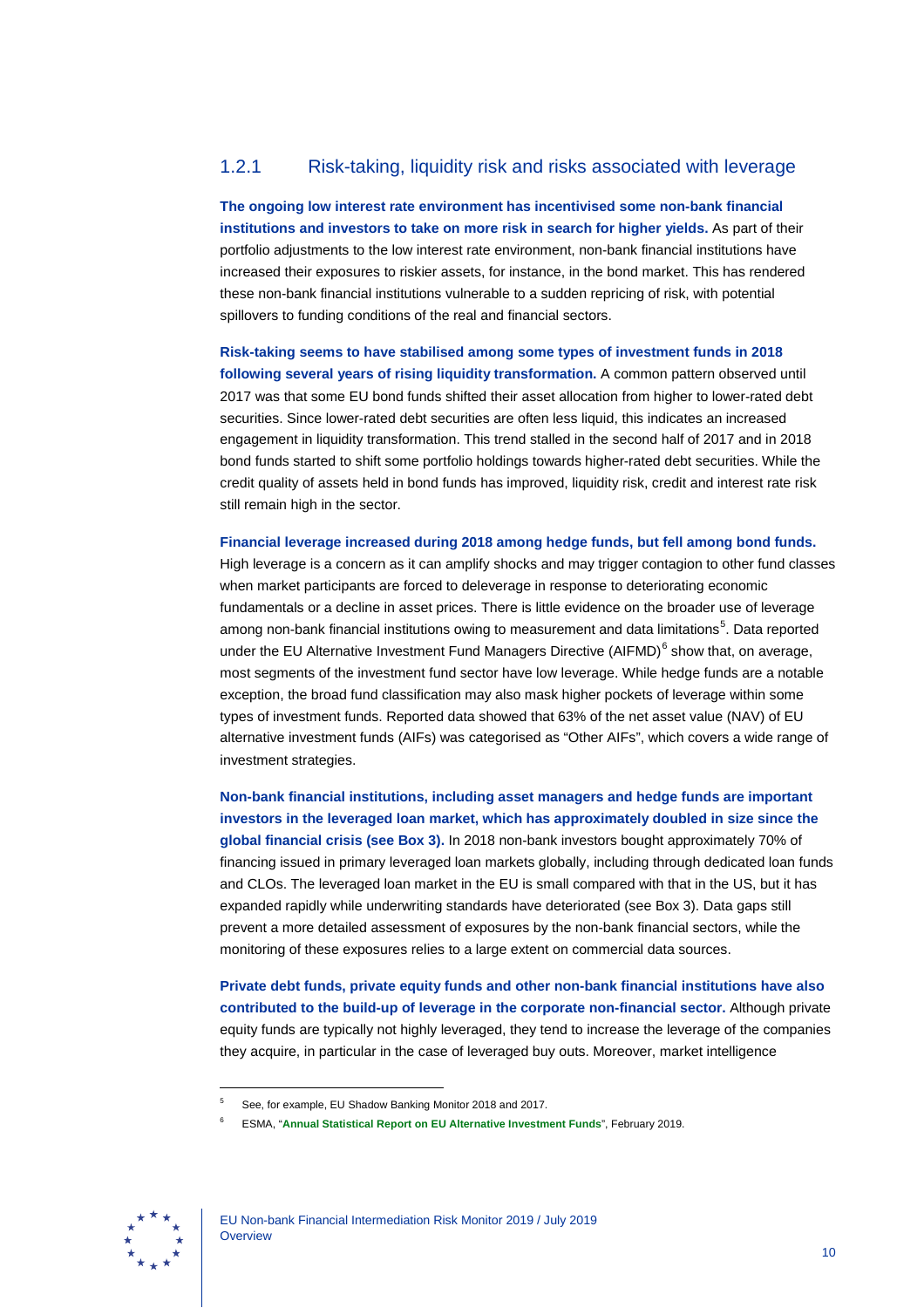### 1.2.1 Risk-taking, liquidity risk and risks associated with leverage

**The ongoing low interest rate environment has incentivised some non-bank financial institutions and investors to take on more risk in search for higher yields.** As part of their portfolio adjustments to the low interest rate environment, non-bank financial institutions have increased their exposures to riskier assets, for instance, in the bond market. This has rendered these non-bank financial institutions vulnerable to a sudden repricing of risk, with potential spillovers to funding conditions of the real and financial sectors.

**Risk-taking seems to have stabilised among some types of investment funds in 2018 following several years of rising liquidity transformation.** A common pattern observed until 2017 was that some EU bond funds shifted their asset allocation from higher to lower-rated debt securities. Since lower-rated debt securities are often less liquid, this indicates an increased engagement in liquidity transformation. This trend stalled in the second half of 2017 and in 2018 bond funds started to shift some portfolio holdings towards higher-rated debt securities. While the credit quality of assets held in bond funds has improved, liquidity risk, credit and interest rate risk still remain high in the sector.

**Financial leverage increased during 2018 among hedge funds, but fell among bond funds.** High leverage is a concern as it can amplify shocks and may trigger contagion to other fund classes when market participants are forced to deleverage in response to deteriorating economic fundamentals or a decline in asset prices. There is little evidence on the broader use of leverage among non-bank financial institutions owing to measurement and data limitations[5]. Data reported under the EU Alternative Investment Fund Managers Directive (AIFMD)[6] show that, on average, most segments of the investment fund sector have low leverage. While hedge funds are a notable exception, the broad fund classification may also mask higher pockets of leverage within some types of investment funds. Reported data showed that 63% of the net asset value (NAV) of EU alternative investment funds (AIFs) was categorised as "Other AIFs", which covers a wide range of investment strategies.

**Non-bank financial institutions, including asset managers and hedge funds are important investors in the leveraged loan market, which has approximately doubled in size since the global financial crisis (see Box 3).** In 2018 non-bank investors bought approximately 70% of financing issued in primary leveraged loan markets globally, including through dedicated loan funds and CLOs. The leveraged loan market in the EU is small compared with that in the US, but it has expanded rapidly while underwriting standards have deteriorated (see Box 3). Data gaps still prevent a more detailed assessment of exposures by the non-bank financial sectors, while the monitoring of these exposures relies to a large extent on commercial data sources.

**Private debt funds, private equity funds and other non-bank financial institutions have also contributed to the build-up of leverage in the corporate non-financial sector.** Although private equity funds are typically not highly leveraged, they tend to increase the leverage of the companies they acquire, in particular in the case of leveraged buy outs. Moreover, market intelligence

[5] See, for example, EU Shadow Banking Monitor 2018 and 2017.

[6] ESMA, "**Annual Statistical Report on EU Alternative Investment Funds**", February 2019.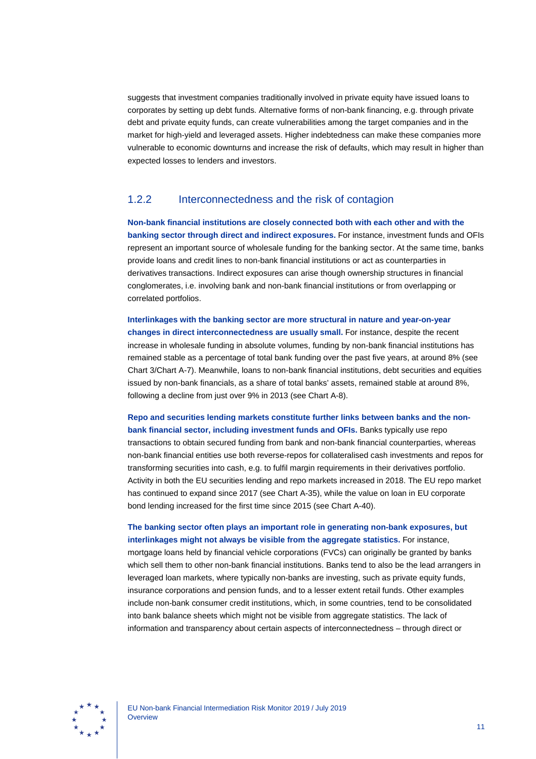suggests that investment companies traditionally involved in private equity have issued loans to corporates by setting up debt funds. Alternative forms of non-bank financing, e.g. through private debt and private equity funds, can create vulnerabilities among the target companies and in the market for high-yield and leveraged assets. Higher indebtedness can make these companies more vulnerable to economic downturns and increase the risk of defaults, which may result in higher than expected losses to lenders and investors.

### 1.2.2 Interconnectedness and the risk of contagion

**Non-bank financial institutions are closely connected both with each other and with the banking sector through direct and indirect exposures.** For instance, investment funds and OFIs represent an important source of wholesale funding for the banking sector. At the same time, banks provide loans and credit lines to non-bank financial institutions or act as counterparties in derivatives transactions. Indirect exposures can arise though ownership structures in financial conglomerates, i.e. involving bank and non-bank financial institutions or from overlapping or correlated portfolios.

**Interlinkages with the banking sector are more structural in nature and year-on-year changes in direct interconnectedness are usually small.** For instance, despite the recent increase in wholesale funding in absolute volumes, funding by non-bank financial institutions has remained stable as a percentage of total bank funding over the past five years, at around 8% (see Chart 3/Chart A-7). Meanwhile, loans to non-bank financial institutions, debt securities and equities issued by non-bank financials, as a share of total banks' assets, remained stable at around 8%, following a decline from just over 9% in 2013 (see Chart A-8).

**Repo and securities lending markets constitute further links between banks and the non-bank financial sector, including investment funds and OFIs.** Banks typically use repo transactions to obtain secured funding from bank and non-bank financial counterparties, whereas non-bank financial entities use both reverse-repos for collateralised cash investments and repos for transforming securities into cash, e.g. to fulfil margin requirements in their derivatives portfolio. Activity in both the EU securities lending and repo markets increased in 2018. The EU repo market has continued to expand since 2017 (see Chart A-35), while the value on loan in EU corporate bond lending increased for the first time since 2015 (see Chart A-40).

**The banking sector often plays an important role in generating non-bank exposures, but interlinkages might not always be visible from the aggregate statistics.** For instance, mortgage loans held by financial vehicle corporations (FVCs) can originally be granted by banks which sell them to other non-bank financial institutions. Banks tend to also be the lead arrangers in leveraged loan markets, where typically non-banks are investing, such as private equity funds, insurance corporations and pension funds, and to a lesser extent retail funds. Other examples include non-bank consumer credit institutions, which, in some countries, tend to be consolidated into bank balance sheets which might not be visible from aggregate statistics. The lack of information and transparency about certain aspects of interconnectedness – through direct or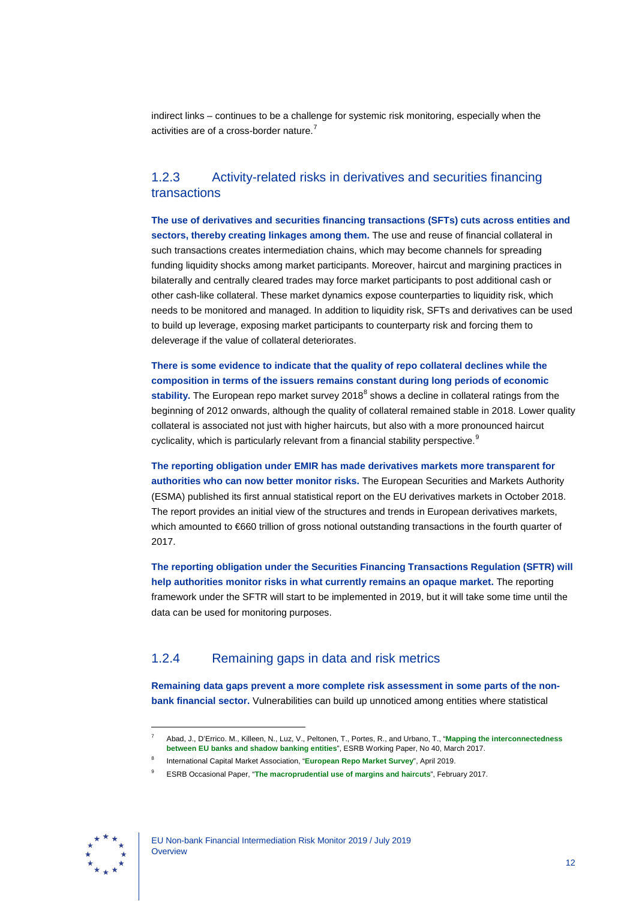indirect links – continues to be a challenge for systemic risk monitoring, especially when the activities are of a cross-border nature.[7]

### 1.2.3 Activity-related risks in derivatives and securities financing transactions

**The use of derivatives and securities financing transactions (SFTs) cuts across entities and sectors, thereby creating linkages among them.** The use and reuse of financial collateral in such transactions creates intermediation chains, which may become channels for spreading funding liquidity shocks among market participants. Moreover, haircut and margining practices in bilaterally and centrally cleared trades may force market participants to post additional cash or other cash-like collateral. These market dynamics expose counterparties to liquidity risk, which needs to be monitored and managed. In addition to liquidity risk, SFTs and derivatives can be used to build up leverage, exposing market participants to counterparty risk and forcing them to deleverage if the value of collateral deteriorates.

**There is some evidence to indicate that the quality of repo collateral declines while the composition in terms of the issuers remains constant during long periods of economic stability.** The European repo market survey 2018[8] shows a decline in collateral ratings from the beginning of 2012 onwards, although the quality of collateral remained stable in 2018. Lower quality collateral is associated not just with higher haircuts, but also with a more pronounced haircut cyclicality, which is particularly relevant from a financial stability perspective.[9]

**The reporting obligation under EMIR has made derivatives markets more transparent for authorities who can now better monitor risks.** The European Securities and Markets Authority (ESMA) published its first annual statistical report on the EU derivatives markets in October 2018. The report provides an initial view of the structures and trends in European derivatives markets, which amounted to €660 trillion of gross notional outstanding transactions in the fourth quarter of 2017.

**The reporting obligation under the Securities Financing Transactions Regulation (SFTR) will help authorities monitor risks in what currently remains an opaque market.** The reporting framework under the SFTR will start to be implemented in 2019, but it will take some time until the data can be used for monitoring purposes.

### 1.2.4 Remaining gaps in data and risk metrics

**Remaining data gaps prevent a more complete risk assessment in some parts of the non-bank financial sector.** Vulnerabilities can build up unnoticed among entities where statistical

---

[7] Abad, J., D'Errico. M., Killeen, N., Luz, V., Peltonen, T., Portes, R., and Urbano, T., "**Mapping the interconnectedness between EU banks and shadow banking entities**", ESRB Working Paper, No 40, March 2017.

[8] International Capital Market Association, "**European Repo Market Survey**", April 2019.

[9] ESRB Occasional Paper, "**The macroprudential use of margins and haircuts**", February 2017.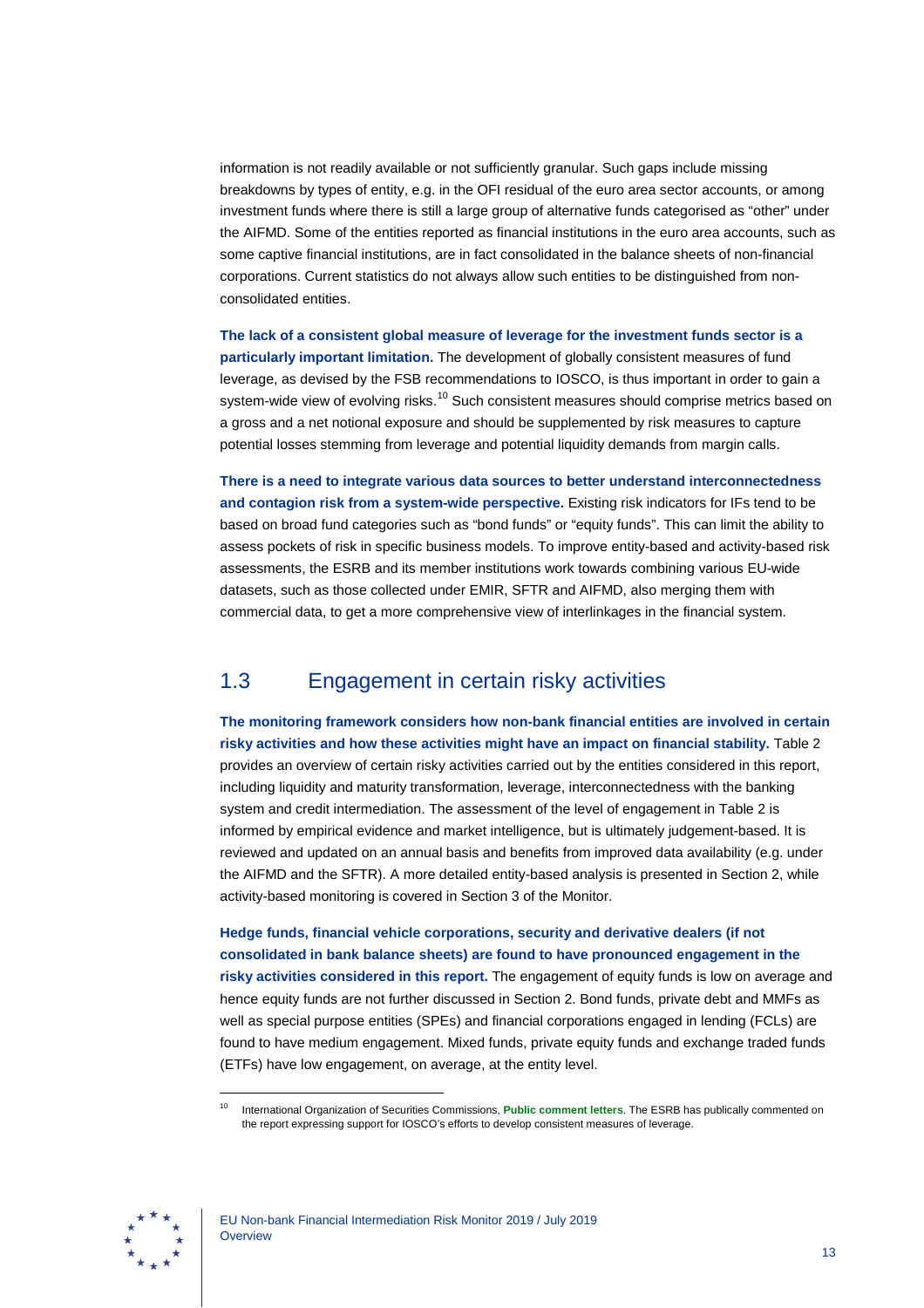information is not readily available or not sufficiently granular. Such gaps include missing breakdowns by types of entity, e.g. in the OFI residual of the euro area sector accounts, or among investment funds where there is still a large group of alternative funds categorised as "other" under the AIFMD. Some of the entities reported as financial institutions in the euro area accounts, such as some captive financial institutions, are in fact consolidated in the balance sheets of non-financial corporations. Current statistics do not always allow such entities to be distinguished from non-consolidated entities.

**The lack of a consistent global measure of leverage for the investment funds sector is a particularly important limitation.** The development of globally consistent measures of fund leverage, as devised by the FSB recommendations to IOSCO, is thus important in order to gain a system-wide view of evolving risks.[10] Such consistent measures should comprise metrics based on a gross and a net notional exposure and should be supplemented by risk measures to capture potential losses stemming from leverage and potential liquidity demands from margin calls.

**There is a need to integrate various data sources to better understand interconnectedness and contagion risk from a system-wide perspective.** Existing risk indicators for IFs tend to be based on broad fund categories such as "bond funds" or "equity funds". This can limit the ability to assess pockets of risk in specific business models. To improve entity-based and activity-based risk assessments, the ESRB and its member institutions work towards combining various EU-wide datasets, such as those collected under EMIR, SFTR and AIFMD, also merging them with commercial data, to get a more comprehensive view of interlinkages in the financial system.

## 1.3 Engagement in certain risky activities

**The monitoring framework considers how non-bank financial entities are involved in certain risky activities and how these activities might have an impact on financial stability.** Table 2 provides an overview of certain risky activities carried out by the entities considered in this report, including liquidity and maturity transformation, leverage, interconnectedness with the banking system and credit intermediation. The assessment of the level of engagement in Table 2 is informed by empirical evidence and market intelligence, but is ultimately judgement-based. It is reviewed and updated on an annual basis and benefits from improved data availability (e.g. under the AIFMD and the SFTR). A more detailed entity-based analysis is presented in Section 2, while activity-based monitoring is covered in Section 3 of the Monitor.

**Hedge funds, financial vehicle corporations, security and derivative dealers (if not consolidated in bank balance sheets) are found to have pronounced engagement in the risky activities considered in this report.** The engagement of equity funds is low on average and hence equity funds are not further discussed in Section 2. Bond funds, private debt and MMFs as well as special purpose entities (SPEs) and financial corporations engaged in lending (FCLs) are found to have medium engagement. Mixed funds, private equity funds and exchange traded funds (ETFs) have low engagement, on average, at the entity level.

[10] International Organization of Securities Commissions, **Public comment letters**. The ESRB has publically commented on the report expressing support for IOSCO's efforts to develop consistent measures of leverage.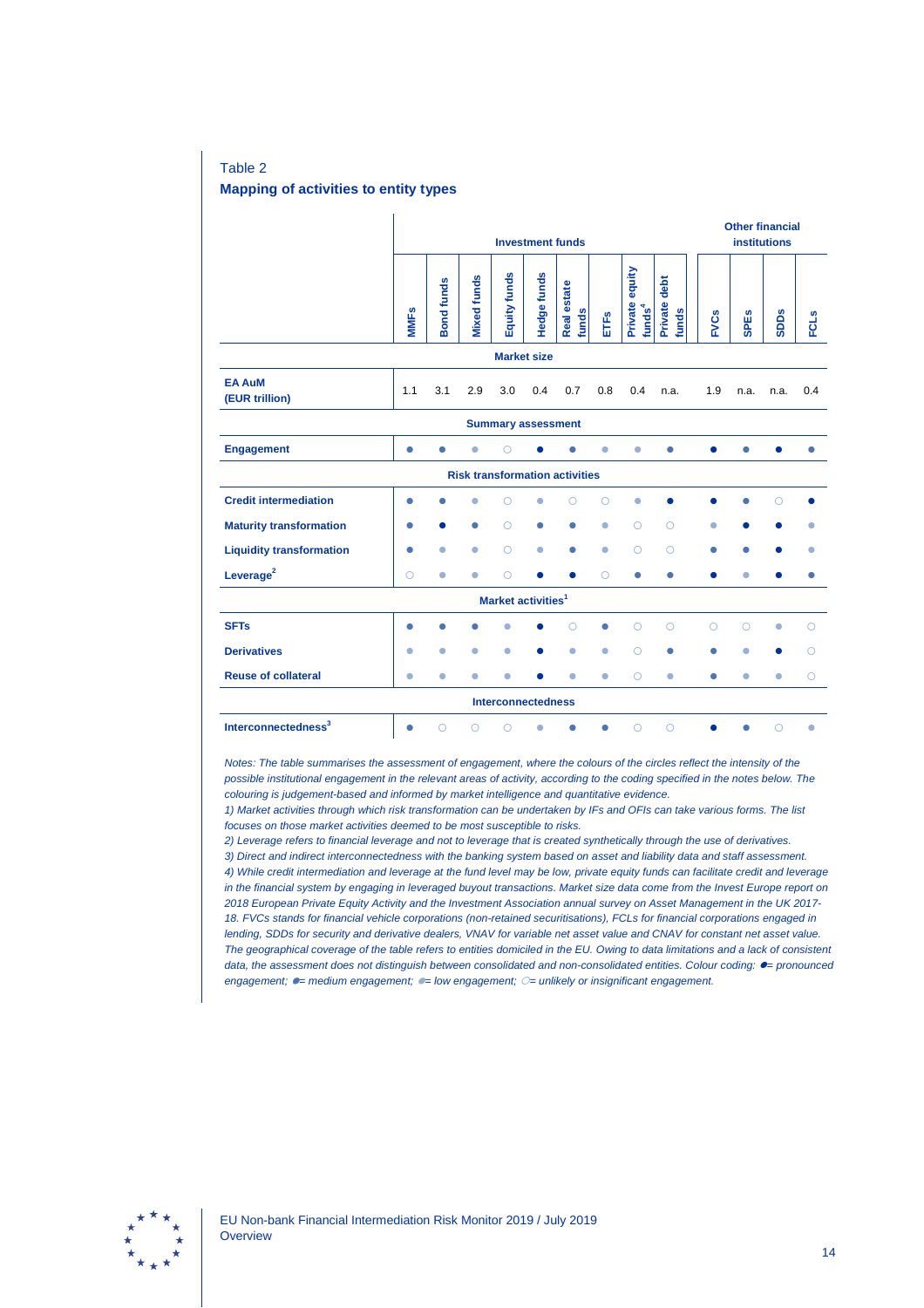Table 2

**Mapping of activities to entity types**

| | Investment funds | | | | | | | | | Other financial institutions | | | |
|---|---|---|---|---|---|---|---|---|---|---|---|---|---|
| | **MMFs** | **Bond funds** | **Mixed funds** | **Equity funds** | **Hedge funds** | **Real estate funds** | **ETFs** | **Private equity funds[4]** | **Private debt funds** | **FVCs** | **SPEs** | **SDDs** | **FCLs** |
| **Market size** | | | | | | | | | | | | | |
| **EA AuM (EUR trillion)** | 1.1 | 3.1 | 2.9 | 3.0 | 0.4 | 0.7 | 0.8 | 0.4 | n.a. | 1.9 | n.a. | n.a. | 0.4 |
| **Summary assessment** | | | | | | | | | | | | | |
| **Engagement** | ◐ | ◐ | ◔ | ○ | ● | ◐ | ◔ | ◔ | ◐ | ● | ◐ | ● | ◐ |
| **Risk transformation activities** | | | | | | | | | | | | | |
| **Credit intermediation** | ◐ | ◐ | ◔ | ○ | ◔ | ○ | ○ | ◔ | ● | ● | ◐ | ○ | ● |
| **Maturity transformation** | ◐ | ● | ◐ | ○ | ◐ | ◐ | ◔ | ○ | ○ | ◔ | ● | ● | ◔ |
| **Liquidity transformation** | ◐ | ◔ | ◔ | ○ | ◔ | ◐ | ◔ | ○ | ○ | ◐ | ◐ | ● | ◔ |
| **Leverage[2]** | ○ | ◔ | ◔ | ○ | ● | ● | ○ | ◐ | ◐ | ● | ◔ | ● | ◐ |
| **Market activities[1]** | | | | | | | | | | | | | |
| **SFTs** | ◐ | ◐ | ◐ | ◔ | ● | ○ | ◐ | ○ | ○ | ○ | ○ | ◔ | ○ |
| **Derivatives** | ◔ | ◔ | ◔ | ◔ | ● | ◔ | ◔ | ○ | ◐ | ◐ | ◔ | ● | ○ |
| **Reuse of collateral** | ◔ | ◔ | ◔ | ◔ | ● | ◔ | ◔ | ○ | ◔ | ◐ | ◔ | ◔ | ○ |
| **Interconnectedness** | | | | | | | | | | | | | |
| **Interconnectedness[3]** | ◐ | ○ | ○ | ○ | ◔ | ◐ | ◐ | ○ | ○ | ● | ◐ | ○ | ◔ |

*Notes: The table summarises the assessment of engagement, where the colours of the circles reflect the intensity of the possible institutional engagement in the relevant areas of activity, according to the coding specified in the notes below. The colouring is judgement-based and informed by market intelligence and quantitative evidence.*

*1) Market activities through which risk transformation can be undertaken by IFs and OFIs can take various forms. The list focuses on those market activities deemed to be most susceptible to risks.*

*2) Leverage refers to financial leverage and not to leverage that is created synthetically through the use of derivatives.*

*3) Direct and indirect interconnectedness with the banking system based on asset and liability data and staff assessment.*

*4) While credit intermediation and leverage at the fund level may be low, private equity funds can facilitate credit and leverage in the financial system by engaging in leveraged buyout transactions. Market size data come from the Invest Europe report on 2018 European Private Equity Activity and the Investment Association annual survey on Asset Management in the UK 2017-18. FVCs stands for financial vehicle corporations (non-retained securitisations), FCLs for financial corporations engaged in lending, SDDs for security and derivative dealers, VNAV for variable net asset value and CNAV for constant net asset value. The geographical coverage of the table refers to entities domiciled in the EU. Owing to data limitations and a lack of consistent data, the assessment does not distinguish between consolidated and non-consolidated entities. Colour coding: ●= pronounced engagement; ◐= medium engagement; ◔= low engagement; ○= unlikely or insignificant engagement.*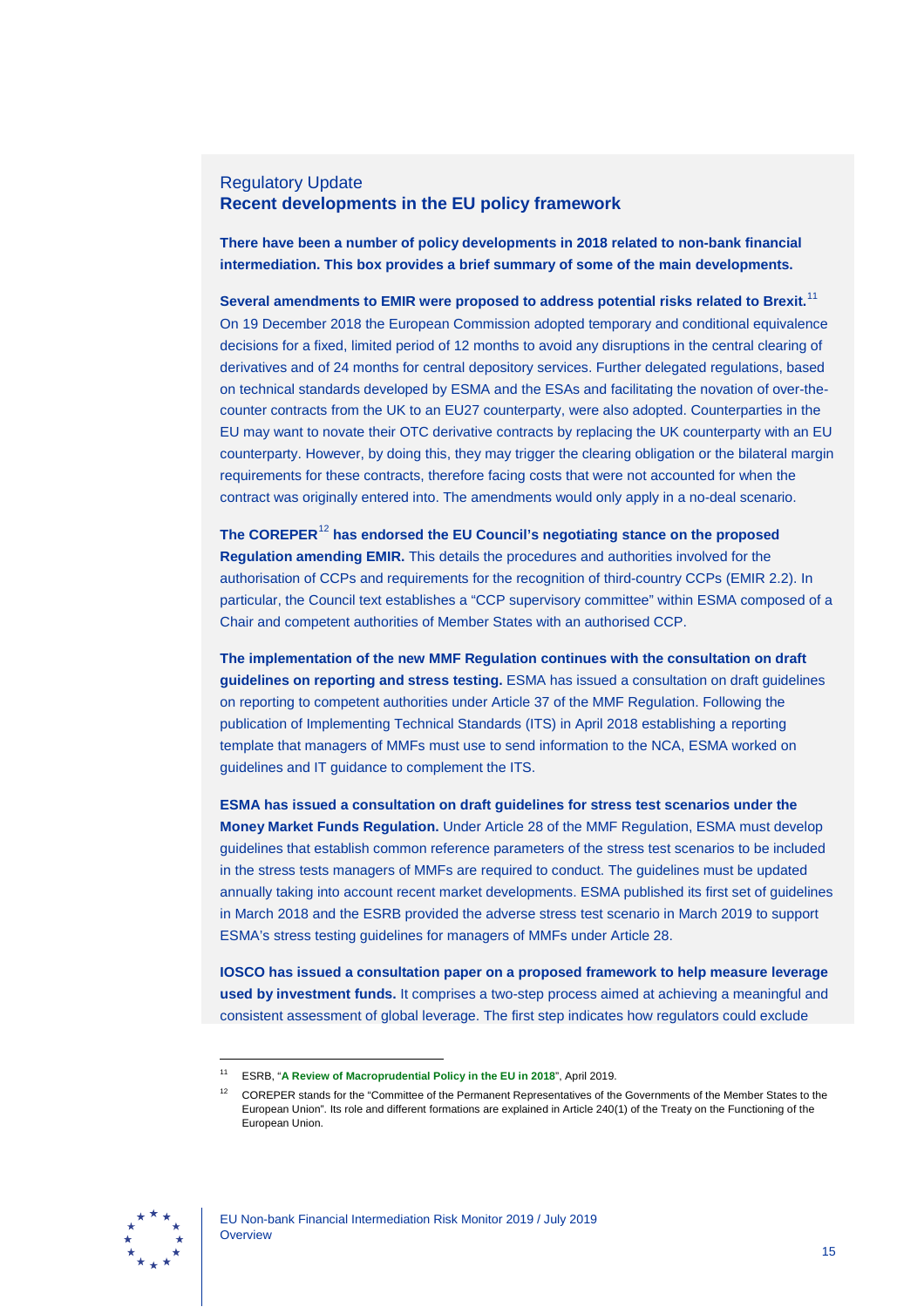Regulatory Update

## Recent developments in the EU policy framework

**There have been a number of policy developments in 2018 related to non-bank financial intermediation. This box provides a brief summary of some of the main developments.**

**Several amendments to EMIR were proposed to address potential risks related to Brexit.**[11] On 19 December 2018 the European Commission adopted temporary and conditional equivalence decisions for a fixed, limited period of 12 months to avoid any disruptions in the central clearing of derivatives and of 24 months for central depository services. Further delegated regulations, based on technical standards developed by ESMA and the ESAs and facilitating the novation of over-the-counter contracts from the UK to an EU27 counterparty, were also adopted. Counterparties in the EU may want to novate their OTC derivative contracts by replacing the UK counterparty with an EU counterparty. However, by doing this, they may trigger the clearing obligation or the bilateral margin requirements for these contracts, therefore facing costs that were not accounted for when the contract was originally entered into. The amendments would only apply in a no-deal scenario.

**The COREPER[12] has endorsed the EU Council's negotiating stance on the proposed Regulation amending EMIR.** This details the procedures and authorities involved for the authorisation of CCPs and requirements for the recognition of third-country CCPs (EMIR 2.2). In particular, the Council text establishes a "CCP supervisory committee" within ESMA composed of a Chair and competent authorities of Member States with an authorised CCP.

**The implementation of the new MMF Regulation continues with the consultation on draft guidelines on reporting and stress testing.** ESMA has issued a consultation on draft guidelines on reporting to competent authorities under Article 37 of the MMF Regulation. Following the publication of Implementing Technical Standards (ITS) in April 2018 establishing a reporting template that managers of MMFs must use to send information to the NCA, ESMA worked on guidelines and IT guidance to complement the ITS.

**ESMA has issued a consultation on draft guidelines for stress test scenarios under the Money Market Funds Regulation.** Under Article 28 of the MMF Regulation, ESMA must develop guidelines that establish common reference parameters of the stress test scenarios to be included in the stress tests managers of MMFs are required to conduct. The guidelines must be updated annually taking into account recent market developments. ESMA published its first set of guidelines in March 2018 and the ESRB provided the adverse stress test scenario in March 2019 to support ESMA's stress testing guidelines for managers of MMFs under Article 28.

**IOSCO has issued a consultation paper on a proposed framework to help measure leverage used by investment funds.** It comprises a two-step process aimed at achieving a meaningful and consistent assessment of global leverage. The first step indicates how regulators could exclude

[11] ESRB, "**A Review of Macroprudential Policy in the EU in 2018**", April 2019.

[12] COREPER stands for the "Committee of the Permanent Representatives of the Governments of the Member States to the European Union". Its role and different formations are explained in Article 240(1) of the Treaty on the Functioning of the European Union.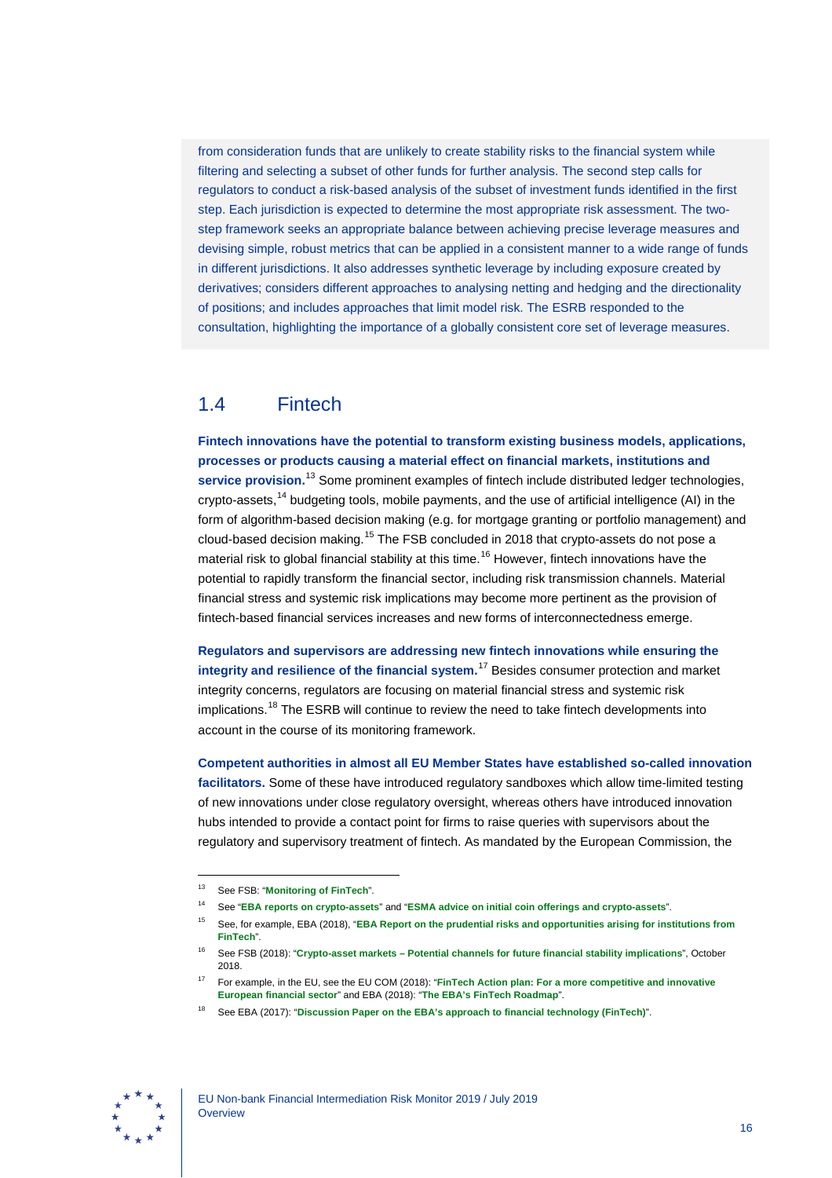from consideration funds that are unlikely to create stability risks to the financial system while filtering and selecting a subset of other funds for further analysis. The second step calls for regulators to conduct a risk-based analysis of the subset of investment funds identified in the first step. Each jurisdiction is expected to determine the most appropriate risk assessment. The two-step framework seeks an appropriate balance between achieving precise leverage measures and devising simple, robust metrics that can be applied in a consistent manner to a wide range of funds in different jurisdictions. It also addresses synthetic leverage by including exposure created by derivatives; considers different approaches to analysing netting and hedging and the directionality of positions; and includes approaches that limit model risk. The ESRB responded to the consultation, highlighting the importance of a globally consistent core set of leverage measures.

## 1.4 Fintech

**Fintech innovations have the potential to transform existing business models, applications, processes or products causing a material effect on financial markets, institutions and service provision.**[13] Some prominent examples of fintech include distributed ledger technologies, crypto-assets,[14] budgeting tools, mobile payments, and the use of artificial intelligence (AI) in the form of algorithm-based decision making (e.g. for mortgage granting or portfolio management) and cloud-based decision making.[15] The FSB concluded in 2018 that crypto-assets do not pose a material risk to global financial stability at this time.[16] However, fintech innovations have the potential to rapidly transform the financial sector, including risk transmission channels. Material financial stress and systemic risk implications may become more pertinent as the provision of fintech-based financial services increases and new forms of interconnectedness emerge.

**Regulators and supervisors are addressing new fintech innovations while ensuring the integrity and resilience of the financial system.**[17] Besides consumer protection and market integrity concerns, regulators are focusing on material financial stress and systemic risk implications.[18] The ESRB will continue to review the need to take fintech developments into account in the course of its monitoring framework.

**Competent authorities in almost all EU Member States have established so-called innovation facilitators.** Some of these have introduced regulatory sandboxes which allow time-limited testing of new innovations under close regulatory oversight, whereas others have introduced innovation hubs intended to provide a contact point for firms to raise queries with supervisors about the regulatory and supervisory treatment of fintech. As mandated by the European Commission, the

---

[13] See FSB: "**Monitoring of FinTech**".

[14] See "**EBA reports on crypto-assets**" and "**ESMA advice on initial coin offerings and crypto-assets**".

[15] See, for example, EBA (2018), "**EBA Report on the prudential risks and opportunities arising for institutions from FinTech**".

[16] See FSB (2018): "**Crypto-asset markets – Potential channels for future financial stability implications**", October 2018.

[17] For example, in the EU, see the EU COM (2018): "**FinTech Action plan: For a more competitive and innovative European financial sector**" and EBA (2018): "**The EBA's FinTech Roadmap**".

[18] See EBA (2017): "**Discussion Paper on the EBA's approach to financial technology (FinTech)**".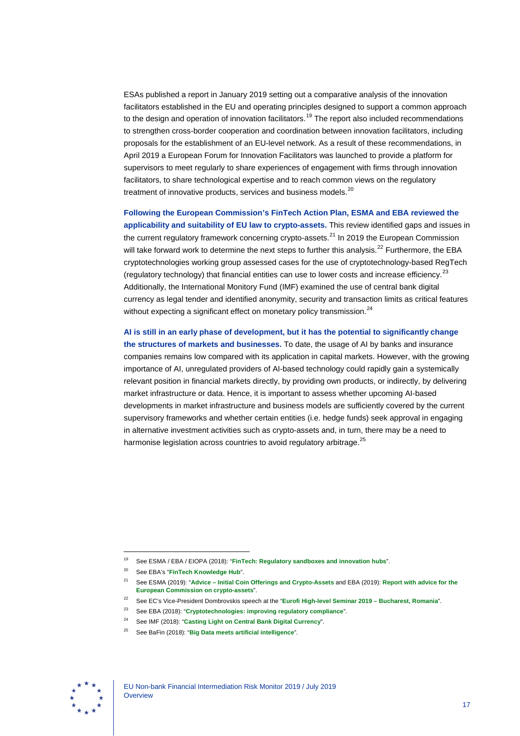ESAs published a report in January 2019 setting out a comparative analysis of the innovation facilitators established in the EU and operating principles designed to support a common approach to the design and operation of innovation facilitators.[19] The report also included recommendations to strengthen cross-border cooperation and coordination between innovation facilitators, including proposals for the establishment of an EU-level network. As a result of these recommendations, in April 2019 a European Forum for Innovation Facilitators was launched to provide a platform for supervisors to meet regularly to share experiences of engagement with firms through innovation facilitators, to share technological expertise and to reach common views on the regulatory treatment of innovative products, services and business models.[20]

**Following the European Commission's FinTech Action Plan, ESMA and EBA reviewed the applicability and suitability of EU law to crypto-assets.** This review identified gaps and issues in the current regulatory framework concerning crypto-assets.[21] In 2019 the European Commission will take forward work to determine the next steps to further this analysis.[22] Furthermore, the EBA cryptotechnologies working group assessed cases for the use of cryptotechnology-based RegTech (regulatory technology) that financial entities can use to lower costs and increase efficiency.[23] Additionally, the International Monitory Fund (IMF) examined the use of central bank digital currency as legal tender and identified anonymity, security and transaction limits as critical features without expecting a significant effect on monetary policy transmission.[24]

**AI is still in an early phase of development, but it has the potential to significantly change the structures of markets and businesses.** To date, the usage of AI by banks and insurance companies remains low compared with its application in capital markets. However, with the growing importance of AI, unregulated providers of AI-based technology could rapidly gain a systemically relevant position in financial markets directly, by providing own products, or indirectly, by delivering market infrastructure or data. Hence, it is important to assess whether upcoming AI-based developments in market infrastructure and business models are sufficiently covered by the current supervisory frameworks and whether certain entities (i.e. hedge funds) seek approval in engaging in alternative investment activities such as crypto-assets and, in turn, there may be a need to harmonise legislation across countries to avoid regulatory arbitrage.[25]

---

[19] See ESMA / EBA / EIOPA (2018): "**FinTech: Regulatory sandboxes and innovation hubs**".

[20] See EBA's "**FinTech Knowledge Hub**".

[21] See ESMA (2019): "**Advice – Initial Coin Offerings and Crypto-Assets** and EBA (2019): **Report with advice for the European Commission on crypto-assets**".

[22] See EC's Vice-President Dombrovskis speech at the "**Eurofi High-level Seminar 2019 – Bucharest, Romania**".

[23] See EBA (2018): "**Cryptotechnologies: improving regulatory compliance**".

[24] See IMF (2018): "**Casting Light on Central Bank Digital Currency**".

[25] See BaFin (2018): "**Big Data meets artificial intelligence**".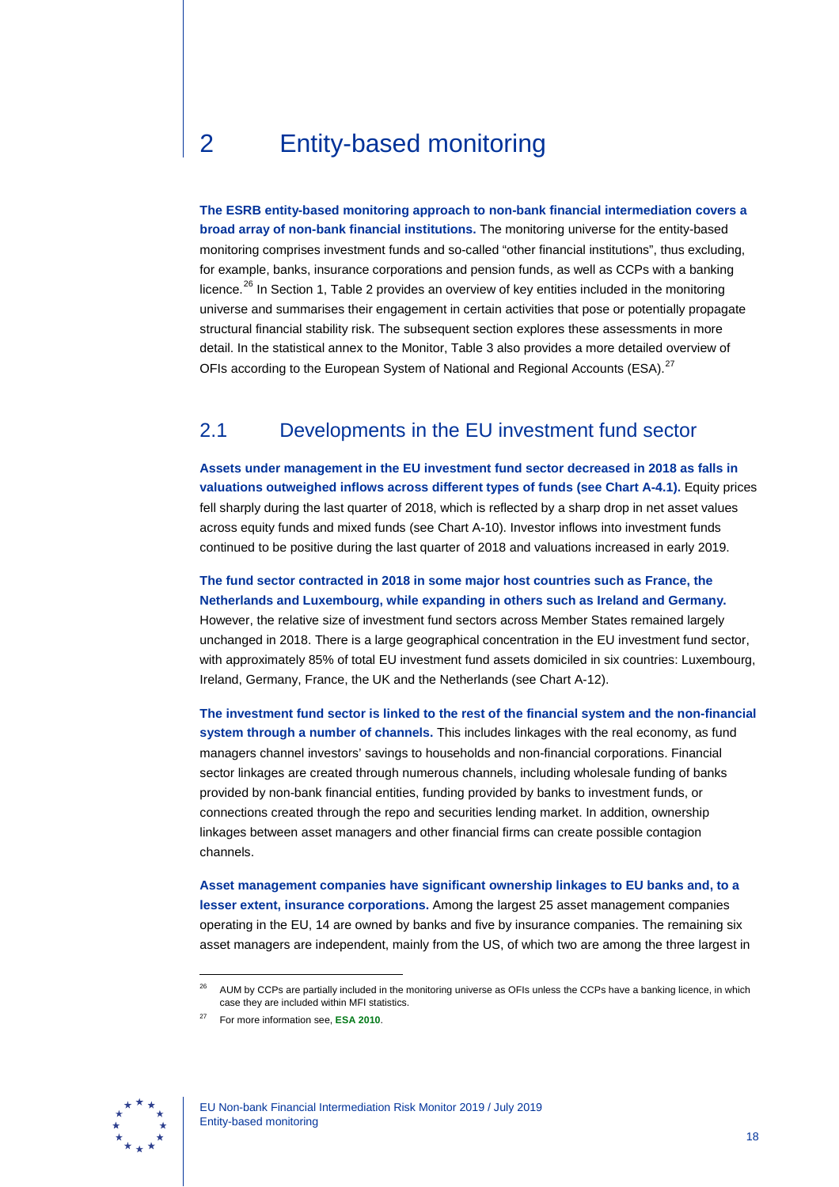# 2 Entity-based monitoring

**The ESRB entity-based monitoring approach to non-bank financial intermediation covers a broad array of non-bank financial institutions.** The monitoring universe for the entity-based monitoring comprises investment funds and so-called "other financial institutions", thus excluding, for example, banks, insurance corporations and pension funds, as well as CCPs with a banking licence.[26] In Section 1, Table 2 provides an overview of key entities included in the monitoring universe and summarises their engagement in certain activities that pose or potentially propagate structural financial stability risk. The subsequent section explores these assessments in more detail. In the statistical annex to the Monitor, Table 3 also provides a more detailed overview of OFIs according to the European System of National and Regional Accounts (ESA).[27]

## 2.1 Developments in the EU investment fund sector

**Assets under management in the EU investment fund sector decreased in 2018 as falls in valuations outweighed inflows across different types of funds (see Chart A-4.1).** Equity prices fell sharply during the last quarter of 2018, which is reflected by a sharp drop in net asset values across equity funds and mixed funds (see Chart A-10). Investor inflows into investment funds continued to be positive during the last quarter of 2018 and valuations increased in early 2019.

**The fund sector contracted in 2018 in some major host countries such as France, the Netherlands and Luxembourg, while expanding in others such as Ireland and Germany.** However, the relative size of investment fund sectors across Member States remained largely unchanged in 2018. There is a large geographical concentration in the EU investment fund sector, with approximately 85% of total EU investment fund assets domiciled in six countries: Luxembourg, Ireland, Germany, France, the UK and the Netherlands (see Chart A-12).

**The investment fund sector is linked to the rest of the financial system and the non-financial system through a number of channels.** This includes linkages with the real economy, as fund managers channel investors' savings to households and non-financial corporations. Financial sector linkages are created through numerous channels, including wholesale funding of banks provided by non-bank financial entities, funding provided by banks to investment funds, or connections created through the repo and securities lending market. In addition, ownership linkages between asset managers and other financial firms can create possible contagion channels.

**Asset management companies have significant ownership linkages to EU banks and, to a lesser extent, insurance corporations.** Among the largest 25 asset management companies operating in the EU, 14 are owned by banks and five by insurance companies. The remaining six asset managers are independent, mainly from the US, of which two are among the three largest in

---

[26] AUM by CCPs are partially included in the monitoring universe as OFIs unless the CCPs have a banking licence, in which case they are included within MFI statistics.

[27] For more information see, **ESA 2010**.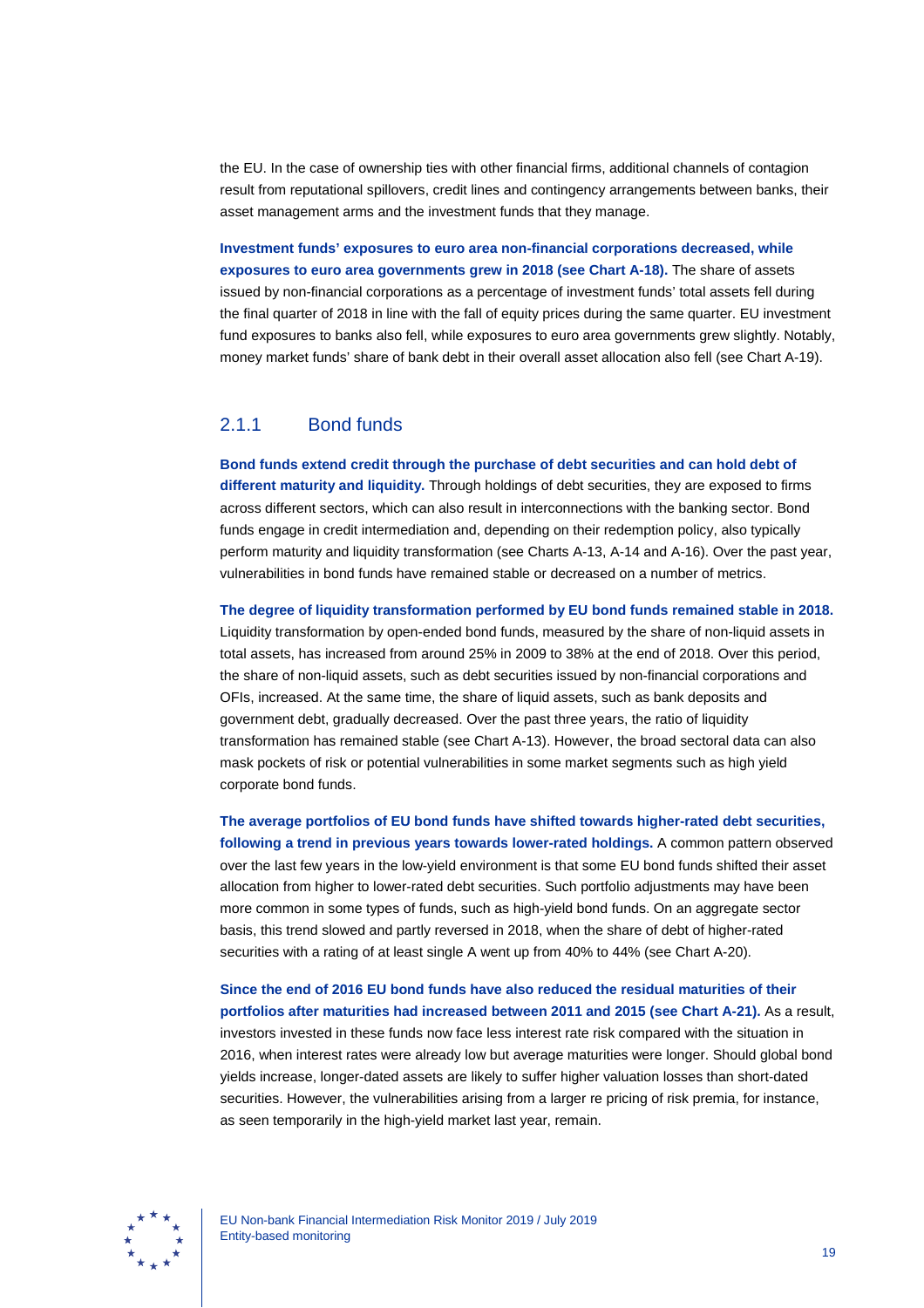the EU. In the case of ownership ties with other financial firms, additional channels of contagion result from reputational spillovers, credit lines and contingency arrangements between banks, their asset management arms and the investment funds that they manage.

**Investment funds' exposures to euro area non-financial corporations decreased, while exposures to euro area governments grew in 2018 (see Chart A-18).** The share of assets issued by non-financial corporations as a percentage of investment funds' total assets fell during the final quarter of 2018 in line with the fall of equity prices during the same quarter. EU investment fund exposures to banks also fell, while exposures to euro area governments grew slightly. Notably, money market funds' share of bank debt in their overall asset allocation also fell (see Chart A-19).

### 2.1.1 Bond funds

**Bond funds extend credit through the purchase of debt securities and can hold debt of different maturity and liquidity.** Through holdings of debt securities, they are exposed to firms across different sectors, which can also result in interconnections with the banking sector. Bond funds engage in credit intermediation and, depending on their redemption policy, also typically perform maturity and liquidity transformation (see Charts A-13, A-14 and A-16). Over the past year, vulnerabilities in bond funds have remained stable or decreased on a number of metrics.

**The degree of liquidity transformation performed by EU bond funds remained stable in 2018.** Liquidity transformation by open-ended bond funds, measured by the share of non-liquid assets in total assets, has increased from around 25% in 2009 to 38% at the end of 2018. Over this period, the share of non-liquid assets, such as debt securities issued by non-financial corporations and OFIs, increased. At the same time, the share of liquid assets, such as bank deposits and government debt, gradually decreased. Over the past three years, the ratio of liquidity transformation has remained stable (see Chart A-13). However, the broad sectoral data can also mask pockets of risk or potential vulnerabilities in some market segments such as high yield corporate bond funds.

**The average portfolios of EU bond funds have shifted towards higher-rated debt securities, following a trend in previous years towards lower-rated holdings.** A common pattern observed over the last few years in the low-yield environment is that some EU bond funds shifted their asset allocation from higher to lower-rated debt securities. Such portfolio adjustments may have been more common in some types of funds, such as high-yield bond funds. On an aggregate sector basis, this trend slowed and partly reversed in 2018, when the share of debt of higher-rated securities with a rating of at least single A went up from 40% to 44% (see Chart A-20).

**Since the end of 2016 EU bond funds have also reduced the residual maturities of their portfolios after maturities had increased between 2011 and 2015 (see Chart A-21).** As a result, investors invested in these funds now face less interest rate risk compared with the situation in 2016, when interest rates were already low but average maturities were longer. Should global bond yields increase, longer-dated assets are likely to suffer higher valuation losses than short-dated securities. However, the vulnerabilities arising from a larger re pricing of risk premia, for instance, as seen temporarily in the high-yield market last year, remain.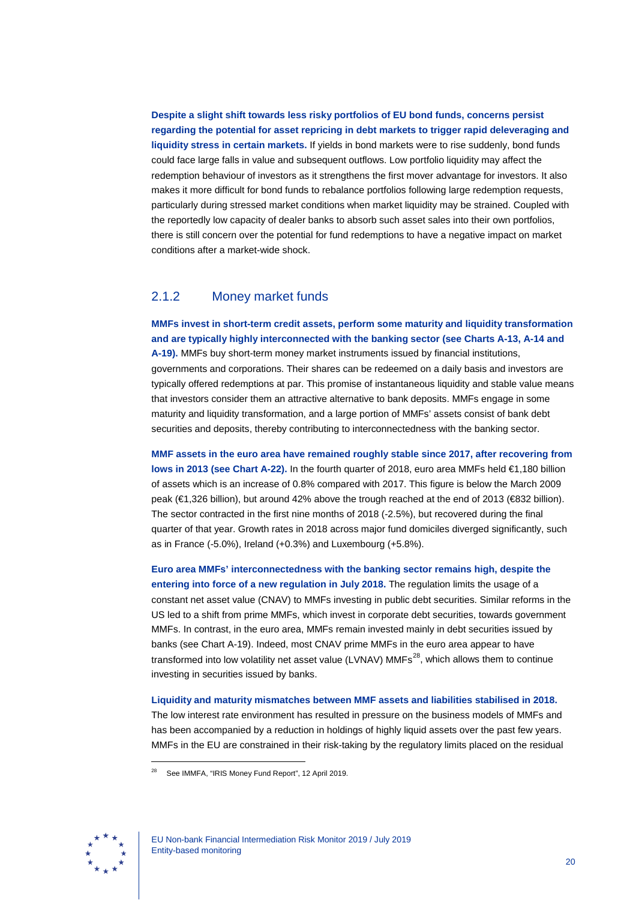**Despite a slight shift towards less risky portfolios of EU bond funds, concerns persist regarding the potential for asset repricing in debt markets to trigger rapid deleveraging and liquidity stress in certain markets.** If yields in bond markets were to rise suddenly, bond funds could face large falls in value and subsequent outflows. Low portfolio liquidity may affect the redemption behaviour of investors as it strengthens the first mover advantage for investors. It also makes it more difficult for bond funds to rebalance portfolios following large redemption requests, particularly during stressed market conditions when market liquidity may be strained. Coupled with the reportedly low capacity of dealer banks to absorb such asset sales into their own portfolios, there is still concern over the potential for fund redemptions to have a negative impact on market conditions after a market-wide shock.

### 2.1.2 Money market funds

**MMFs invest in short-term credit assets, perform some maturity and liquidity transformation and are typically highly interconnected with the banking sector (see Charts A-13, A-14 and A-19).** MMFs buy short-term money market instruments issued by financial institutions, governments and corporations. Their shares can be redeemed on a daily basis and investors are typically offered redemptions at par. This promise of instantaneous liquidity and stable value means that investors consider them an attractive alternative to bank deposits. MMFs engage in some maturity and liquidity transformation, and a large portion of MMFs' assets consist of bank debt securities and deposits, thereby contributing to interconnectedness with the banking sector.

**MMF assets in the euro area have remained roughly stable since 2017, after recovering from lows in 2013 (see Chart A-22).** In the fourth quarter of 2018, euro area MMFs held €1,180 billion of assets which is an increase of 0.8% compared with 2017. This figure is below the March 2009 peak (€1,326 billion), but around 42% above the trough reached at the end of 2013 (€832 billion). The sector contracted in the first nine months of 2018 (-2.5%), but recovered during the final quarter of that year. Growth rates in 2018 across major fund domiciles diverged significantly, such as in France (-5.0%), Ireland (+0.3%) and Luxembourg (+5.8%).

**Euro area MMFs' interconnectedness with the banking sector remains high, despite the entering into force of a new regulation in July 2018.** The regulation limits the usage of a constant net asset value (CNAV) to MMFs investing in public debt securities. Similar reforms in the US led to a shift from prime MMFs, which invest in corporate debt securities, towards government MMFs. In contrast, in the euro area, MMFs remain invested mainly in debt securities issued by banks (see Chart A-19). Indeed, most CNAV prime MMFs in the euro area appear to have transformed into low volatility net asset value (LVNAV) MMFs[28], which allows them to continue investing in securities issued by banks.

**Liquidity and maturity mismatches between MMF assets and liabilities stabilised in 2018.** The low interest rate environment has resulted in pressure on the business models of MMFs and has been accompanied by a reduction in holdings of highly liquid assets over the past few years. MMFs in the EU are constrained in their risk-taking by the regulatory limits placed on the residual

[28] See IMMFA, "IRIS Money Fund Report", 12 April 2019.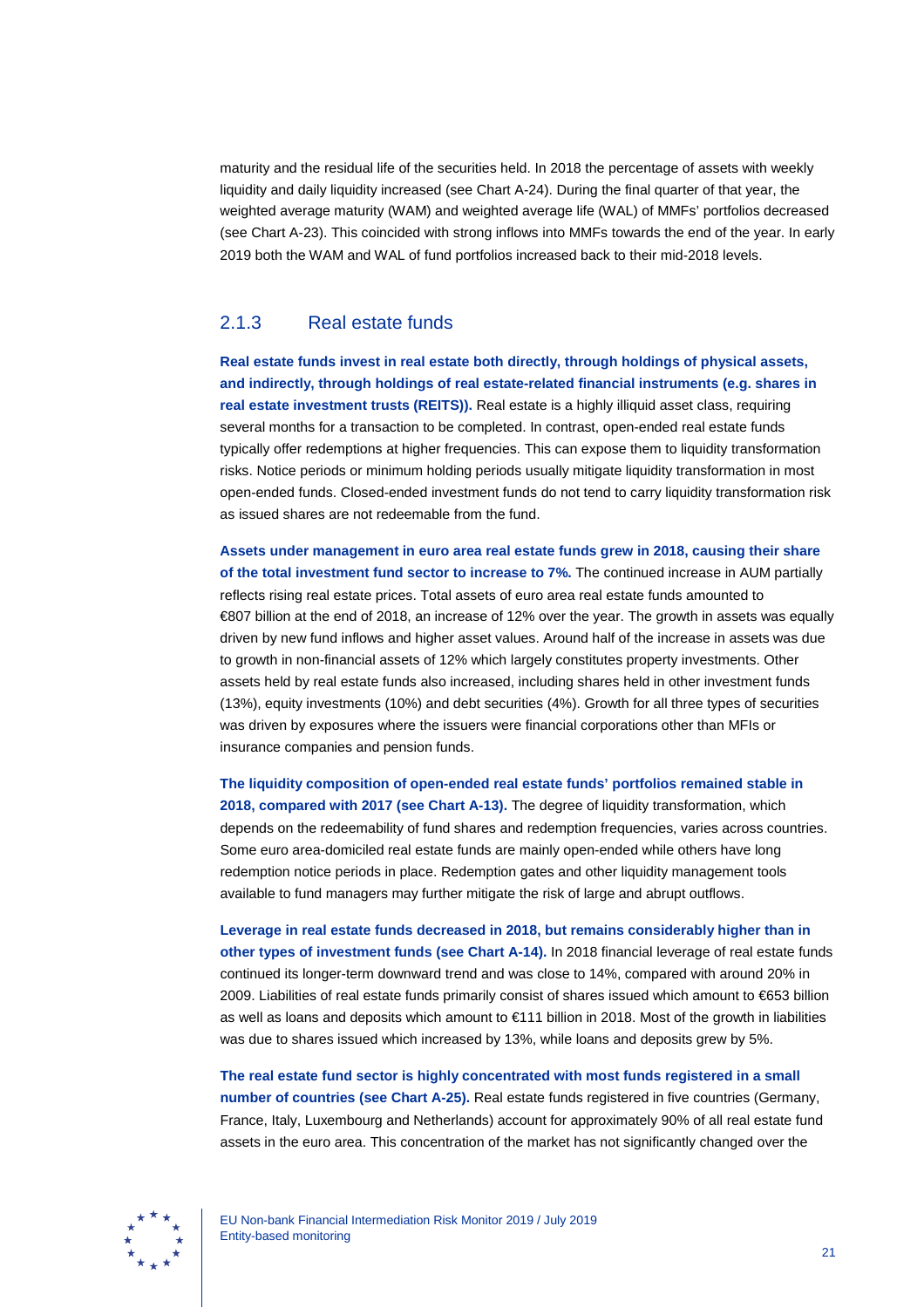maturity and the residual life of the securities held. In 2018 the percentage of assets with weekly liquidity and daily liquidity increased (see Chart A-24). During the final quarter of that year, the weighted average maturity (WAM) and weighted average life (WAL) of MMFs' portfolios decreased (see Chart A-23). This coincided with strong inflows into MMFs towards the end of the year. In early 2019 both the WAM and WAL of fund portfolios increased back to their mid-2018 levels.

### 2.1.3 Real estate funds

**Real estate funds invest in real estate both directly, through holdings of physical assets, and indirectly, through holdings of real estate-related financial instruments (e.g. shares in real estate investment trusts (REITS)).** Real estate is a highly illiquid asset class, requiring several months for a transaction to be completed. In contrast, open-ended real estate funds typically offer redemptions at higher frequencies. This can expose them to liquidity transformation risks. Notice periods or minimum holding periods usually mitigate liquidity transformation in most open-ended funds. Closed-ended investment funds do not tend to carry liquidity transformation risk as issued shares are not redeemable from the fund.

**Assets under management in euro area real estate funds grew in 2018, causing their share of the total investment fund sector to increase to 7%.** The continued increase in AUM partially reflects rising real estate prices. Total assets of euro area real estate funds amounted to €807 billion at the end of 2018, an increase of 12% over the year. The growth in assets was equally driven by new fund inflows and higher asset values. Around half of the increase in assets was due to growth in non-financial assets of 12% which largely constitutes property investments. Other assets held by real estate funds also increased, including shares held in other investment funds (13%), equity investments (10%) and debt securities (4%). Growth for all three types of securities was driven by exposures where the issuers were financial corporations other than MFIs or insurance companies and pension funds.

**The liquidity composition of open-ended real estate funds' portfolios remained stable in 2018, compared with 2017 (see Chart A-13).** The degree of liquidity transformation, which depends on the redeemability of fund shares and redemption frequencies, varies across countries. Some euro area-domiciled real estate funds are mainly open-ended while others have long redemption notice periods in place. Redemption gates and other liquidity management tools available to fund managers may further mitigate the risk of large and abrupt outflows.

**Leverage in real estate funds decreased in 2018, but remains considerably higher than in other types of investment funds (see Chart A-14).** In 2018 financial leverage of real estate funds continued its longer-term downward trend and was close to 14%, compared with around 20% in 2009. Liabilities of real estate funds primarily consist of shares issued which amount to €653 billion as well as loans and deposits which amount to €111 billion in 2018. Most of the growth in liabilities was due to shares issued which increased by 13%, while loans and deposits grew by 5%.

**The real estate fund sector is highly concentrated with most funds registered in a small number of countries (see Chart A-25).** Real estate funds registered in five countries (Germany, France, Italy, Luxembourg and Netherlands) account for approximately 90% of all real estate fund assets in the euro area. This concentration of the market has not significantly changed over the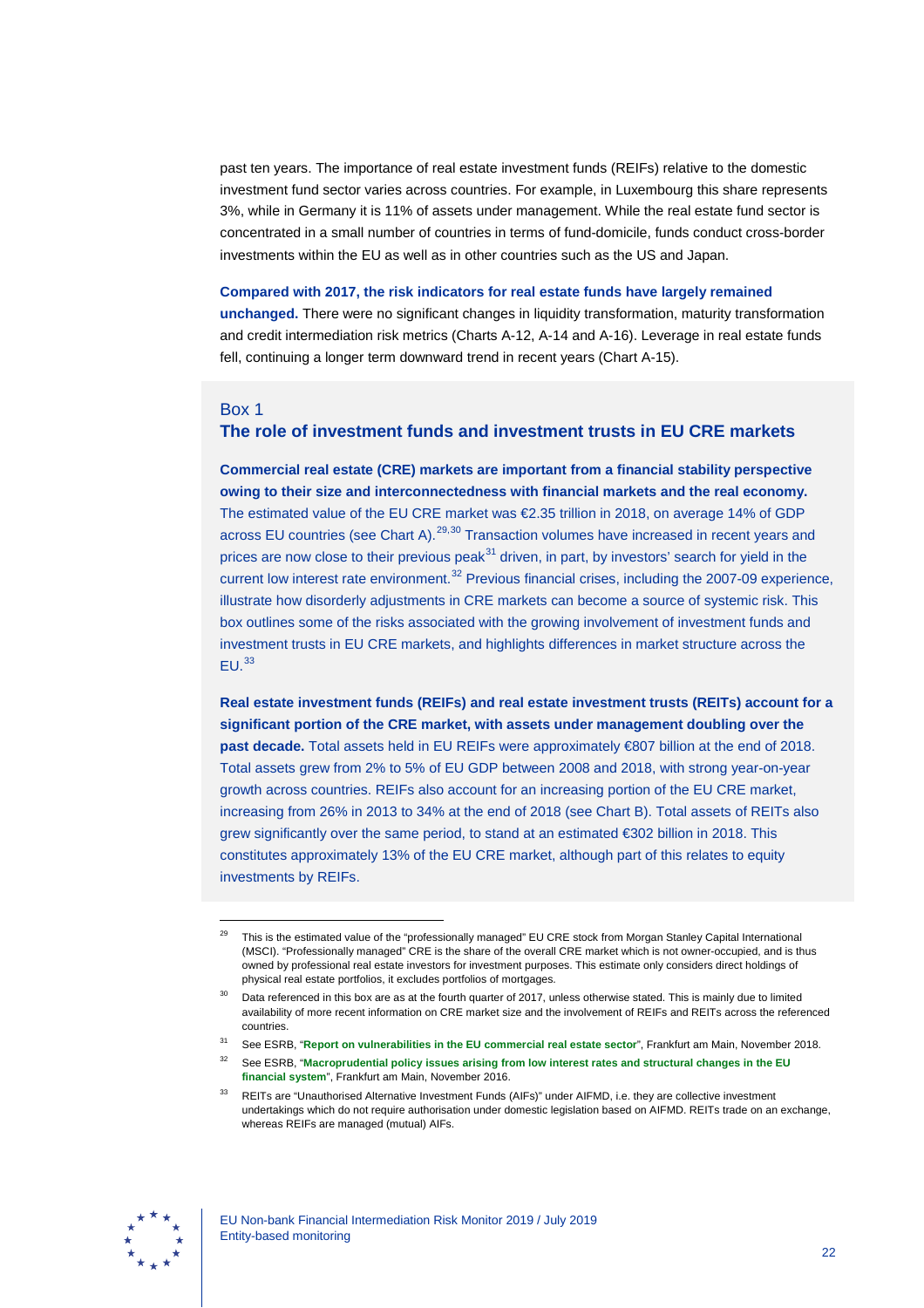past ten years. The importance of real estate investment funds (REIFs) relative to the domestic investment fund sector varies across countries. For example, in Luxembourg this share represents 3%, while in Germany it is 11% of assets under management. While the real estate fund sector is concentrated in a small number of countries in terms of fund-domicile, funds conduct cross-border investments within the EU as well as in other countries such as the US and Japan.

**Compared with 2017, the risk indicators for real estate funds have largely remained unchanged.** There were no significant changes in liquidity transformation, maturity transformation and credit intermediation risk metrics (Charts A-12, A-14 and A-16). Leverage in real estate funds fell, continuing a longer term downward trend in recent years (Chart A-15).

## Box 1
## The role of investment funds and investment trusts in EU CRE markets

**Commercial real estate (CRE) markets are important from a financial stability perspective owing to their size and interconnectedness with financial markets and the real economy.** The estimated value of the EU CRE market was €2.35 trillion in 2018, on average 14% of GDP across EU countries (see Chart A).[29,30] Transaction volumes have increased in recent years and prices are now close to their previous peak[31] driven, in part, by investors' search for yield in the current low interest rate environment.[32] Previous financial crises, including the 2007-09 experience, illustrate how disorderly adjustments in CRE markets can become a source of systemic risk. This box outlines some of the risks associated with the growing involvement of investment funds and investment trusts in EU CRE markets, and highlights differences in market structure across the EU.[33]

**Real estate investment funds (REIFs) and real estate investment trusts (REITs) account for a significant portion of the CRE market, with assets under management doubling over the past decade.** Total assets held in EU REIFs were approximately €807 billion at the end of 2018. Total assets grew from 2% to 5% of EU GDP between 2008 and 2018, with strong year-on-year growth across countries. REIFs also account for an increasing portion of the EU CRE market, increasing from 26% in 2013 to 34% at the end of 2018 (see Chart B). Total assets of REITs also grew significantly over the same period, to stand at an estimated €302 billion in 2018. This constitutes approximately 13% of the EU CRE market, although part of this relates to equity investments by REIFs.

---

[29] This is the estimated value of the "professionally managed" EU CRE stock from Morgan Stanley Capital International (MSCI). "Professionally managed" CRE is the share of the overall CRE market which is not owner-occupied, and is thus owned by professional real estate investors for investment purposes. This estimate only considers direct holdings of physical real estate portfolios, it excludes portfolios of mortgages.

[30] Data referenced in this box are as at the fourth quarter of 2017, unless otherwise stated. This is mainly due to limited availability of more recent information on CRE market size and the involvement of REIFs and REITs across the referenced countries.

[31] See ESRB, "**Report on vulnerabilities in the EU commercial real estate sector**", Frankfurt am Main, November 2018.

[32] See ESRB, "**Macroprudential policy issues arising from low interest rates and structural changes in the EU financial system**", Frankfurt am Main, November 2016.

[33] REITs are "Unauthorised Alternative Investment Funds (AIFs)" under AIFMD, i.e. they are collective investment undertakings which do not require authorisation under domestic legislation based on AIFMD. REITs trade on an exchange, whereas REIFs are managed (mutual) AIFs.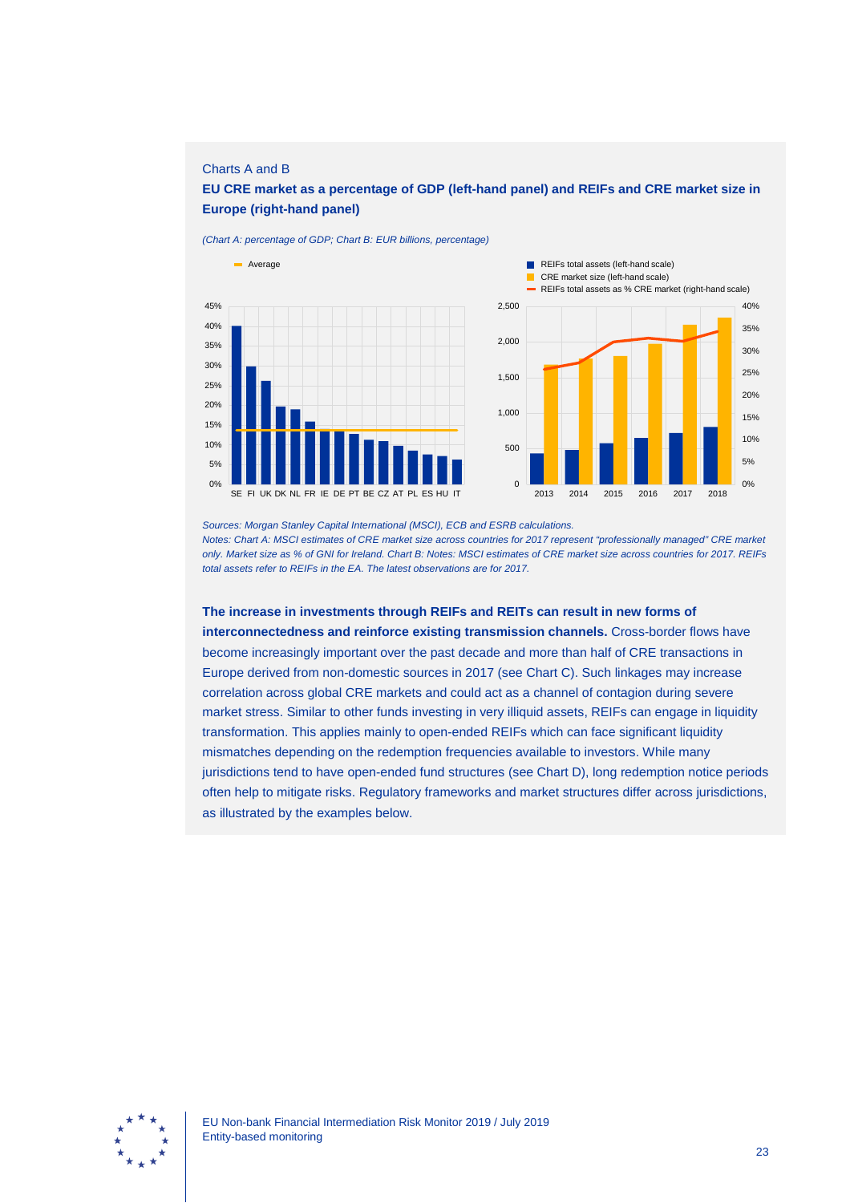Charts A and B

**EU CRE market as a percentage of GDP (left-hand panel) and REIFs and CRE market size in Europe (right-hand panel)**

*(Chart A: percentage of GDP; Chart B: EUR billions, percentage)*

*Sources: Morgan Stanley Capital International (MSCI), ECB and ESRB calculations.*
*Notes: Chart A: MSCI estimates of CRE market size across countries for 2017 represent "professionally managed" CRE market only. Market size as % of GNI for Ireland. Chart B: Notes: MSCI estimates of CRE market size across countries for 2017. REIFs total assets refer to REIFs in the EA. The latest observations are for 2017.*

**The increase in investments through REIFs and REITs can result in new forms of interconnectedness and reinforce existing transmission channels.** Cross-border flows have become increasingly important over the past decade and more than half of CRE transactions in Europe derived from non-domestic sources in 2017 (see Chart C). Such linkages may increase correlation across global CRE markets and could act as a channel of contagion during severe market stress. Similar to other funds investing in very illiquid assets, REIFs can engage in liquidity transformation. This applies mainly to open-ended REIFs which can face significant liquidity mismatches depending on the redemption frequencies available to investors. While many jurisdictions tend to have open-ended fund structures (see Chart D), long redemption notice periods often help to mitigate risks. Regulatory frameworks and market structures differ across jurisdictions, as illustrated by the examples below.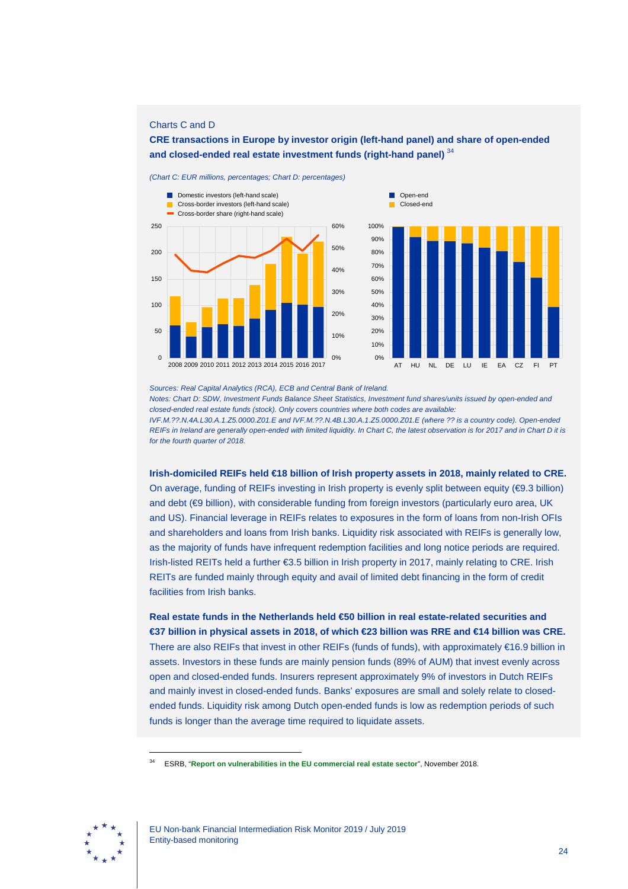Charts C and D

**CRE transactions in Europe by investor origin (left-hand panel) and share of open-ended and closed-ended real estate investment funds (right-hand panel)** [34]

*(Chart C: EUR millions, percentages; Chart D: percentages)*

*Sources: Real Capital Analytics (RCA), ECB and Central Bank of Ireland.*

*Notes: Chart D: SDW, Investment Funds Balance Sheet Statistics, Investment fund shares/units issued by open-ended and closed-ended real estate funds (stock). Only covers countries where both codes are available: IVF.M.??.N.4A.L30.A.1.Z5.0000.Z01.E and IVF.M.??.N.4B.L30.A.1.Z5.0000.Z01.E (where ?? is a country code). Open-ended REIFs in Ireland are generally open-ended with limited liquidity. In Chart C, the latest observation is for 2017 and in Chart D it is for the fourth quarter of 2018.*

**Irish-domiciled REIFs held €18 billion of Irish property assets in 2018, mainly related to CRE.** On average, funding of REIFs investing in Irish property is evenly split between equity (€9.3 billion) and debt (€9 billion), with considerable funding from foreign investors (particularly euro area, UK and US). Financial leverage in REIFs relates to exposures in the form of loans from non-Irish OFIs and shareholders and loans from Irish banks. Liquidity risk associated with REIFs is generally low, as the majority of funds have infrequent redemption facilities and long notice periods are required. Irish-listed REITs held a further €3.5 billion in Irish property in 2017, mainly relating to CRE. Irish REITs are funded mainly through equity and avail of limited debt financing in the form of credit facilities from Irish banks.

**Real estate funds in the Netherlands held €50 billion in real estate-related securities and €37 billion in physical assets in 2018, of which €23 billion was RRE and €14 billion was CRE.** There are also REIFs that invest in other REIFs (funds of funds), with approximately €16.9 billion in assets. Investors in these funds are mainly pension funds (89% of AUM) that invest evenly across open and closed-ended funds. Insurers represent approximately 9% of investors in Dutch REIFs and mainly invest in closed-ended funds. Banks' exposures are small and solely relate to closed-ended funds. Liquidity risk among Dutch open-ended funds is low as redemption periods of such funds is longer than the average time required to liquidate assets.

[34] ESRB, "Report on vulnerabilities in the EU commercial real estate sector", November 2018.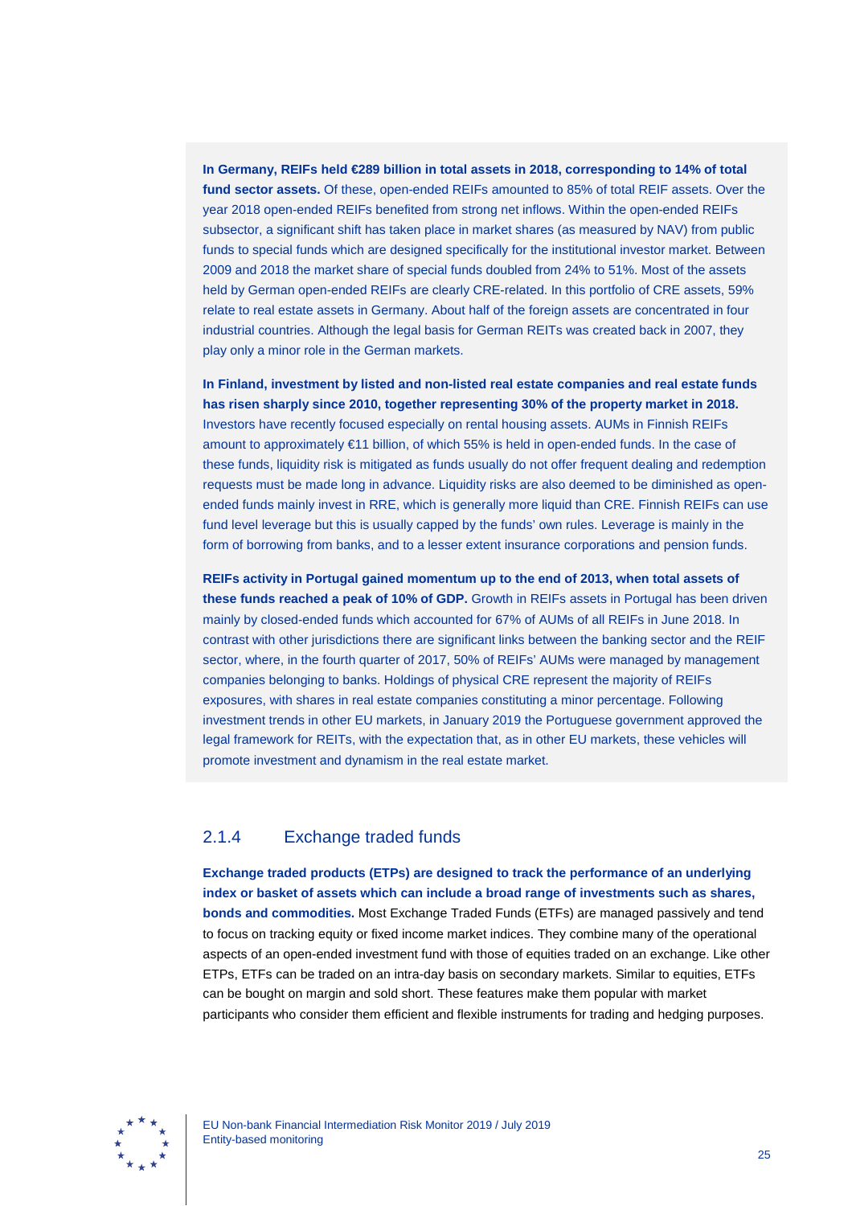**In Germany, REIFs held €289 billion in total assets in 2018, corresponding to 14% of total fund sector assets.** Of these, open-ended REIFs amounted to 85% of total REIF assets. Over the year 2018 open-ended REIFs benefited from strong net inflows. Within the open-ended REIFs subsector, a significant shift has taken place in market shares (as measured by NAV) from public funds to special funds which are designed specifically for the institutional investor market. Between 2009 and 2018 the market share of special funds doubled from 24% to 51%. Most of the assets held by German open-ended REIFs are clearly CRE-related. In this portfolio of CRE assets, 59% relate to real estate assets in Germany. About half of the foreign assets are concentrated in four industrial countries. Although the legal basis for German REITs was created back in 2007, they play only a minor role in the German markets.

**In Finland, investment by listed and non-listed real estate companies and real estate funds has risen sharply since 2010, together representing 30% of the property market in 2018.** Investors have recently focused especially on rental housing assets. AUMs in Finnish REIFs amount to approximately €11 billion, of which 55% is held in open-ended funds. In the case of these funds, liquidity risk is mitigated as funds usually do not offer frequent dealing and redemption requests must be made long in advance. Liquidity risks are also deemed to be diminished as open-ended funds mainly invest in RRE, which is generally more liquid than CRE. Finnish REIFs can use fund level leverage but this is usually capped by the funds' own rules. Leverage is mainly in the form of borrowing from banks, and to a lesser extent insurance corporations and pension funds.

**REIFs activity in Portugal gained momentum up to the end of 2013, when total assets of these funds reached a peak of 10% of GDP.** Growth in REIFs assets in Portugal has been driven mainly by closed-ended funds which accounted for 67% of AUMs of all REIFs in June 2018. In contrast with other jurisdictions there are significant links between the banking sector and the REIF sector, where, in the fourth quarter of 2017, 50% of REIFs' AUMs were managed by management companies belonging to banks. Holdings of physical CRE represent the majority of REIFs exposures, with shares in real estate companies constituting a minor percentage. Following investment trends in other EU markets, in January 2019 the Portuguese government approved the legal framework for REITs, with the expectation that, as in other EU markets, these vehicles will promote investment and dynamism in the real estate market.

### 2.1.4 Exchange traded funds

**Exchange traded products (ETPs) are designed to track the performance of an underlying index or basket of assets which can include a broad range of investments such as shares, bonds and commodities.** Most Exchange Traded Funds (ETFs) are managed passively and tend to focus on tracking equity or fixed income market indices. They combine many of the operational aspects of an open-ended investment fund with those of equities traded on an exchange. Like other ETPs, ETFs can be traded on an intra-day basis on secondary markets. Similar to equities, ETFs can be bought on margin and sold short. These features make them popular with market participants who consider them efficient and flexible instruments for trading and hedging purposes.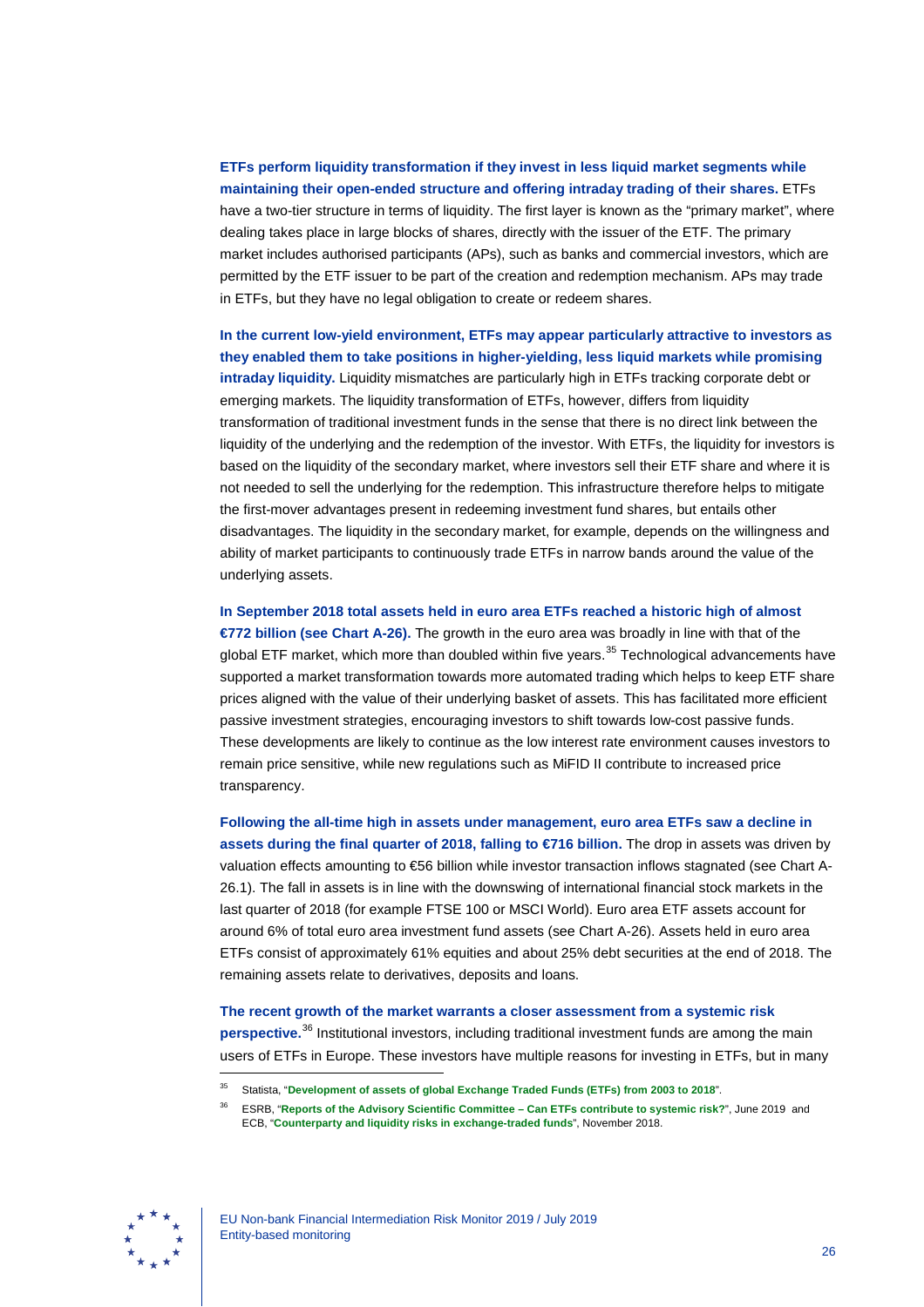**ETFs perform liquidity transformation if they invest in less liquid market segments while maintaining their open-ended structure and offering intraday trading of their shares.** ETFs have a two-tier structure in terms of liquidity. The first layer is known as the "primary market", where dealing takes place in large blocks of shares, directly with the issuer of the ETF. The primary market includes authorised participants (APs), such as banks and commercial investors, which are permitted by the ETF issuer to be part of the creation and redemption mechanism. APs may trade in ETFs, but they have no legal obligation to create or redeem shares.

**In the current low-yield environment, ETFs may appear particularly attractive to investors as they enabled them to take positions in higher-yielding, less liquid markets while promising intraday liquidity.** Liquidity mismatches are particularly high in ETFs tracking corporate debt or emerging markets. The liquidity transformation of ETFs, however, differs from liquidity transformation of traditional investment funds in the sense that there is no direct link between the liquidity of the underlying and the redemption of the investor. With ETFs, the liquidity for investors is based on the liquidity of the secondary market, where investors sell their ETF share and where it is not needed to sell the underlying for the redemption. This infrastructure therefore helps to mitigate the first-mover advantages present in redeeming investment fund shares, but entails other disadvantages. The liquidity in the secondary market, for example, depends on the willingness and ability of market participants to continuously trade ETFs in narrow bands around the value of the underlying assets.

**In September 2018 total assets held in euro area ETFs reached a historic high of almost €772 billion (see Chart A-26).** The growth in the euro area was broadly in line with that of the global ETF market, which more than doubled within five years.[35] Technological advancements have supported a market transformation towards more automated trading which helps to keep ETF share prices aligned with the value of their underlying basket of assets. This has facilitated more efficient passive investment strategies, encouraging investors to shift towards low-cost passive funds. These developments are likely to continue as the low interest rate environment causes investors to remain price sensitive, while new regulations such as MiFID II contribute to increased price transparency.

**Following the all-time high in assets under management, euro area ETFs saw a decline in assets during the final quarter of 2018, falling to €716 billion.** The drop in assets was driven by valuation effects amounting to €56 billion while investor transaction inflows stagnated (see Chart A-26.1). The fall in assets is in line with the downswing of international financial stock markets in the last quarter of 2018 (for example FTSE 100 or MSCI World). Euro area ETF assets account for around 6% of total euro area investment fund assets (see Chart A-26). Assets held in euro area ETFs consist of approximately 61% equities and about 25% debt securities at the end of 2018. The remaining assets relate to derivatives, deposits and loans.

**The recent growth of the market warrants a closer assessment from a systemic risk perspective.**[36] Institutional investors, including traditional investment funds are among the main users of ETFs in Europe. These investors have multiple reasons for investing in ETFs, but in many

---

[35] Statista, "**Development of assets of global Exchange Traded Funds (ETFs) from 2003 to 2018**".

[36] ESRB, "**Reports of the Advisory Scientific Committee – Can ETFs contribute to systemic risk?**", June 2019 and ECB, "**Counterparty and liquidity risks in exchange-traded funds**", November 2018.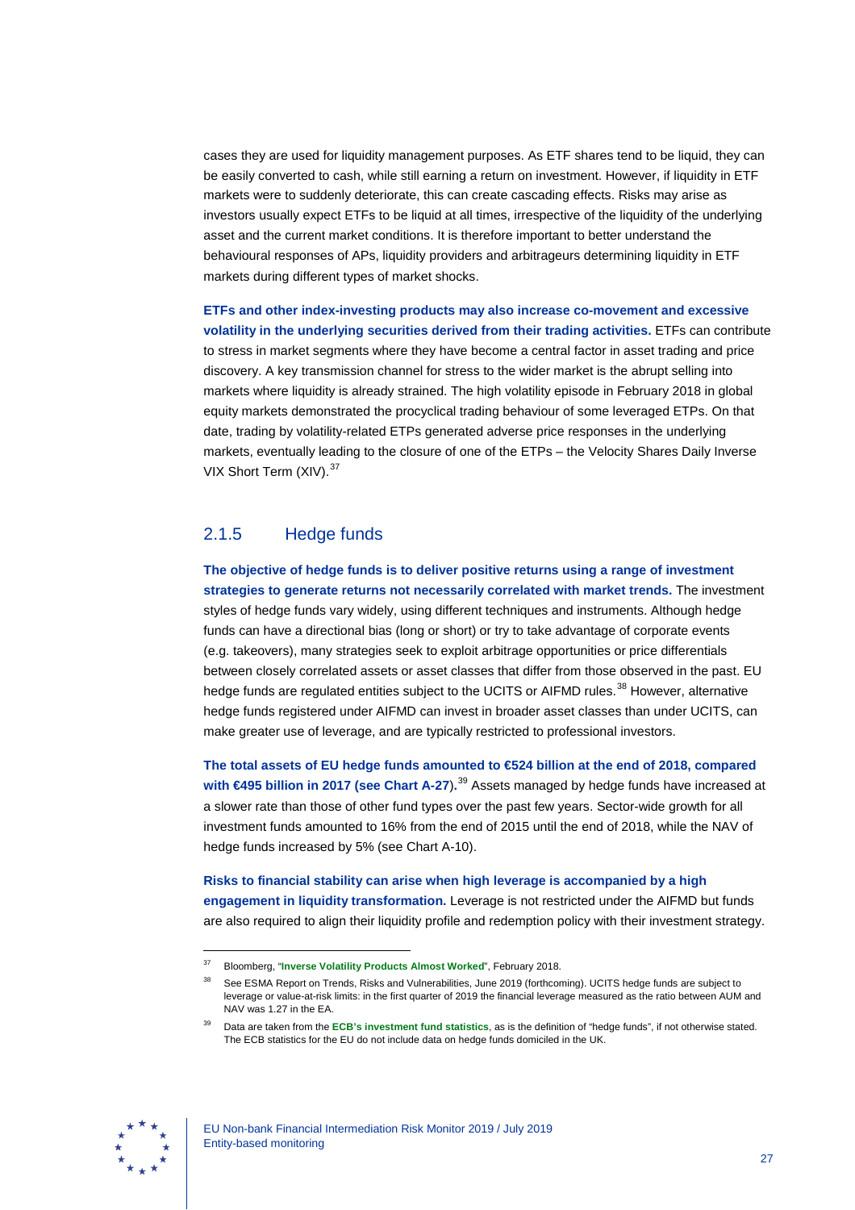cases they are used for liquidity management purposes. As ETF shares tend to be liquid, they can be easily converted to cash, while still earning a return on investment. However, if liquidity in ETF markets were to suddenly deteriorate, this can create cascading effects. Risks may arise as investors usually expect ETFs to be liquid at all times, irrespective of the liquidity of the underlying asset and the current market conditions. It is therefore important to better understand the behavioural responses of APs, liquidity providers and arbitrageurs determining liquidity in ETF markets during different types of market shocks.

**ETFs and other index-investing products may also increase co-movement and excessive volatility in the underlying securities derived from their trading activities.** ETFs can contribute to stress in market segments where they have become a central factor in asset trading and price discovery. A key transmission channel for stress to the wider market is the abrupt selling into markets where liquidity is already strained. The high volatility episode in February 2018 in global equity markets demonstrated the procyclical trading behaviour of some leveraged ETPs. On that date, trading by volatility-related ETPs generated adverse price responses in the underlying markets, eventually leading to the closure of one of the ETPs – the Velocity Shares Daily Inverse VIX Short Term (XIV).[37]

### 2.1.5 Hedge funds

**The objective of hedge funds is to deliver positive returns using a range of investment strategies to generate returns not necessarily correlated with market trends.** The investment styles of hedge funds vary widely, using different techniques and instruments. Although hedge funds can have a directional bias (long or short) or try to take advantage of corporate events (e.g. takeovers), many strategies seek to exploit arbitrage opportunities or price differentials between closely correlated assets or asset classes that differ from those observed in the past. EU hedge funds are regulated entities subject to the UCITS or AIFMD rules.[38] However, alternative hedge funds registered under AIFMD can invest in broader asset classes than under UCITS, can make greater use of leverage, and are typically restricted to professional investors.

**The total assets of EU hedge funds amounted to €524 billion at the end of 2018, compared with €495 billion in 2017 (see Chart A-27).**[39] Assets managed by hedge funds have increased at a slower rate than those of other fund types over the past few years. Sector-wide growth for all investment funds amounted to 16% from the end of 2015 until the end of 2018, while the NAV of hedge funds increased by 5% (see Chart A-10).

**Risks to financial stability can arise when high leverage is accompanied by a high engagement in liquidity transformation.** Leverage is not restricted under the AIFMD but funds are also required to align their liquidity profile and redemption policy with their investment strategy.

---

[37] Bloomberg, "Inverse Volatility Products Almost Worked", February 2018.

[38] See ESMA Report on Trends, Risks and Vulnerabilities, June 2019 (forthcoming). UCITS hedge funds are subject to leverage or value-at-risk limits: in the first quarter of 2019 the financial leverage measured as the ratio between AUM and NAV was 1.27 in the EA.

[39] Data are taken from the ECB's investment fund statistics, as is the definition of "hedge funds", if not otherwise stated. The ECB statistics for the EU do not include data on hedge funds domiciled in the UK.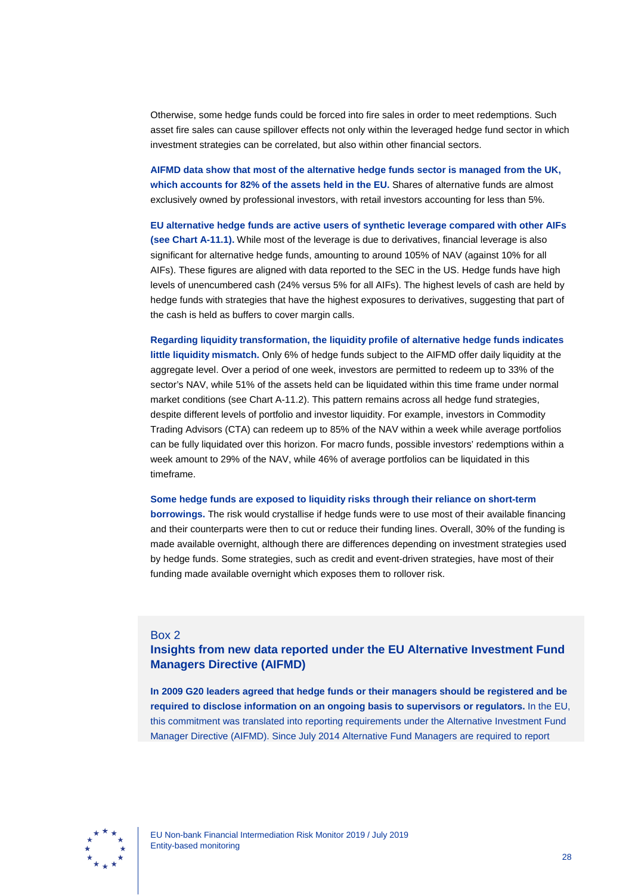Otherwise, some hedge funds could be forced into fire sales in order to meet redemptions. Such asset fire sales can cause spillover effects not only within the leveraged hedge fund sector in which investment strategies can be correlated, but also within other financial sectors.

**AIFMD data show that most of the alternative hedge funds sector is managed from the UK, which accounts for 82% of the assets held in the EU.** Shares of alternative funds are almost exclusively owned by professional investors, with retail investors accounting for less than 5%.

**EU alternative hedge funds are active users of synthetic leverage compared with other AIFs (see Chart A-11.1).** While most of the leverage is due to derivatives, financial leverage is also significant for alternative hedge funds, amounting to around 105% of NAV (against 10% for all AIFs). These figures are aligned with data reported to the SEC in the US. Hedge funds have high levels of unencumbered cash (24% versus 5% for all AIFs). The highest levels of cash are held by hedge funds with strategies that have the highest exposures to derivatives, suggesting that part of the cash is held as buffers to cover margin calls.

**Regarding liquidity transformation, the liquidity profile of alternative hedge funds indicates little liquidity mismatch.** Only 6% of hedge funds subject to the AIFMD offer daily liquidity at the aggregate level. Over a period of one week, investors are permitted to redeem up to 33% of the sector's NAV, while 51% of the assets held can be liquidated within this time frame under normal market conditions (see Chart A-11.2). This pattern remains across all hedge fund strategies, despite different levels of portfolio and investor liquidity. For example, investors in Commodity Trading Advisors (CTA) can redeem up to 85% of the NAV within a week while average portfolios can be fully liquidated over this horizon. For macro funds, possible investors' redemptions within a week amount to 29% of the NAV, while 46% of average portfolios can be liquidated in this timeframe.

**Some hedge funds are exposed to liquidity risks through their reliance on short-term borrowings.** The risk would crystallise if hedge funds were to use most of their available financing and their counterparts were then to cut or reduce their funding lines. Overall, 30% of the funding is made available overnight, although there are differences depending on investment strategies used by hedge funds. Some strategies, such as credit and event-driven strategies, have most of their funding made available overnight which exposes them to rollover risk.

## Box 2
## Insights from new data reported under the EU Alternative Investment Fund Managers Directive (AIFMD)

**In 2009 G20 leaders agreed that hedge funds or their managers should be registered and be required to disclose information on an ongoing basis to supervisors or regulators.** In the EU, this commitment was translated into reporting requirements under the Alternative Investment Fund Manager Directive (AIFMD). Since July 2014 Alternative Fund Managers are required to report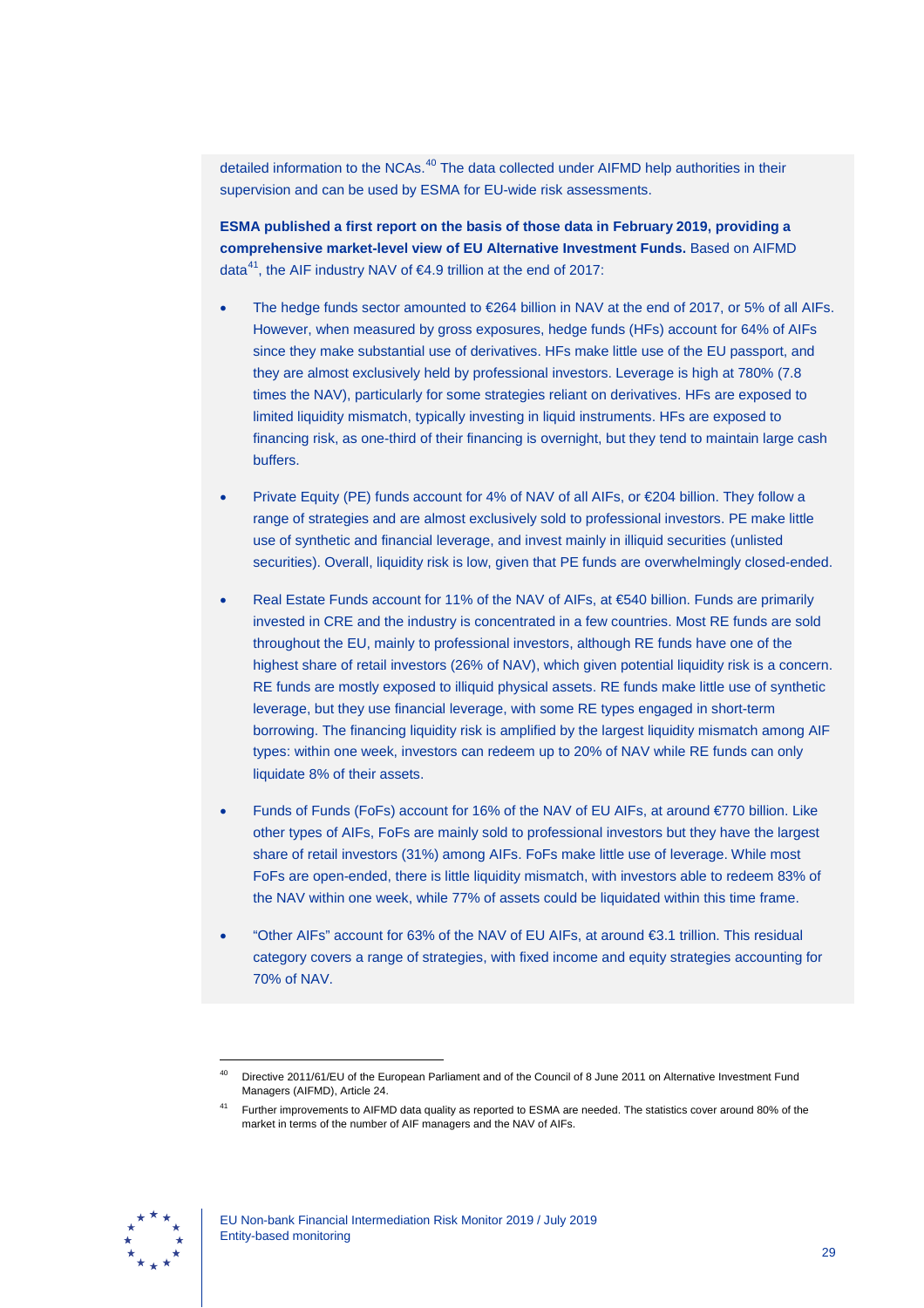detailed information to the NCAs.[40] The data collected under AIFMD help authorities in their supervision and can be used by ESMA for EU-wide risk assessments.

**ESMA published a first report on the basis of those data in February 2019, providing a comprehensive market-level view of EU Alternative Investment Funds.** Based on AIFMD data[41], the AIF industry NAV of €4.9 trillion at the end of 2017:

- The hedge funds sector amounted to €264 billion in NAV at the end of 2017, or 5% of all AIFs. However, when measured by gross exposures, hedge funds (HFs) account for 64% of AIFs since they make substantial use of derivatives. HFs make little use of the EU passport, and they are almost exclusively held by professional investors. Leverage is high at 780% (7.8 times the NAV), particularly for some strategies reliant on derivatives. HFs are exposed to limited liquidity mismatch, typically investing in liquid instruments. HFs are exposed to financing risk, as one-third of their financing is overnight, but they tend to maintain large cash buffers.

- Private Equity (PE) funds account for 4% of NAV of all AIFs, or €204 billion. They follow a range of strategies and are almost exclusively sold to professional investors. PE make little use of synthetic and financial leverage, and invest mainly in illiquid securities (unlisted securities). Overall, liquidity risk is low, given that PE funds are overwhelmingly closed-ended.

- Real Estate Funds account for 11% of the NAV of AIFs, at €540 billion. Funds are primarily invested in CRE and the industry is concentrated in a few countries. Most RE funds are sold throughout the EU, mainly to professional investors, although RE funds have one of the highest share of retail investors (26% of NAV), which given potential liquidity risk is a concern. RE funds are mostly exposed to illiquid physical assets. RE funds make little use of synthetic leverage, but they use financial leverage, with some RE types engaged in short-term borrowing. The financing liquidity risk is amplified by the largest liquidity mismatch among AIF types: within one week, investors can redeem up to 20% of NAV while RE funds can only liquidate 8% of their assets.

- Funds of Funds (FoFs) account for 16% of the NAV of EU AIFs, at around €770 billion. Like other types of AIFs, FoFs are mainly sold to professional investors but they have the largest share of retail investors (31%) among AIFs. FoFs make little use of leverage. While most FoFs are open-ended, there is little liquidity mismatch, with investors able to redeem 83% of the NAV within one week, while 77% of assets could be liquidated within this time frame.

- "Other AIFs" account for 63% of the NAV of EU AIFs, at around €3.1 trillion. This residual category covers a range of strategies, with fixed income and equity strategies accounting for 70% of NAV.

---

[40] Directive 2011/61/EU of the European Parliament and of the Council of 8 June 2011 on Alternative Investment Fund Managers (AIFMD), Article 24.

[41] Further improvements to AIFMD data quality as reported to ESMA are needed. The statistics cover around 80% of the market in terms of the number of AIF managers and the NAV of AIFs.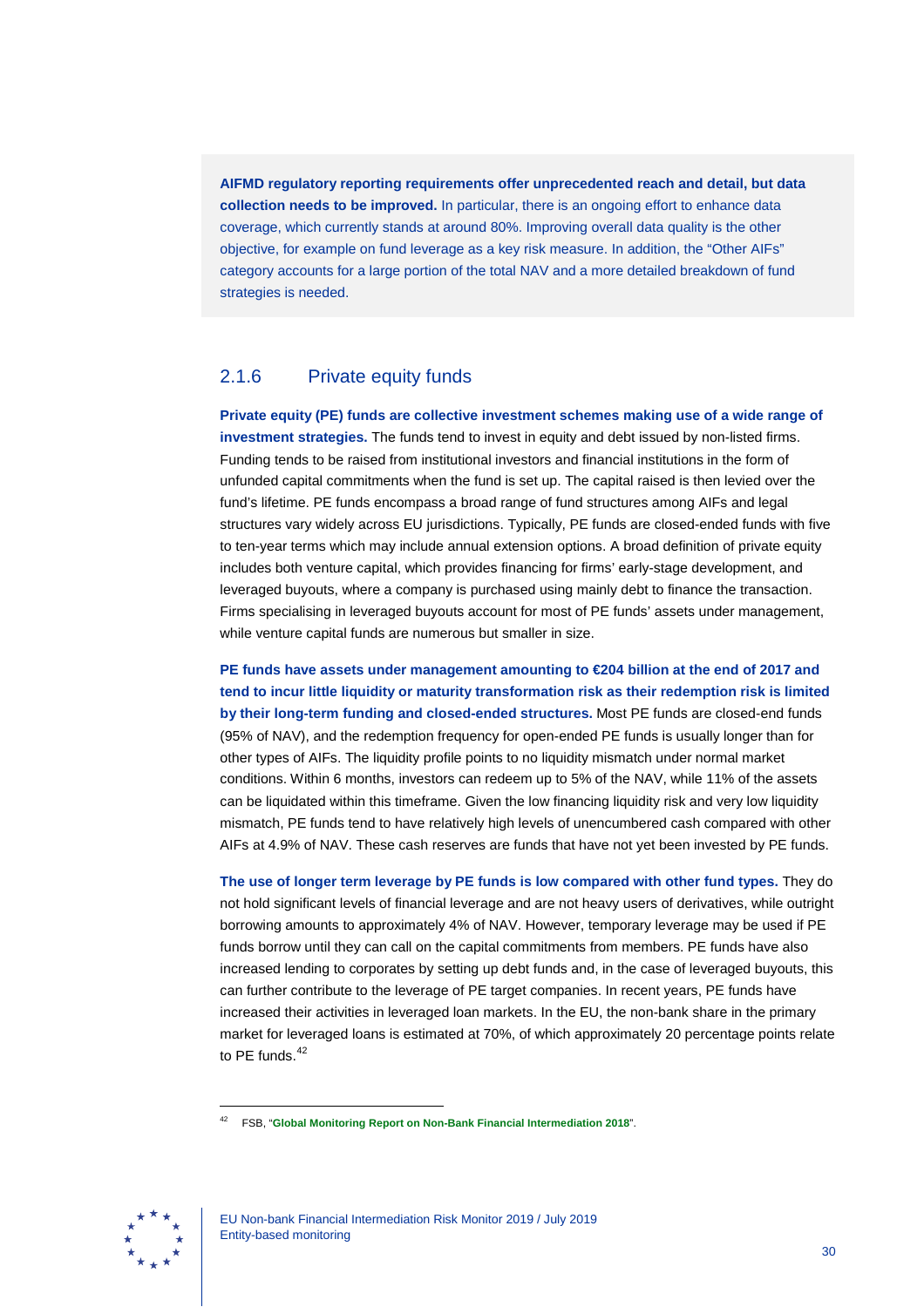**AIFMD regulatory reporting requirements offer unprecedented reach and detail, but data collection needs to be improved.** In particular, there is an ongoing effort to enhance data coverage, which currently stands at around 80%. Improving overall data quality is the other objective, for example on fund leverage as a key risk measure. In addition, the "Other AIFs" category accounts for a large portion of the total NAV and a more detailed breakdown of fund strategies is needed.

### 2.1.6 Private equity funds

**Private equity (PE) funds are collective investment schemes making use of a wide range of investment strategies.** The funds tend to invest in equity and debt issued by non-listed firms. Funding tends to be raised from institutional investors and financial institutions in the form of unfunded capital commitments when the fund is set up. The capital raised is then levied over the fund's lifetime. PE funds encompass a broad range of fund structures among AIFs and legal structures vary widely across EU jurisdictions. Typically, PE funds are closed-ended funds with five to ten-year terms which may include annual extension options. A broad definition of private equity includes both venture capital, which provides financing for firms' early-stage development, and leveraged buyouts, where a company is purchased using mainly debt to finance the transaction. Firms specialising in leveraged buyouts account for most of PE funds' assets under management, while venture capital funds are numerous but smaller in size.

**PE funds have assets under management amounting to €204 billion at the end of 2017 and tend to incur little liquidity or maturity transformation risk as their redemption risk is limited by their long-term funding and closed-ended structures.** Most PE funds are closed-end funds (95% of NAV), and the redemption frequency for open-ended PE funds is usually longer than for other types of AIFs. The liquidity profile points to no liquidity mismatch under normal market conditions. Within 6 months, investors can redeem up to 5% of the NAV, while 11% of the assets can be liquidated within this timeframe. Given the low financing liquidity risk and very low liquidity mismatch, PE funds tend to have relatively high levels of unencumbered cash compared with other AIFs at 4.9% of NAV. These cash reserves are funds that have not yet been invested by PE funds.

**The use of longer term leverage by PE funds is low compared with other fund types.** They do not hold significant levels of financial leverage and are not heavy users of derivatives, while outright borrowing amounts to approximately 4% of NAV. However, temporary leverage may be used if PE funds borrow until they can call on the capital commitments from members. PE funds have also increased lending to corporates by setting up debt funds and, in the case of leveraged buyouts, this can further contribute to the leverage of PE target companies. In recent years, PE funds have increased their activities in leveraged loan markets. In the EU, the non-bank share in the primary market for leveraged loans is estimated at 70%, of which approximately 20 percentage points relate to PE funds.[42]

[42] FSB, "**Global Monitoring Report on Non-Bank Financial Intermediation 2018**".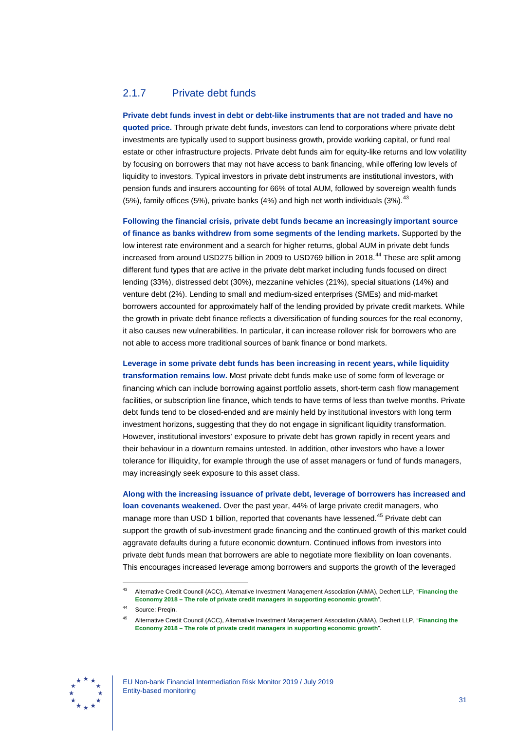### 2.1.7 Private debt funds

**Private debt funds invest in debt or debt-like instruments that are not traded and have no quoted price.** Through private debt funds, investors can lend to corporations where private debt investments are typically used to support business growth, provide working capital, or fund real estate or other infrastructure projects. Private debt funds aim for equity-like returns and low volatility by focusing on borrowers that may not have access to bank financing, while offering low levels of liquidity to investors. Typical investors in private debt instruments are institutional investors, with pension funds and insurers accounting for 66% of total AUM, followed by sovereign wealth funds (5%), family offices (5%), private banks (4%) and high net worth individuals (3%).[43]

**Following the financial crisis, private debt funds became an increasingly important source of finance as banks withdrew from some segments of the lending markets.** Supported by the low interest rate environment and a search for higher returns, global AUM in private debt funds increased from around USD275 billion in 2009 to USD769 billion in 2018.[44] These are split among different fund types that are active in the private debt market including funds focused on direct lending (33%), distressed debt (30%), mezzanine vehicles (21%), special situations (14%) and venture debt (2%). Lending to small and medium-sized enterprises (SMEs) and mid-market borrowers accounted for approximately half of the lending provided by private credit markets. While the growth in private debt finance reflects a diversification of funding sources for the real economy, it also causes new vulnerabilities. In particular, it can increase rollover risk for borrowers who are not able to access more traditional sources of bank finance or bond markets.

**Leverage in some private debt funds has been increasing in recent years, while liquidity transformation remains low.** Most private debt funds make use of some form of leverage or financing which can include borrowing against portfolio assets, short-term cash flow management facilities, or subscription line finance, which tends to have terms of less than twelve months. Private debt funds tend to be closed-ended and are mainly held by institutional investors with long term investment horizons, suggesting that they do not engage in significant liquidity transformation. However, institutional investors' exposure to private debt has grown rapidly in recent years and their behaviour in a downturn remains untested. In addition, other investors who have a lower tolerance for illiquidity, for example through the use of asset managers or fund of funds managers, may increasingly seek exposure to this asset class.

**Along with the increasing issuance of private debt, leverage of borrowers has increased and loan covenants weakened.** Over the past year, 44% of large private credit managers, who manage more than USD 1 billion, reported that covenants have lessened.[45] Private debt can support the growth of sub-investment grade financing and the continued growth of this market could aggravate defaults during a future economic downturn. Continued inflows from investors into private debt funds mean that borrowers are able to negotiate more flexibility on loan covenants. This encourages increased leverage among borrowers and supports the growth of the leveraged

---

[43] Alternative Credit Council (ACC), Alternative Investment Management Association (AIMA), Dechert LLP, "**Financing the Economy 2018 – The role of private credit managers in supporting economic growth**".

[44] Source: Preqin.

[45] Alternative Credit Council (ACC), Alternative Investment Management Association (AIMA), Dechert LLP, "**Financing the Economy 2018 – The role of private credit managers in supporting economic growth**".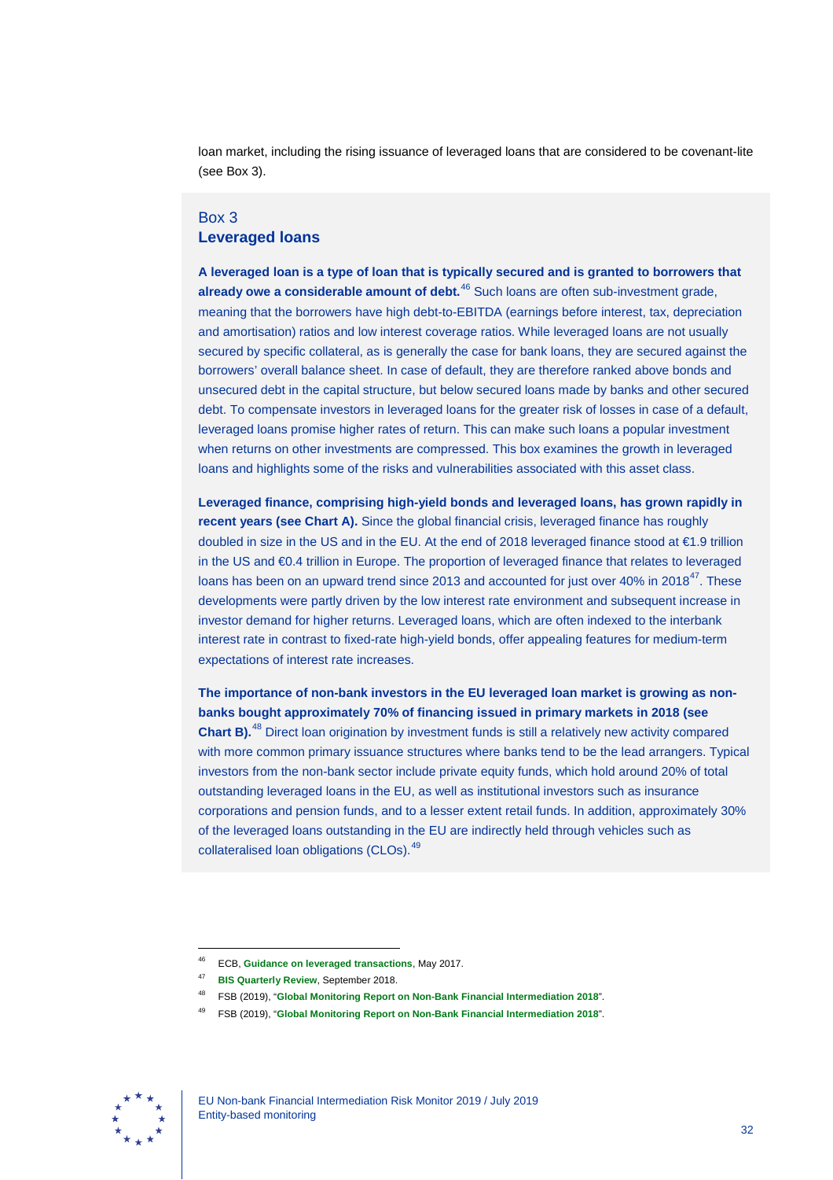loan market, including the rising issuance of leveraged loans that are considered to be covenant-lite (see Box 3).

## Box 3
## Leveraged loans

**A leveraged loan is a type of loan that is typically secured and is granted to borrowers that already owe a considerable amount of debt.**[46] Such loans are often sub-investment grade, meaning that the borrowers have high debt-to-EBITDA (earnings before interest, tax, depreciation and amortisation) ratios and low interest coverage ratios. While leveraged loans are not usually secured by specific collateral, as is generally the case for bank loans, they are secured against the borrowers' overall balance sheet. In case of default, they are therefore ranked above bonds and unsecured debt in the capital structure, but below secured loans made by banks and other secured debt. To compensate investors in leveraged loans for the greater risk of losses in case of a default, leveraged loans promise higher rates of return. This can make such loans a popular investment when returns on other investments are compressed. This box examines the growth in leveraged loans and highlights some of the risks and vulnerabilities associated with this asset class.

**Leveraged finance, comprising high-yield bonds and leveraged loans, has grown rapidly in recent years (see Chart A).** Since the global financial crisis, leveraged finance has roughly doubled in size in the US and in the EU. At the end of 2018 leveraged finance stood at €1.9 trillion in the US and €0.4 trillion in Europe. The proportion of leveraged finance that relates to leveraged loans has been on an upward trend since 2013 and accounted for just over 40% in 2018[47]. These developments were partly driven by the low interest rate environment and subsequent increase in investor demand for higher returns. Leveraged loans, which are often indexed to the interbank interest rate in contrast to fixed-rate high-yield bonds, offer appealing features for medium-term expectations of interest rate increases.

**The importance of non-bank investors in the EU leveraged loan market is growing as non-banks bought approximately 70% of financing issued in primary markets in 2018 (see Chart B).**[48] Direct loan origination by investment funds is still a relatively new activity compared with more common primary issuance structures where banks tend to be the lead arrangers. Typical investors from the non-bank sector include private equity funds, which hold around 20% of total outstanding leveraged loans in the EU, as well as institutional investors such as insurance corporations and pension funds, and to a lesser extent retail funds. In addition, approximately 30% of the leveraged loans outstanding in the EU are indirectly held through vehicles such as collateralised loan obligations (CLOs).[49]

---

[46] ECB, **Guidance on leveraged transactions**, May 2017.

[47] **BIS Quarterly Review**, September 2018.

[48] FSB (2019), "**Global Monitoring Report on Non-Bank Financial Intermediation 2018**".

[49] FSB (2019), "**Global Monitoring Report on Non-Bank Financial Intermediation 2018**".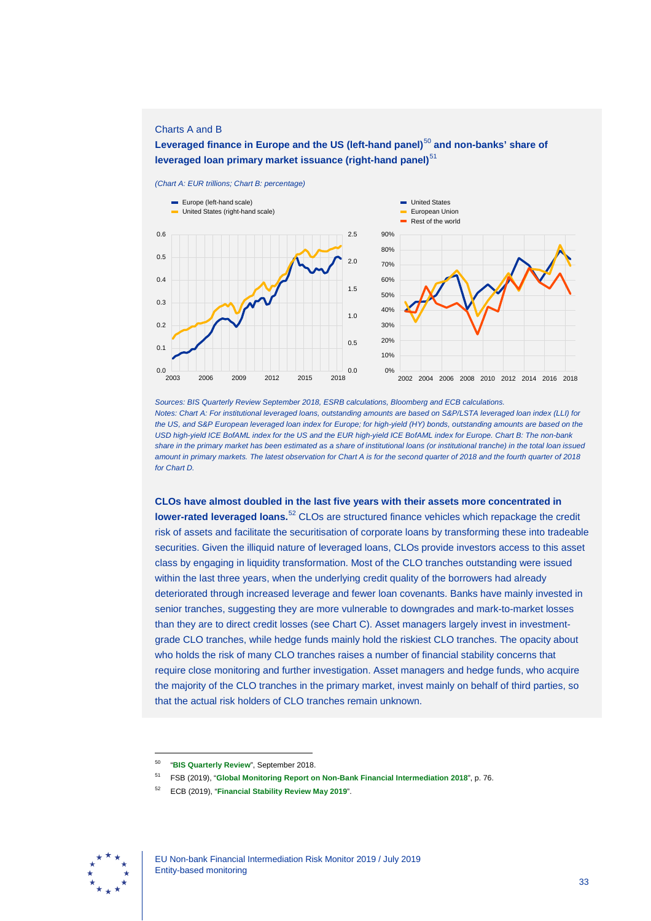Charts A and B

**Leveraged finance in Europe and the US (left-hand panel)[50] and non-banks' share of leveraged loan primary market issuance (right-hand panel)[51]**

*(Chart A: EUR trillions; Chart B: percentage)*

*Sources: BIS Quarterly Review September 2018, ESRB calculations, Bloomberg and ECB calculations.*
*Notes: Chart A: For institutional leveraged loans, outstanding amounts are based on S&P/LSTA leveraged loan index (LLI) for the US, and S&P European leveraged loan index for Europe; for high-yield (HY) bonds, outstanding amounts are based on the USD high-yield ICE BofAML index for the US and the EUR high-yield ICE BofAML index for Europe. Chart B: The non-bank share in the primary market has been estimated as a share of institutional loans (or institutional tranche) in the total loan issued amount in primary markets. The latest observation for Chart A is for the second quarter of 2018 and the fourth quarter of 2018 for Chart D.*

**CLOs have almost doubled in the last five years with their assets more concentrated in lower-rated leveraged loans.**[52] CLOs are structured finance vehicles which repackage the credit risk of assets and facilitate the securitisation of corporate loans by transforming these into tradeable securities. Given the illiquid nature of leveraged loans, CLOs provide investors access to this asset class by engaging in liquidity transformation. Most of the CLO tranches outstanding were issued within the last three years, when the underlying credit quality of the borrowers had already deteriorated through increased leverage and fewer loan covenants. Banks have mainly invested in senior tranches, suggesting they are more vulnerable to downgrades and mark-to-market losses than they are to direct credit losses (see Chart C). Asset managers largely invest in investment-grade CLO tranches, while hedge funds mainly hold the riskiest CLO tranches. The opacity about who holds the risk of many CLO tranches raises a number of financial stability concerns that require close monitoring and further investigation. Asset managers and hedge funds, who acquire the majority of the CLO tranches in the primary market, invest mainly on behalf of third parties, so that the actual risk holders of CLO tranches remain unknown.

[50] "**BIS Quarterly Review**", September 2018.

[51] FSB (2019), "**Global Monitoring Report on Non-Bank Financial Intermediation 2018**", p. 76.

[52] ECB (2019), "**Financial Stability Review May 2019**".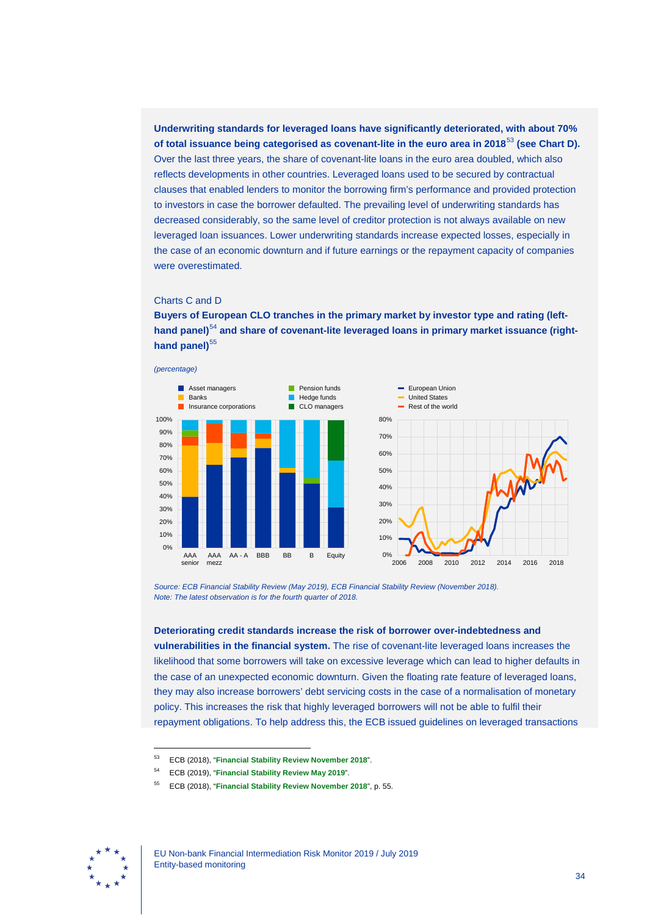**Underwriting standards for leveraged loans have significantly deteriorated, with about 70% of total issuance being categorised as covenant-lite in the euro area in 2018[53] (see Chart D).** Over the last three years, the share of covenant-lite loans in the euro area doubled, which also reflects developments in other countries. Leveraged loans used to be secured by contractual clauses that enabled lenders to monitor the borrowing firm's performance and provided protection to investors in case the borrower defaulted. The prevailing level of underwriting standards has decreased considerably, so the same level of creditor protection is not always available on new leveraged loan issuances. Lower underwriting standards increase expected losses, especially in the case of an economic downturn and if future earnings or the repayment capacity of companies were overestimated.

Charts C and D

**Buyers of European CLO tranches in the primary market by investor type and rating (left-hand panel)[54] and share of covenant-lite leveraged loans in primary market issuance (right-hand panel)[55]**

*(percentage)*

*Source: ECB Financial Stability Review (May 2019), ECB Financial Stability Review (November 2018).*
*Note: The latest observation is for the fourth quarter of 2018.*

**Deteriorating credit standards increase the risk of borrower over-indebtedness and vulnerabilities in the financial system.** The rise of covenant-lite leveraged loans increases the likelihood that some borrowers will take on excessive leverage which can lead to higher defaults in the case of an unexpected economic downturn. Given the floating rate feature of leveraged loans, they may also increase borrowers' debt servicing costs in the case of a normalisation of monetary policy. This increases the risk that highly leveraged borrowers will not be able to fulfil their repayment obligations. To help address this, the ECB issued guidelines on leveraged transactions

---

[53] ECB (2018), "**Financial Stability Review November 2018**".

[54] ECB (2019), "**Financial Stability Review May 2019**".

[55] ECB (2018), "**Financial Stability Review November 2018**", p. 55.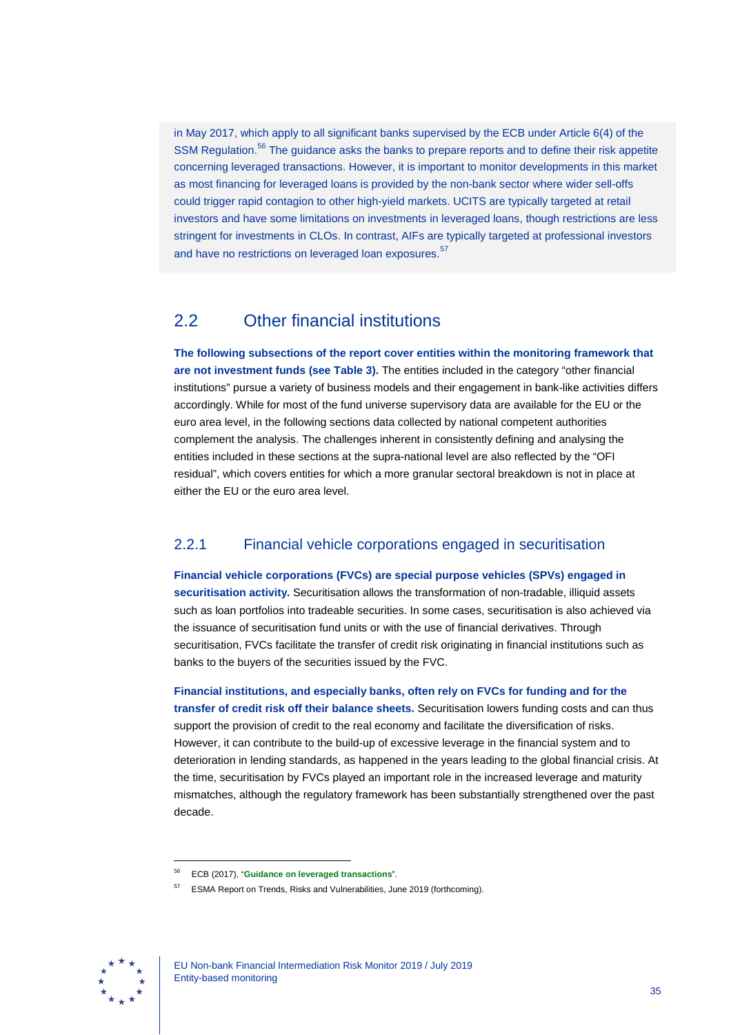in May 2017, which apply to all significant banks supervised by the ECB under Article 6(4) of the SSM Regulation.[56] The guidance asks the banks to prepare reports and to define their risk appetite concerning leveraged transactions. However, it is important to monitor developments in this market as most financing for leveraged loans is provided by the non-bank sector where wider sell-offs could trigger rapid contagion to other high-yield markets. UCITS are typically targeted at retail investors and have some limitations on investments in leveraged loans, though restrictions are less stringent for investments in CLOs. In contrast, AIFs are typically targeted at professional investors and have no restrictions on leveraged loan exposures.[57]

## 2.2 Other financial institutions

**The following subsections of the report cover entities within the monitoring framework that are not investment funds (see Table 3).** The entities included in the category "other financial institutions" pursue a variety of business models and their engagement in bank-like activities differs accordingly. While for most of the fund universe supervisory data are available for the EU or the euro area level, in the following sections data collected by national competent authorities complement the analysis. The challenges inherent in consistently defining and analysing the entities included in these sections at the supra-national level are also reflected by the "OFI residual", which covers entities for which a more granular sectoral breakdown is not in place at either the EU or the euro area level.

### 2.2.1 Financial vehicle corporations engaged in securitisation

**Financial vehicle corporations (FVCs) are special purpose vehicles (SPVs) engaged in securitisation activity.** Securitisation allows the transformation of non-tradable, illiquid assets such as loan portfolios into tradeable securities. In some cases, securitisation is also achieved via the issuance of securitisation fund units or with the use of financial derivatives. Through securitisation, FVCs facilitate the transfer of credit risk originating in financial institutions such as banks to the buyers of the securities issued by the FVC.

**Financial institutions, and especially banks, often rely on FVCs for funding and for the transfer of credit risk off their balance sheets.** Securitisation lowers funding costs and can thus support the provision of credit to the real economy and facilitate the diversification of risks. However, it can contribute to the build-up of excessive leverage in the financial system and to deterioration in lending standards, as happened in the years leading to the global financial crisis. At the time, securitisation by FVCs played an important role in the increased leverage and maturity mismatches, although the regulatory framework has been substantially strengthened over the past decade.

---

[56] ECB (2017), "Guidance on leveraged transactions".

[57] ESMA Report on Trends, Risks and Vulnerabilities, June 2019 (forthcoming).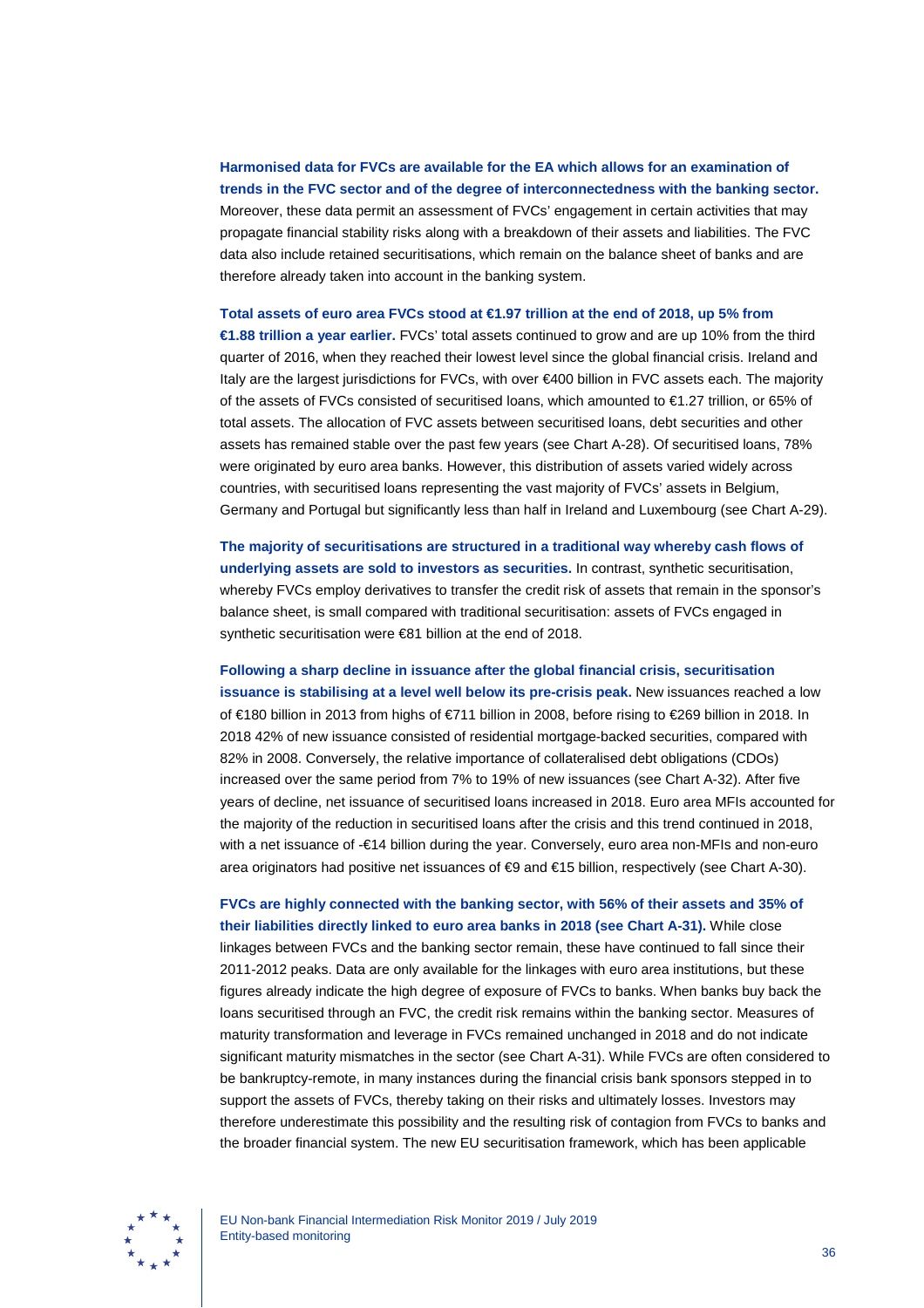**Harmonised data for FVCs are available for the EA which allows for an examination of trends in the FVC sector and of the degree of interconnectedness with the banking sector.** Moreover, these data permit an assessment of FVCs' engagement in certain activities that may propagate financial stability risks along with a breakdown of their assets and liabilities. The FVC data also include retained securitisations, which remain on the balance sheet of banks and are therefore already taken into account in the banking system.

**Total assets of euro area FVCs stood at €1.97 trillion at the end of 2018, up 5% from €1.88 trillion a year earlier.** FVCs' total assets continued to grow and are up 10% from the third quarter of 2016, when they reached their lowest level since the global financial crisis. Ireland and Italy are the largest jurisdictions for FVCs, with over €400 billion in FVC assets each. The majority of the assets of FVCs consisted of securitised loans, which amounted to €1.27 trillion, or 65% of total assets. The allocation of FVC assets between securitised loans, debt securities and other assets has remained stable over the past few years (see Chart A-28). Of securitised loans, 78% were originated by euro area banks. However, this distribution of assets varied widely across countries, with securitised loans representing the vast majority of FVCs' assets in Belgium, Germany and Portugal but significantly less than half in Ireland and Luxembourg (see Chart A-29).

**The majority of securitisations are structured in a traditional way whereby cash flows of underlying assets are sold to investors as securities.** In contrast, synthetic securitisation, whereby FVCs employ derivatives to transfer the credit risk of assets that remain in the sponsor's balance sheet, is small compared with traditional securitisation: assets of FVCs engaged in synthetic securitisation were €81 billion at the end of 2018.

**Following a sharp decline in issuance after the global financial crisis, securitisation issuance is stabilising at a level well below its pre-crisis peak.** New issuances reached a low of €180 billion in 2013 from highs of €711 billion in 2008, before rising to €269 billion in 2018. In 2018 42% of new issuance consisted of residential mortgage-backed securities, compared with 82% in 2008. Conversely, the relative importance of collateralised debt obligations (CDOs) increased over the same period from 7% to 19% of new issuances (see Chart A-32). After five years of decline, net issuance of securitised loans increased in 2018. Euro area MFIs accounted for the majority of the reduction in securitised loans after the crisis and this trend continued in 2018, with a net issuance of -€14 billion during the year. Conversely, euro area non-MFIs and non-euro area originators had positive net issuances of €9 and €15 billion, respectively (see Chart A-30).

**FVCs are highly connected with the banking sector, with 56% of their assets and 35% of their liabilities directly linked to euro area banks in 2018 (see Chart A-31).** While close linkages between FVCs and the banking sector remain, these have continued to fall since their 2011-2012 peaks. Data are only available for the linkages with euro area institutions, but these figures already indicate the high degree of exposure of FVCs to banks. When banks buy back the loans securitised through an FVC, the credit risk remains within the banking sector. Measures of maturity transformation and leverage in FVCs remained unchanged in 2018 and do not indicate significant maturity mismatches in the sector (see Chart A-31). While FVCs are often considered to be bankruptcy-remote, in many instances during the financial crisis bank sponsors stepped in to support the assets of FVCs, thereby taking on their risks and ultimately losses. Investors may therefore underestimate this possibility and the resulting risk of contagion from FVCs to banks and the broader financial system. The new EU securitisation framework, which has been applicable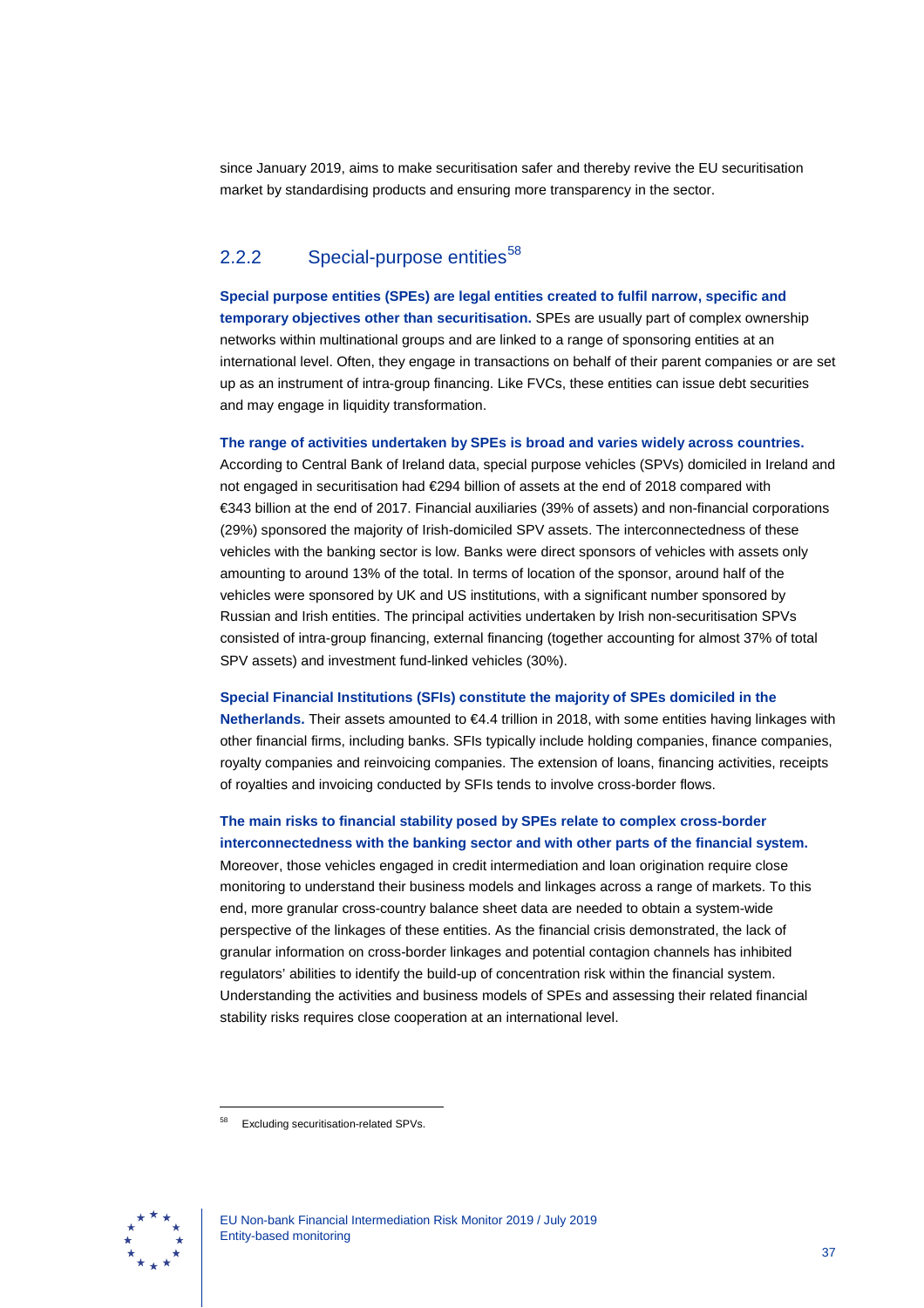since January 2019, aims to make securitisation safer and thereby revive the EU securitisation market by standardising products and ensuring more transparency in the sector.

### 2.2.2 Special-purpose entities[58]

**Special purpose entities (SPEs) are legal entities created to fulfil narrow, specific and temporary objectives other than securitisation.** SPEs are usually part of complex ownership networks within multinational groups and are linked to a range of sponsoring entities at an international level. Often, they engage in transactions on behalf of their parent companies or are set up as an instrument of intra-group financing. Like FVCs, these entities can issue debt securities and may engage in liquidity transformation.

**The range of activities undertaken by SPEs is broad and varies widely across countries.** According to Central Bank of Ireland data, special purpose vehicles (SPVs) domiciled in Ireland and not engaged in securitisation had €294 billion of assets at the end of 2018 compared with €343 billion at the end of 2017. Financial auxiliaries (39% of assets) and non-financial corporations (29%) sponsored the majority of Irish-domiciled SPV assets. The interconnectedness of these vehicles with the banking sector is low. Banks were direct sponsors of vehicles with assets only amounting to around 13% of the total. In terms of location of the sponsor, around half of the vehicles were sponsored by UK and US institutions, with a significant number sponsored by Russian and Irish entities. The principal activities undertaken by Irish non-securitisation SPVs consisted of intra-group financing, external financing (together accounting for almost 37% of total SPV assets) and investment fund-linked vehicles (30%).

**Special Financial Institutions (SFIs) constitute the majority of SPEs domiciled in the Netherlands.** Their assets amounted to €4.4 trillion in 2018, with some entities having linkages with other financial firms, including banks. SFIs typically include holding companies, finance companies, royalty companies and reinvoicing companies. The extension of loans, financing activities, receipts of royalties and invoicing conducted by SFIs tends to involve cross-border flows.

**The main risks to financial stability posed by SPEs relate to complex cross-border interconnectedness with the banking sector and with other parts of the financial system.** Moreover, those vehicles engaged in credit intermediation and loan origination require close monitoring to understand their business models and linkages across a range of markets. To this end, more granular cross-country balance sheet data are needed to obtain a system-wide perspective of the linkages of these entities. As the financial crisis demonstrated, the lack of granular information on cross-border linkages and potential contagion channels has inhibited regulators' abilities to identify the build-up of concentration risk within the financial system. Understanding the activities and business models of SPEs and assessing their related financial stability risks requires close cooperation at an international level.

[58] Excluding securitisation-related SPVs.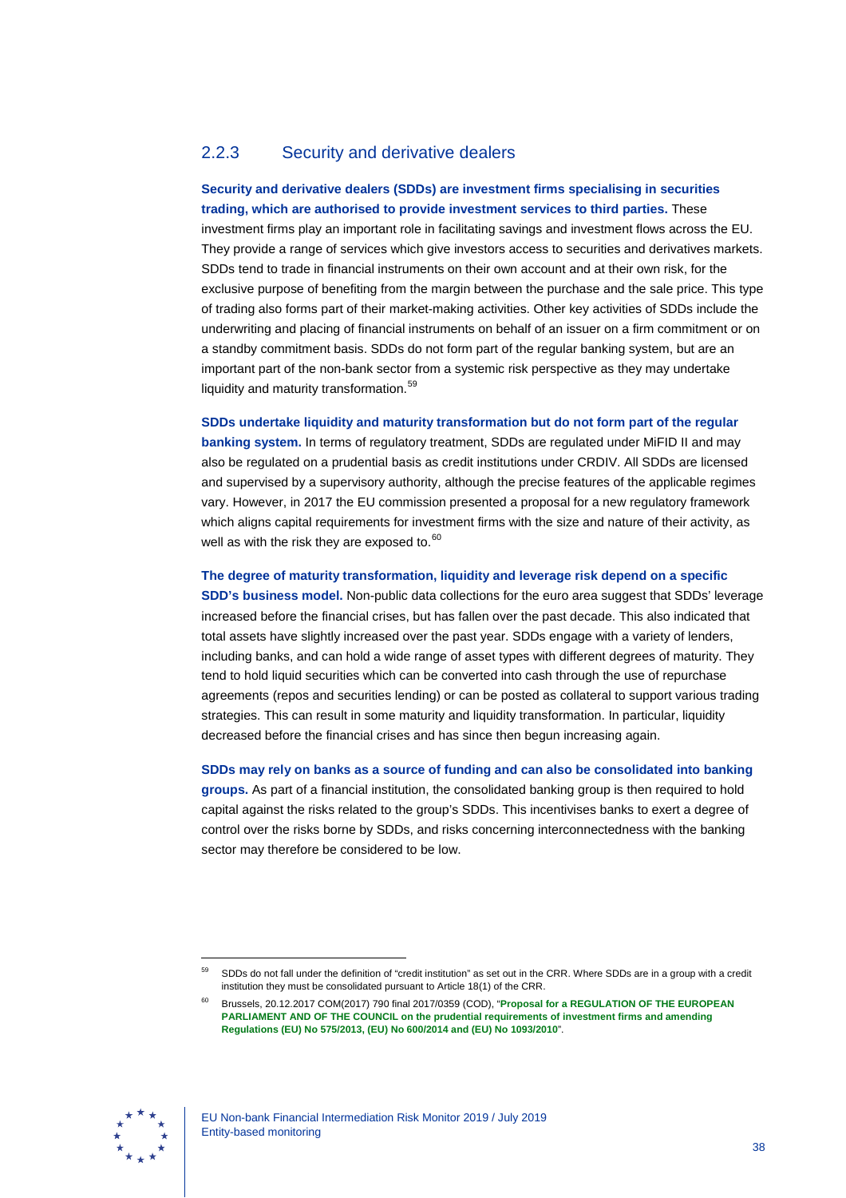### 2.2.3 Security and derivative dealers

**Security and derivative dealers (SDDs) are investment firms specialising in securities trading, which are authorised to provide investment services to third parties.** These investment firms play an important role in facilitating savings and investment flows across the EU. They provide a range of services which give investors access to securities and derivatives markets. SDDs tend to trade in financial instruments on their own account and at their own risk, for the exclusive purpose of benefiting from the margin between the purchase and the sale price. This type of trading also forms part of their market-making activities. Other key activities of SDDs include the underwriting and placing of financial instruments on behalf of an issuer on a firm commitment or on a standby commitment basis. SDDs do not form part of the regular banking system, but are an important part of the non-bank sector from a systemic risk perspective as they may undertake liquidity and maturity transformation.[59]

**SDDs undertake liquidity and maturity transformation but do not form part of the regular banking system.** In terms of regulatory treatment, SDDs are regulated under MiFID II and may also be regulated on a prudential basis as credit institutions under CRDIV. All SDDs are licensed and supervised by a supervisory authority, although the precise features of the applicable regimes vary. However, in 2017 the EU commission presented a proposal for a new regulatory framework which aligns capital requirements for investment firms with the size and nature of their activity, as well as with the risk they are exposed to.[60]

**The degree of maturity transformation, liquidity and leverage risk depend on a specific SDD's business model.** Non-public data collections for the euro area suggest that SDDs' leverage increased before the financial crises, but has fallen over the past decade. This also indicated that total assets have slightly increased over the past year. SDDs engage with a variety of lenders, including banks, and can hold a wide range of asset types with different degrees of maturity. They tend to hold liquid securities which can be converted into cash through the use of repurchase agreements (repos and securities lending) or can be posted as collateral to support various trading strategies. This can result in some maturity and liquidity transformation. In particular, liquidity decreased before the financial crises and has since then begun increasing again.

**SDDs may rely on banks as a source of funding and can also be consolidated into banking groups.** As part of a financial institution, the consolidated banking group is then required to hold capital against the risks related to the group's SDDs. This incentivises banks to exert a degree of control over the risks borne by SDDs, and risks concerning interconnectedness with the banking sector may therefore be considered to be low.

---

[59] SDDs do not fall under the definition of "credit institution" as set out in the CRR. Where SDDs are in a group with a credit institution they must be consolidated pursuant to Article 18(1) of the CRR.

[60] Brussels, 20.12.2017 COM(2017) 790 final 2017/0359 (COD), "**Proposal for a REGULATION OF THE EUROPEAN PARLIAMENT AND OF THE COUNCIL on the prudential requirements of investment firms and amending Regulations (EU) No 575/2013, (EU) No 600/2014 and (EU) No 1093/2010**".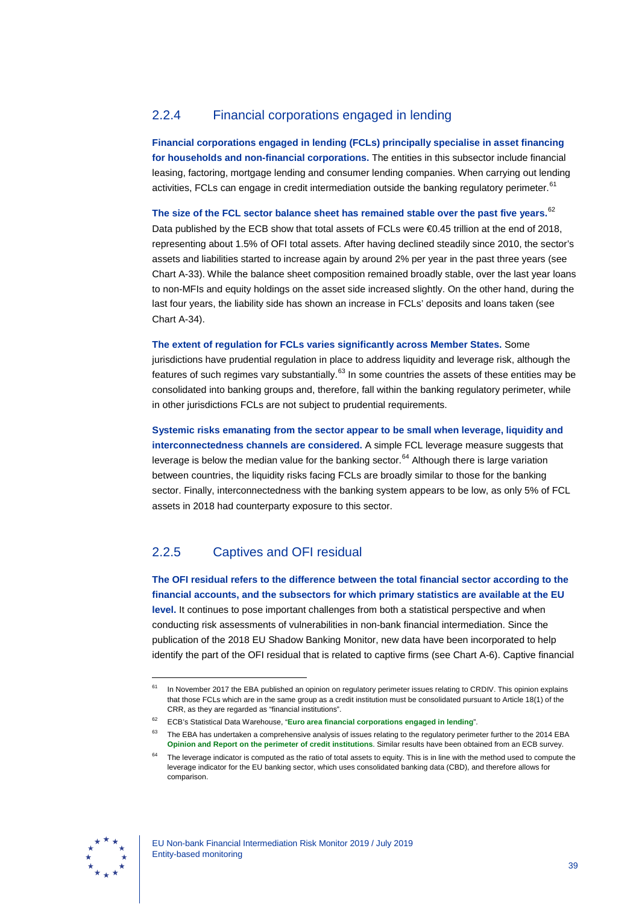### 2.2.4 Financial corporations engaged in lending

**Financial corporations engaged in lending (FCLs) principally specialise in asset financing for households and non-financial corporations.** The entities in this subsector include financial leasing, factoring, mortgage lending and consumer lending companies. When carrying out lending activities, FCLs can engage in credit intermediation outside the banking regulatory perimeter.[61]

**The size of the FCL sector balance sheet has remained stable over the past five years.**[62] Data published by the ECB show that total assets of FCLs were €0.45 trillion at the end of 2018, representing about 1.5% of OFI total assets. After having declined steadily since 2010, the sector's assets and liabilities started to increase again by around 2% per year in the past three years (see Chart A-33). While the balance sheet composition remained broadly stable, over the last year loans to non-MFIs and equity holdings on the asset side increased slightly. On the other hand, during the last four years, the liability side has shown an increase in FCLs' deposits and loans taken (see Chart A-34).

**The extent of regulation for FCLs varies significantly across Member States.** Some jurisdictions have prudential regulation in place to address liquidity and leverage risk, although the features of such regimes vary substantially.[63] In some countries the assets of these entities may be consolidated into banking groups and, therefore, fall within the banking regulatory perimeter, while in other jurisdictions FCLs are not subject to prudential requirements.

**Systemic risks emanating from the sector appear to be small when leverage, liquidity and interconnectedness channels are considered.** A simple FCL leverage measure suggests that leverage is below the median value for the banking sector.[64] Although there is large variation between countries, the liquidity risks facing FCLs are broadly similar to those for the banking sector. Finally, interconnectedness with the banking system appears to be low, as only 5% of FCL assets in 2018 had counterparty exposure to this sector.

### 2.2.5 Captives and OFI residual

**The OFI residual refers to the difference between the total financial sector according to the financial accounts, and the subsectors for which primary statistics are available at the EU level.** It continues to pose important challenges from both a statistical perspective and when conducting risk assessments of vulnerabilities in non-bank financial intermediation. Since the publication of the 2018 EU Shadow Banking Monitor, new data have been incorporated to help identify the part of the OFI residual that is related to captive firms (see Chart A-6). Captive financial

---

[61] In November 2017 the EBA published an opinion on regulatory perimeter issues relating to CRDIV. This opinion explains that those FCLs which are in the same group as a credit institution must be consolidated pursuant to Article 18(1) of the CRR, as they are regarded as "financial institutions".

[62] ECB's Statistical Data Warehouse, "**Euro area financial corporations engaged in lending**".

[63] The EBA has undertaken a comprehensive analysis of issues relating to the regulatory perimeter further to the 2014 EBA **Opinion and Report on the perimeter of credit institutions**. Similar results have been obtained from an ECB survey.

[64] The leverage indicator is computed as the ratio of total assets to equity. This is in line with the method used to compute the leverage indicator for the EU banking sector, which uses consolidated banking data (CBD), and therefore allows for comparison.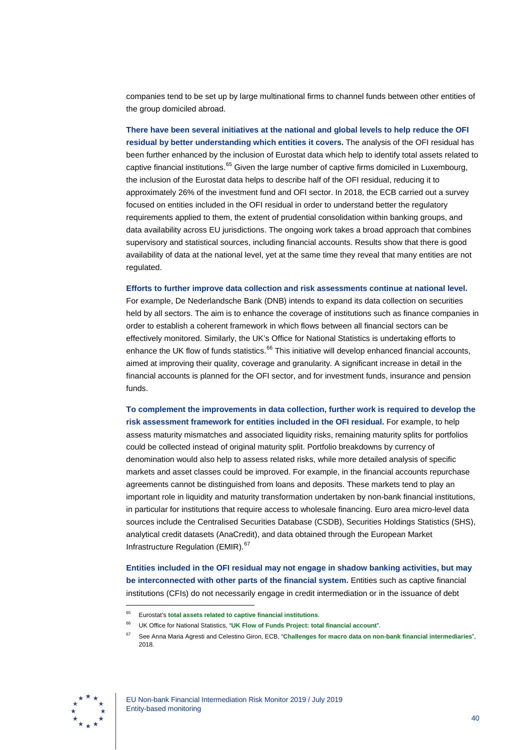companies tend to be set up by large multinational firms to channel funds between other entities of the group domiciled abroad.

**There have been several initiatives at the national and global levels to help reduce the OFI residual by better understanding which entities it covers.** The analysis of the OFI residual has been further enhanced by the inclusion of Eurostat data which help to identify total assets related to captive financial institutions.[65] Given the large number of captive firms domiciled in Luxembourg, the inclusion of the Eurostat data helps to describe half of the OFI residual, reducing it to approximately 26% of the investment fund and OFI sector. In 2018, the ECB carried out a survey focused on entities included in the OFI residual in order to understand better the regulatory requirements applied to them, the extent of prudential consolidation within banking groups, and data availability across EU jurisdictions. The ongoing work takes a broad approach that combines supervisory and statistical sources, including financial accounts. Results show that there is good availability of data at the national level, yet at the same time they reveal that many entities are not regulated.

**Efforts to further improve data collection and risk assessments continue at national level.** For example, De Nederlandsche Bank (DNB) intends to expand its data collection on securities held by all sectors. The aim is to enhance the coverage of institutions such as finance companies in order to establish a coherent framework in which flows between all financial sectors can be effectively monitored. Similarly, the UK's Office for National Statistics is undertaking efforts to enhance the UK flow of funds statistics.[66] This initiative will develop enhanced financial accounts, aimed at improving their quality, coverage and granularity. A significant increase in detail in the financial accounts is planned for the OFI sector, and for investment funds, insurance and pension funds.

**To complement the improvements in data collection, further work is required to develop the risk assessment framework for entities included in the OFI residual.** For example, to help assess maturity mismatches and associated liquidity risks, remaining maturity splits for portfolios could be collected instead of original maturity split. Portfolio breakdowns by currency of denomination would also help to assess related risks, while more detailed analysis of specific markets and asset classes could be improved. For example, in the financial accounts repurchase agreements cannot be distinguished from loans and deposits. These markets tend to play an important role in liquidity and maturity transformation undertaken by non-bank financial institutions, in particular for institutions that require access to wholesale financing. Euro area micro-level data sources include the Centralised Securities Database (CSDB), Securities Holdings Statistics (SHS), analytical credit datasets (AnaCredit), and data obtained through the European Market Infrastructure Regulation (EMIR).[67]

**Entities included in the OFI residual may not engage in shadow banking activities, but may be interconnected with other parts of the financial system.** Entities such as captive financial institutions (CFIs) do not necessarily engage in credit intermediation or in the issuance of debt

---

[65] Eurostat's **total assets related to captive financial institutions**.

[66] UK Office for National Statistics, "**UK Flow of Funds Project: total financial account**".

[67] See Anna Maria Agresti and Celestino Giron, ECB, "**Challenges for macro data on non-bank financial intermediaries**", 2018.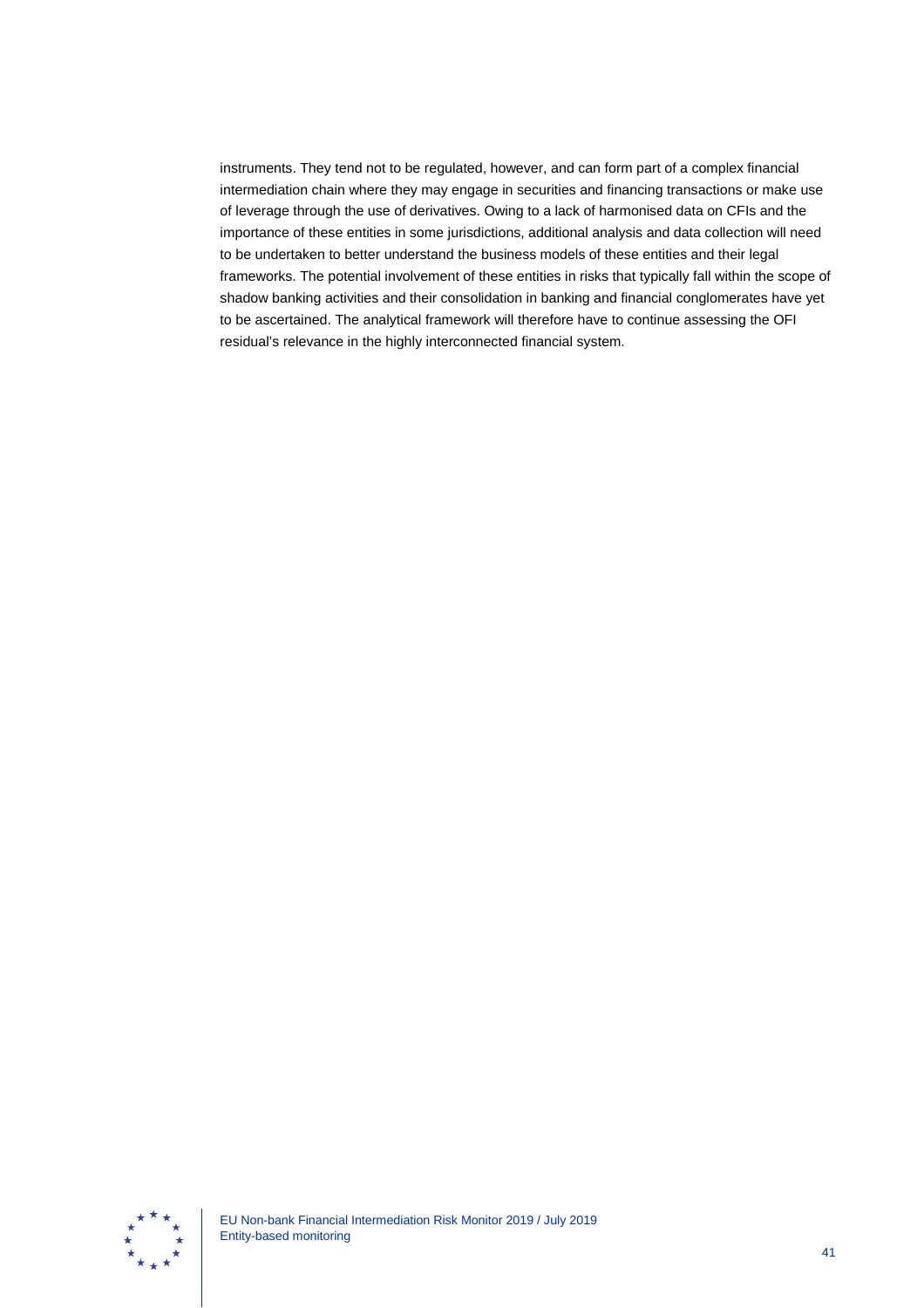instruments. They tend not to be regulated, however, and can form part of a complex financial intermediation chain where they may engage in securities and financing transactions or make use of leverage through the use of derivatives. Owing to a lack of harmonised data on CFIs and the importance of these entities in some jurisdictions, additional analysis and data collection will need to be undertaken to better understand the business models of these entities and their legal frameworks. The potential involvement of these entities in risks that typically fall within the scope of shadow banking activities and their consolidation in banking and financial conglomerates have yet to be ascertained. The analytical framework will therefore have to continue assessing the OFI residual's relevance in the highly interconnected financial system.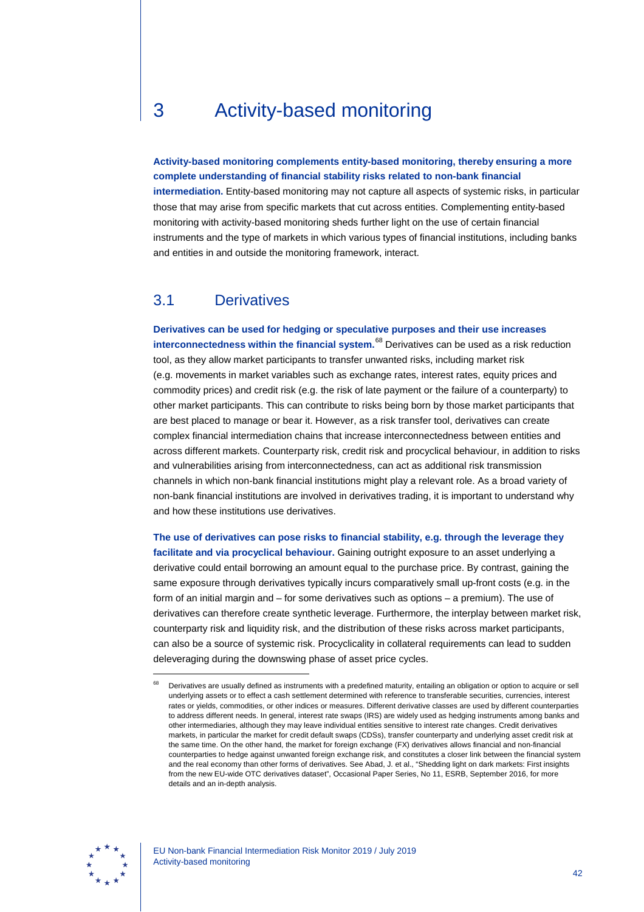# 3 Activity-based monitoring

**Activity-based monitoring complements entity-based monitoring, thereby ensuring a more complete understanding of financial stability risks related to non-bank financial intermediation.** Entity-based monitoring may not capture all aspects of systemic risks, in particular those that may arise from specific markets that cut across entities. Complementing entity-based monitoring with activity-based monitoring sheds further light on the use of certain financial instruments and the type of markets in which various types of financial institutions, including banks and entities in and outside the monitoring framework, interact.

## 3.1 Derivatives

**Derivatives can be used for hedging or speculative purposes and their use increases interconnectedness within the financial system.**[68] Derivatives can be used as a risk reduction tool, as they allow market participants to transfer unwanted risks, including market risk (e.g. movements in market variables such as exchange rates, interest rates, equity prices and commodity prices) and credit risk (e.g. the risk of late payment or the failure of a counterparty) to other market participants. This can contribute to risks being born by those market participants that are best placed to manage or bear it. However, as a risk transfer tool, derivatives can create complex financial intermediation chains that increase interconnectedness between entities and across different markets. Counterparty risk, credit risk and procyclical behaviour, in addition to risks and vulnerabilities arising from interconnectedness, can act as additional risk transmission channels in which non-bank financial institutions might play a relevant role. As a broad variety of non-bank financial institutions are involved in derivatives trading, it is important to understand why and how these institutions use derivatives.

**The use of derivatives can pose risks to financial stability, e.g. through the leverage they facilitate and via procyclical behaviour.** Gaining outright exposure to an asset underlying a derivative could entail borrowing an amount equal to the purchase price. By contrast, gaining the same exposure through derivatives typically incurs comparatively small up-front costs (e.g. in the form of an initial margin and – for some derivatives such as options – a premium). The use of derivatives can therefore create synthetic leverage. Furthermore, the interplay between market risk, counterparty risk and liquidity risk, and the distribution of these risks across market participants, can also be a source of systemic risk. Procyclicality in collateral requirements can lead to sudden deleveraging during the downswing phase of asset price cycles.

---

[68] Derivatives are usually defined as instruments with a predefined maturity, entailing an obligation or option to acquire or sell underlying assets or to effect a cash settlement determined with reference to transferable securities, currencies, interest rates or yields, commodities, or other indices or measures. Different derivative classes are used by different counterparties to address different needs. In general, interest rate swaps (IRS) are widely used as hedging instruments among banks and other intermediaries, although they may leave individual entities sensitive to interest rate changes. Credit derivatives markets, in particular the market for credit default swaps (CDSs), transfer counterparty and underlying asset credit risk at the same time. On the other hand, the market for foreign exchange (FX) derivatives allows financial and non-financial counterparties to hedge against unwanted foreign exchange risk, and constitutes a closer link between the financial system and the real economy than other forms of derivatives. See Abad, J. et al., "Shedding light on dark markets: First insights from the new EU-wide OTC derivatives dataset", Occasional Paper Series, No 11, ESRB, September 2016, for more details and an in-depth analysis.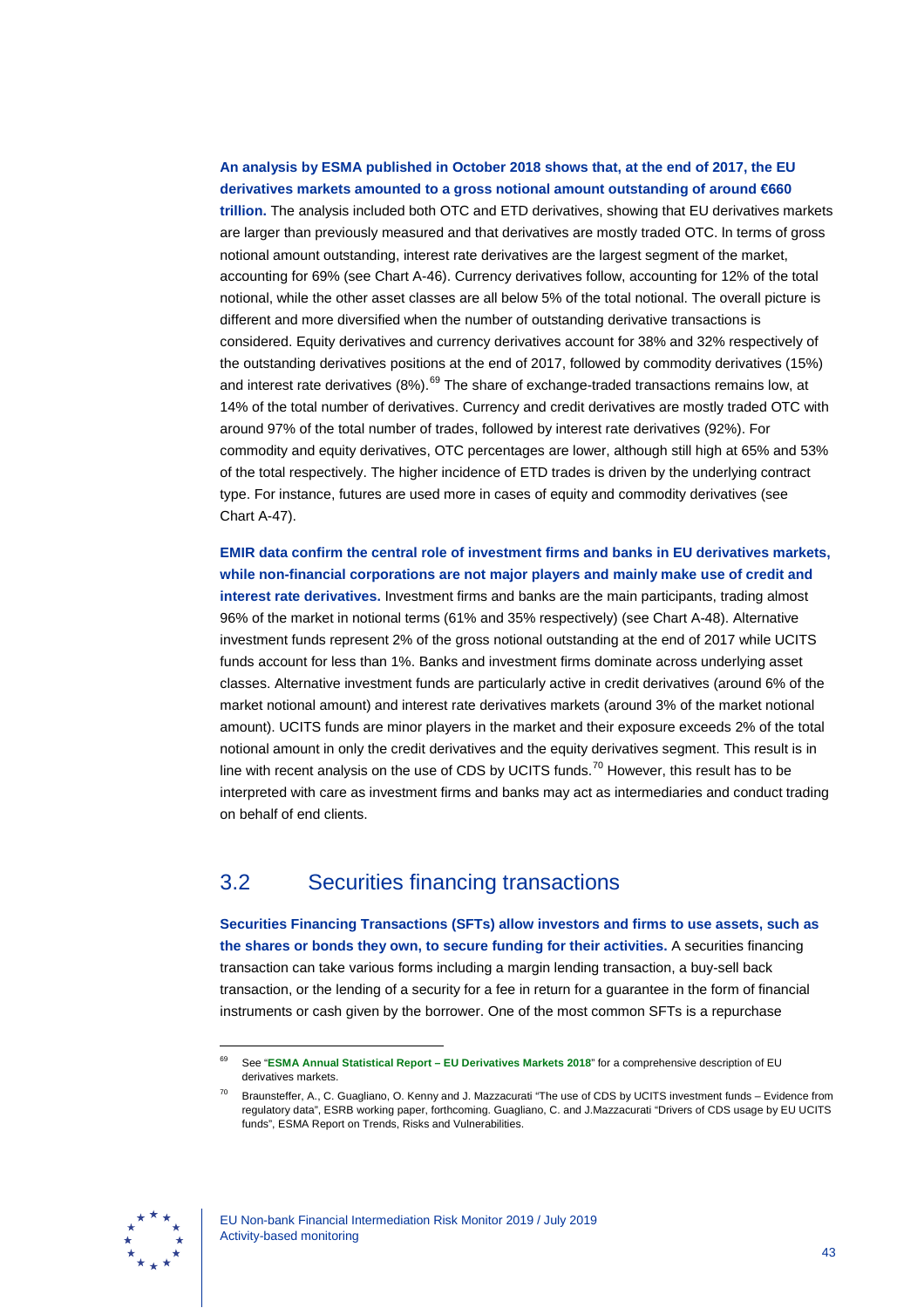**An analysis by ESMA published in October 2018 shows that, at the end of 2017, the EU derivatives markets amounted to a gross notional amount outstanding of around €660 trillion.** The analysis included both OTC and ETD derivatives, showing that EU derivatives markets are larger than previously measured and that derivatives are mostly traded OTC. In terms of gross notional amount outstanding, interest rate derivatives are the largest segment of the market, accounting for 69% (see Chart A-46). Currency derivatives follow, accounting for 12% of the total notional, while the other asset classes are all below 5% of the total notional. The overall picture is different and more diversified when the number of outstanding derivative transactions is considered. Equity derivatives and currency derivatives account for 38% and 32% respectively of the outstanding derivatives positions at the end of 2017, followed by commodity derivatives (15%) and interest rate derivatives (8%).[69] The share of exchange-traded transactions remains low, at 14% of the total number of derivatives. Currency and credit derivatives are mostly traded OTC with around 97% of the total number of trades, followed by interest rate derivatives (92%). For commodity and equity derivatives, OTC percentages are lower, although still high at 65% and 53% of the total respectively. The higher incidence of ETD trades is driven by the underlying contract type. For instance, futures are used more in cases of equity and commodity derivatives (see Chart A-47).

**EMIR data confirm the central role of investment firms and banks in EU derivatives markets, while non-financial corporations are not major players and mainly make use of credit and interest rate derivatives.** Investment firms and banks are the main participants, trading almost 96% of the market in notional terms (61% and 35% respectively) (see Chart A-48). Alternative investment funds represent 2% of the gross notional outstanding at the end of 2017 while UCITS funds account for less than 1%. Banks and investment firms dominate across underlying asset classes. Alternative investment funds are particularly active in credit derivatives (around 6% of the market notional amount) and interest rate derivatives markets (around 3% of the market notional amount). UCITS funds are minor players in the market and their exposure exceeds 2% of the total notional amount in only the credit derivatives and the equity derivatives segment. This result is in line with recent analysis on the use of CDS by UCITS funds.[70] However, this result has to be interpreted with care as investment firms and banks may act as intermediaries and conduct trading on behalf of end clients.

## 3.2 Securities financing transactions

**Securities Financing Transactions (SFTs) allow investors and firms to use assets, such as the shares or bonds they own, to secure funding for their activities.** A securities financing transaction can take various forms including a margin lending transaction, a buy-sell back transaction, or the lending of a security for a fee in return for a guarantee in the form of financial instruments or cash given by the borrower. One of the most common SFTs is a repurchase

---

[69] See "**ESMA Annual Statistical Report – EU Derivatives Markets 2018**" for a comprehensive description of EU derivatives markets.

[70] Braunsteffer, A., C. Guagliano, O. Kenny and J. Mazzacurati "The use of CDS by UCITS investment funds – Evidence from regulatory data", ESRB working paper, forthcoming. Guagliano, C. and J.Mazzacurati "Drivers of CDS usage by EU UCITS funds", ESMA Report on Trends, Risks and Vulnerabilities.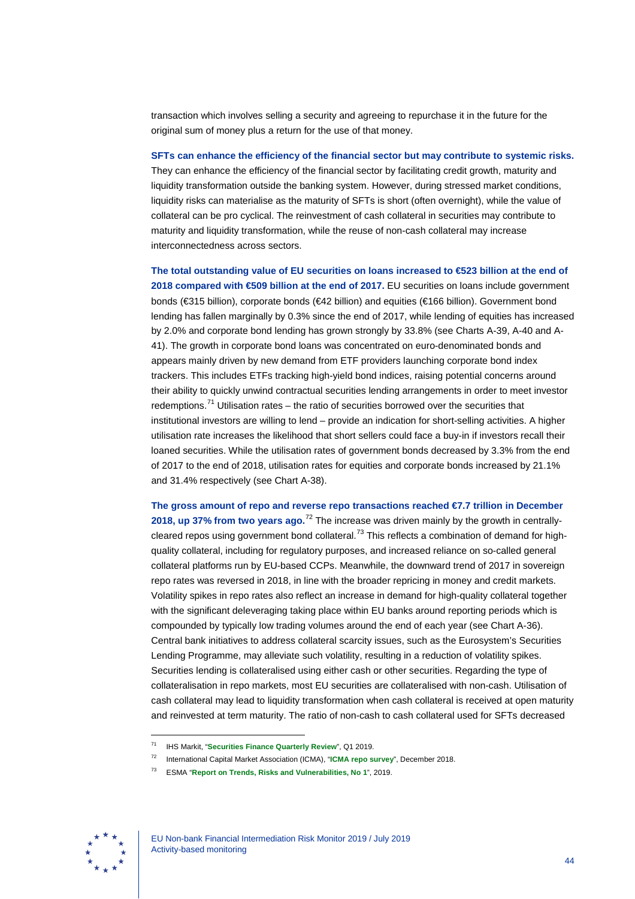transaction which involves selling a security and agreeing to repurchase it in the future for the original sum of money plus a return for the use of that money.

**SFTs can enhance the efficiency of the financial sector but may contribute to systemic risks.** They can enhance the efficiency of the financial sector by facilitating credit growth, maturity and liquidity transformation outside the banking system. However, during stressed market conditions, liquidity risks can materialise as the maturity of SFTs is short (often overnight), while the value of collateral can be pro cyclical. The reinvestment of cash collateral in securities may contribute to maturity and liquidity transformation, while the reuse of non-cash collateral may increase interconnectedness across sectors.

**The total outstanding value of EU securities on loans increased to €523 billion at the end of 2018 compared with €509 billion at the end of 2017.** EU securities on loans include government bonds (€315 billion), corporate bonds (€42 billion) and equities (€166 billion). Government bond lending has fallen marginally by 0.3% since the end of 2017, while lending of equities has increased by 2.0% and corporate bond lending has grown strongly by 33.8% (see Charts A-39, A-40 and A-41). The growth in corporate bond loans was concentrated on euro-denominated bonds and appears mainly driven by new demand from ETF providers launching corporate bond index trackers. This includes ETFs tracking high-yield bond indices, raising potential concerns around their ability to quickly unwind contractual securities lending arrangements in order to meet investor redemptions.[71] Utilisation rates – the ratio of securities borrowed over the securities that institutional investors are willing to lend – provide an indication for short-selling activities. A higher utilisation rate increases the likelihood that short sellers could face a buy-in if investors recall their loaned securities. While the utilisation rates of government bonds decreased by 3.3% from the end of 2017 to the end of 2018, utilisation rates for equities and corporate bonds increased by 21.1% and 31.4% respectively (see Chart A-38).

**The gross amount of repo and reverse repo transactions reached €7.7 trillion in December 2018, up 37% from two years ago.**[72] The increase was driven mainly by the growth in centrally-cleared repos using government bond collateral.[73] This reflects a combination of demand for high-quality collateral, including for regulatory purposes, and increased reliance on so-called general collateral platforms run by EU-based CCPs. Meanwhile, the downward trend of 2017 in sovereign repo rates was reversed in 2018, in line with the broader repricing in money and credit markets. Volatility spikes in repo rates also reflect an increase in demand for high-quality collateral together with the significant deleveraging taking place within EU banks around reporting periods which is compounded by typically low trading volumes around the end of each year (see Chart A-36). Central bank initiatives to address collateral scarcity issues, such as the Eurosystem's Securities Lending Programme, may alleviate such volatility, resulting in a reduction of volatility spikes. Securities lending is collateralised using either cash or other securities. Regarding the type of collateralisation in repo markets, most EU securities are collateralised with non-cash. Utilisation of cash collateral may lead to liquidity transformation when cash collateral is received at open maturity and reinvested at term maturity. The ratio of non-cash to cash collateral used for SFTs decreased

---

[71] IHS Markit, "**Securities Finance Quarterly Review**", Q1 2019.

[72] International Capital Market Association (ICMA), "**ICMA repo survey**", December 2018.

[73] ESMA "**Report on Trends, Risks and Vulnerabilities, No 1**", 2019.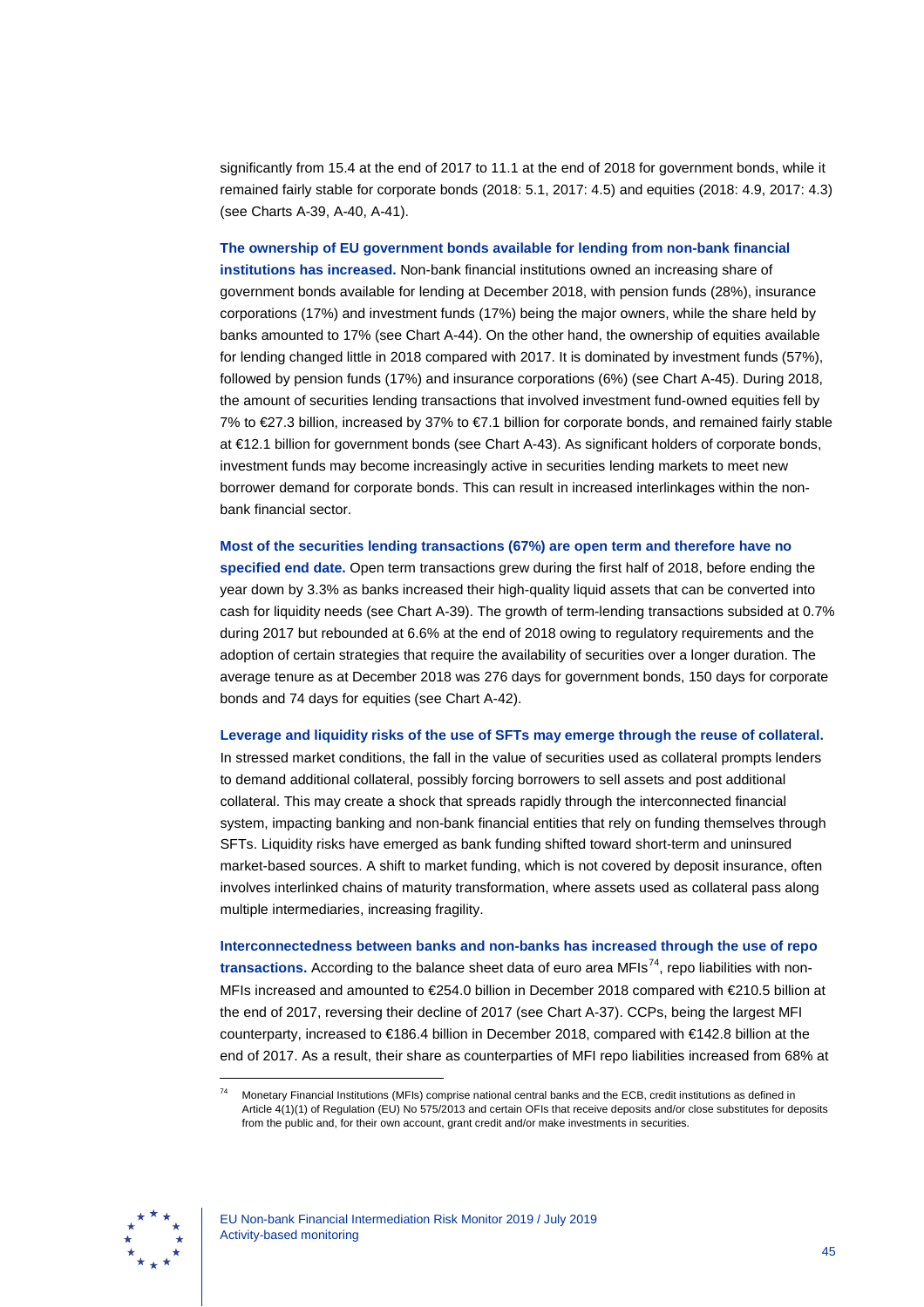significantly from 15.4 at the end of 2017 to 11.1 at the end of 2018 for government bonds, while it remained fairly stable for corporate bonds (2018: 5.1, 2017: 4.5) and equities (2018: 4.9, 2017: 4.3) (see Charts A-39, A-40, A-41).

**The ownership of EU government bonds available for lending from non-bank financial institutions has increased.** Non-bank financial institutions owned an increasing share of government bonds available for lending at December 2018, with pension funds (28%), insurance corporations (17%) and investment funds (17%) being the major owners, while the share held by banks amounted to 17% (see Chart A-44). On the other hand, the ownership of equities available for lending changed little in 2018 compared with 2017. It is dominated by investment funds (57%), followed by pension funds (17%) and insurance corporations (6%) (see Chart A-45). During 2018, the amount of securities lending transactions that involved investment fund-owned equities fell by 7% to €27.3 billion, increased by 37% to €7.1 billion for corporate bonds, and remained fairly stable at €12.1 billion for government bonds (see Chart A-43). As significant holders of corporate bonds, investment funds may become increasingly active in securities lending markets to meet new borrower demand for corporate bonds. This can result in increased interlinkages within the non-bank financial sector.

**Most of the securities lending transactions (67%) are open term and therefore have no specified end date.** Open term transactions grew during the first half of 2018, before ending the year down by 3.3% as banks increased their high-quality liquid assets that can be converted into cash for liquidity needs (see Chart A-39). The growth of term-lending transactions subsided at 0.7% during 2017 but rebounded at 6.6% at the end of 2018 owing to regulatory requirements and the adoption of certain strategies that require the availability of securities over a longer duration. The average tenure as at December 2018 was 276 days for government bonds, 150 days for corporate bonds and 74 days for equities (see Chart A-42).

**Leverage and liquidity risks of the use of SFTs may emerge through the reuse of collateral.** In stressed market conditions, the fall in the value of securities used as collateral prompts lenders to demand additional collateral, possibly forcing borrowers to sell assets and post additional collateral. This may create a shock that spreads rapidly through the interconnected financial system, impacting banking and non-bank financial entities that rely on funding themselves through SFTs. Liquidity risks have emerged as bank funding shifted toward short-term and uninsured market-based sources. A shift to market funding, which is not covered by deposit insurance, often involves interlinked chains of maturity transformation, where assets used as collateral pass along multiple intermediaries, increasing fragility.

**Interconnectedness between banks and non-banks has increased through the use of repo transactions.** According to the balance sheet data of euro area MFIs[74], repo liabilities with non-MFIs increased and amounted to €254.0 billion in December 2018 compared with €210.5 billion at the end of 2017, reversing their decline of 2017 (see Chart A-37). CCPs, being the largest MFI counterparty, increased to €186.4 billion in December 2018, compared with €142.8 billion at the end of 2017. As a result, their share as counterparties of MFI repo liabilities increased from 68% at

[74] Monetary Financial Institutions (MFIs) comprise national central banks and the ECB, credit institutions as defined in Article 4(1)(1) of Regulation (EU) No 575/2013 and certain OFIs that receive deposits and/or close substitutes for deposits from the public and, for their own account, grant credit and/or make investments in securities.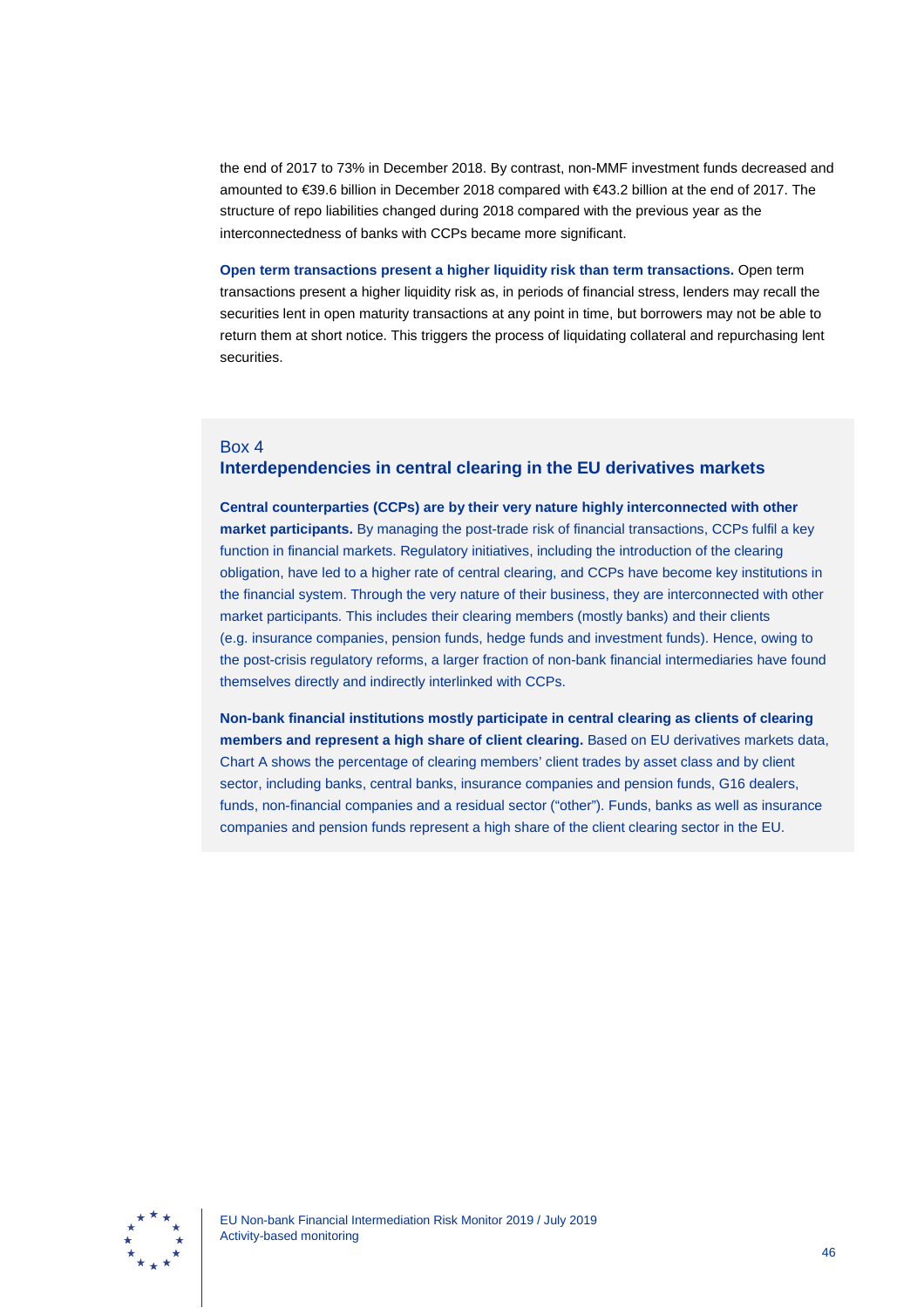the end of 2017 to 73% in December 2018. By contrast, non-MMF investment funds decreased and amounted to €39.6 billion in December 2018 compared with €43.2 billion at the end of 2017. The structure of repo liabilities changed during 2018 compared with the previous year as the interconnectedness of banks with CCPs became more significant.

**Open term transactions present a higher liquidity risk than term transactions.** Open term transactions present a higher liquidity risk as, in periods of financial stress, lenders may recall the securities lent in open maturity transactions at any point in time, but borrowers may not be able to return them at short notice. This triggers the process of liquidating collateral and repurchasing lent securities.

## Box 4
## Interdependencies in central clearing in the EU derivatives markets

**Central counterparties (CCPs) are by their very nature highly interconnected with other market participants.** By managing the post-trade risk of financial transactions, CCPs fulfil a key function in financial markets. Regulatory initiatives, including the introduction of the clearing obligation, have led to a higher rate of central clearing, and CCPs have become key institutions in the financial system. Through the very nature of their business, they are interconnected with other market participants. This includes their clearing members (mostly banks) and their clients (e.g. insurance companies, pension funds, hedge funds and investment funds). Hence, owing to the post-crisis regulatory reforms, a larger fraction of non-bank financial intermediaries have found themselves directly and indirectly interlinked with CCPs.

**Non-bank financial institutions mostly participate in central clearing as clients of clearing members and represent a high share of client clearing.** Based on EU derivatives markets data, Chart A shows the percentage of clearing members' client trades by asset class and by client sector, including banks, central banks, insurance companies and pension funds, G16 dealers, funds, non-financial companies and a residual sector ("other"). Funds, banks as well as insurance companies and pension funds represent a high share of the client clearing sector in the EU.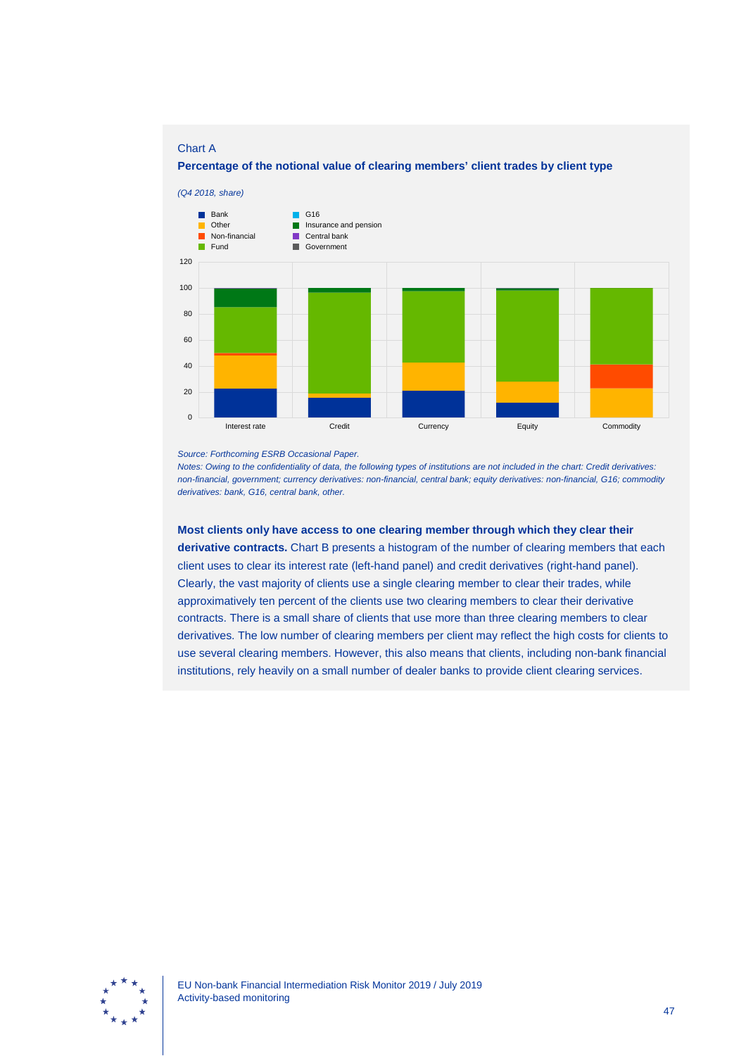Chart A

**Percentage of the notional value of clearing members' client trades by client type**

*(Q4 2018, share)*

Source: Forthcoming ESRB Occasional Paper.

Notes: Owing to the confidentiality of data, the following types of institutions are not included in the chart: Credit derivatives: non-financial, government; currency derivatives: non-financial, central bank; equity derivatives: non-financial, G16; commodity derivatives: bank, G16, central bank, other.

**Most clients only have access to one clearing member through which they clear their derivative contracts.** Chart B presents a histogram of the number of clearing members that each client uses to clear its interest rate (left-hand panel) and credit derivatives (right-hand panel). Clearly, the vast majority of clients use a single clearing member to clear their trades, while approximatively ten percent of the clients use two clearing members to clear their derivative contracts. There is a small share of clients that use more than three clearing members to clear derivatives. The low number of clearing members per client may reflect the high costs for clients to use several clearing members. However, this also means that clients, including non-bank financial institutions, rely heavily on a small number of dealer banks to provide client clearing services.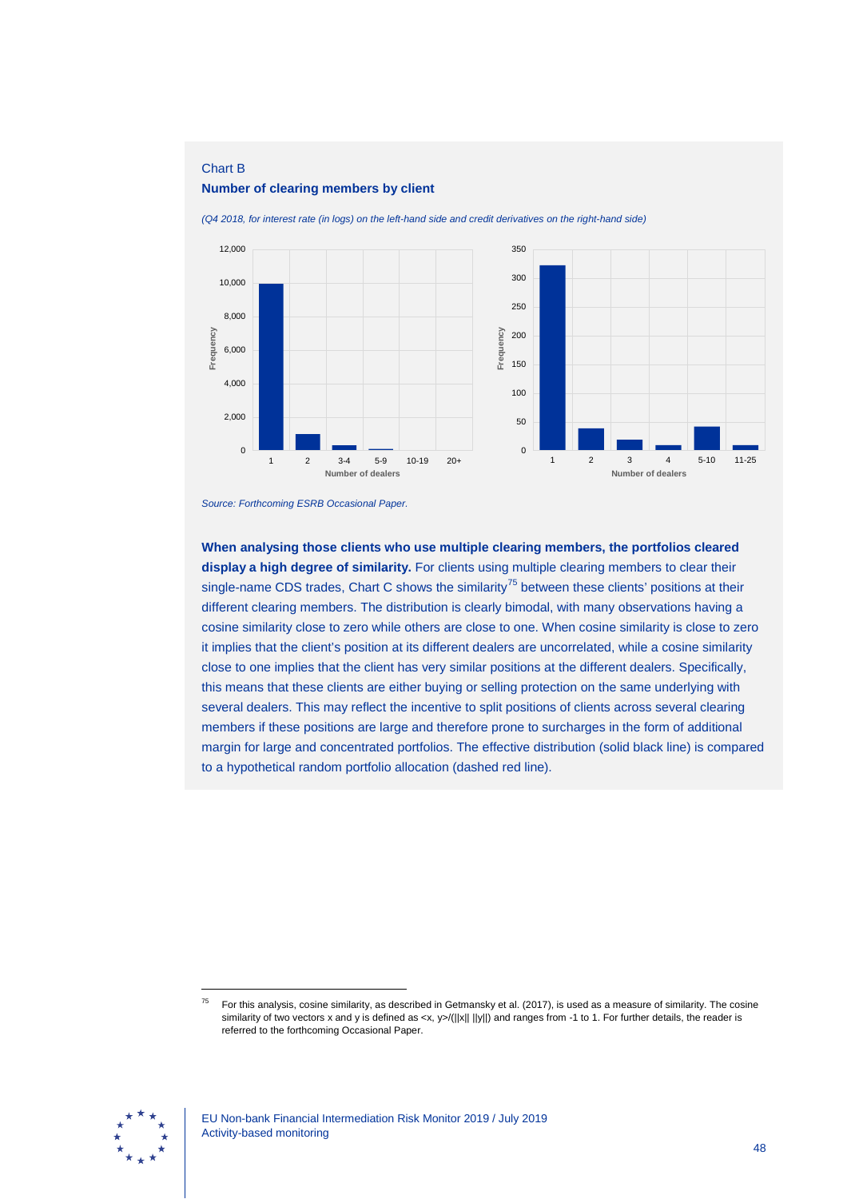Chart B

**Number of clearing members by client**

*(Q4 2018, for interest rate (in logs) on the left-hand side and credit derivatives on the right-hand side)*

*Source: Forthcoming ESRB Occasional Paper.*

**When analysing those clients who use multiple clearing members, the portfolios cleared display a high degree of similarity.** For clients using multiple clearing members to clear their single-name CDS trades, Chart C shows the similarity[75] between these clients' positions at their different clearing members. The distribution is clearly bimodal, with many observations having a cosine similarity close to zero while others are close to one. When cosine similarity is close to zero it implies that the client's position at its different dealers are uncorrelated, while a cosine similarity close to one implies that the client has very similar positions at the different dealers. Specifically, this means that these clients are either buying or selling protection on the same underlying with several dealers. This may reflect the incentive to split positions of clients across several clearing members if these positions are large and therefore prone to surcharges in the form of additional margin for large and concentrated portfolios. The effective distribution (solid black line) is compared to a hypothetical random portfolio allocation (dashed red line).

[75] For this analysis, cosine similarity, as described in Getmansky et al. (2017), is used as a measure of similarity. The cosine similarity of two vectors x and y is defined as $\langle x, y \rangle / (\|x\| \, \|y\|)$ and ranges from -1 to 1. For further details, the reader is referred to the forthcoming Occasional Paper.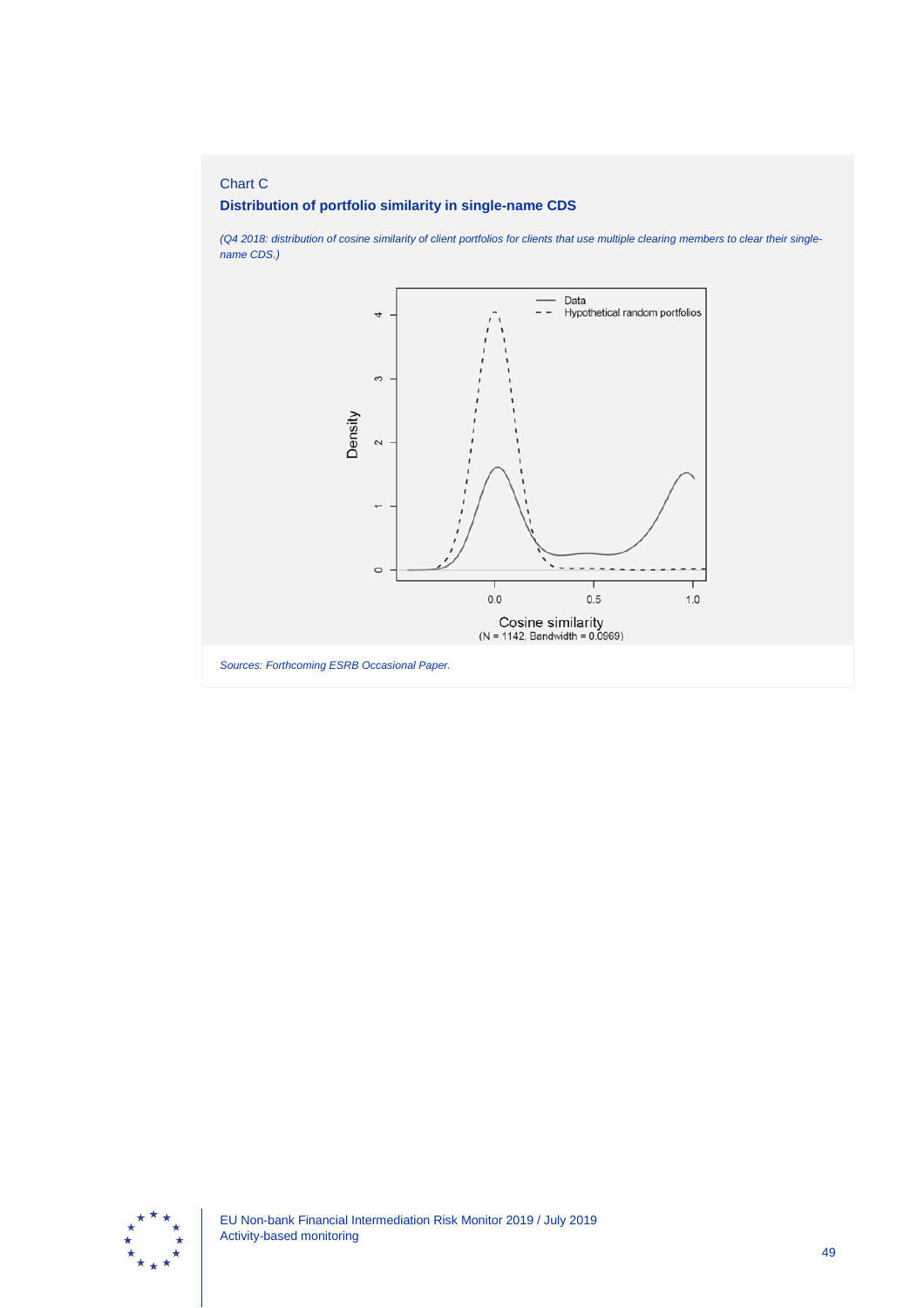Chart C

**Distribution of portfolio similarity in single-name CDS**

*(Q4 2018: distribution of cosine similarity of client portfolios for clients that use multiple clearing members to clear their single-name CDS.)*

*Sources: Forthcoming ESRB Occasional Paper.*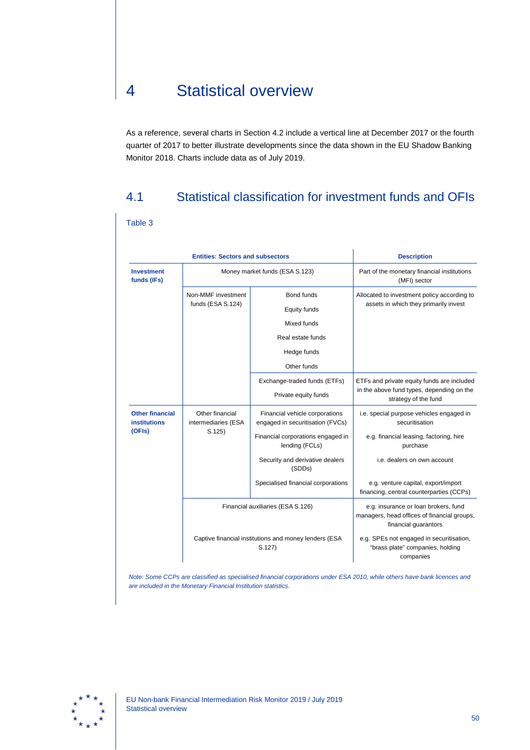# 4 Statistical overview

As a reference, several charts in Section 4.2 include a vertical line at December 2017 or the fourth quarter of 2017 to better illustrate developments since the data shown in the EU Shadow Banking Monitor 2018. Charts include data as of July 2019.

## 4.1 Statistical classification for investment funds and OFIs

Table 3

| Entities: Sectors and subsectors | | | Description |
|---|---|---|---|
| **Investment funds (IFs)** | Money market funds (ESA S.123) | | Part of the monetary financial institutions (MFI) sector |
| | Non-MMF investment funds (ESA S.124) | Bond funds<br>Equity funds<br>Mixed funds<br>Real estate funds<br>Hedge funds<br>Other funds | Allocated to investment policy according to assets in which they primarily invest |
| | | Exchange-traded funds (ETFs)<br>Private equity funds | ETFs and private equity funds are included in the above fund types, depending on the strategy of the fund |
| **Other financial institutions (OFIs)** | Other financial intermediaries (ESA S.125) | Financial vehicle corporations engaged in securitisation (FVCs) | i.e. special purpose vehicles engaged in securitisation |
| | | Financial corporations engaged in lending (FCLs) | e.g. financial leasing, factoring, hire purchase |
| | | Security and derivative dealers (SDDs) | i.e. dealers on own account |
| | | Specialised financial corporations | e.g. venture capital, export/import financing, central counterparties (CCPs) |
| | Financial auxiliaries (ESA S.126) | | e.g. insurance or loan brokers, fund managers, head offices of financial groups, financial guarantors |
| | Captive financial institutions and money lenders (ESA S.127) | | e.g. SPEs not engaged in securitisation, "brass plate" companies, holding companies |

*Note: Some CCPs are classified as specialised financial corporations under ESA 2010, while others have bank licences and are included in the Monetary Financial Institution statistics.*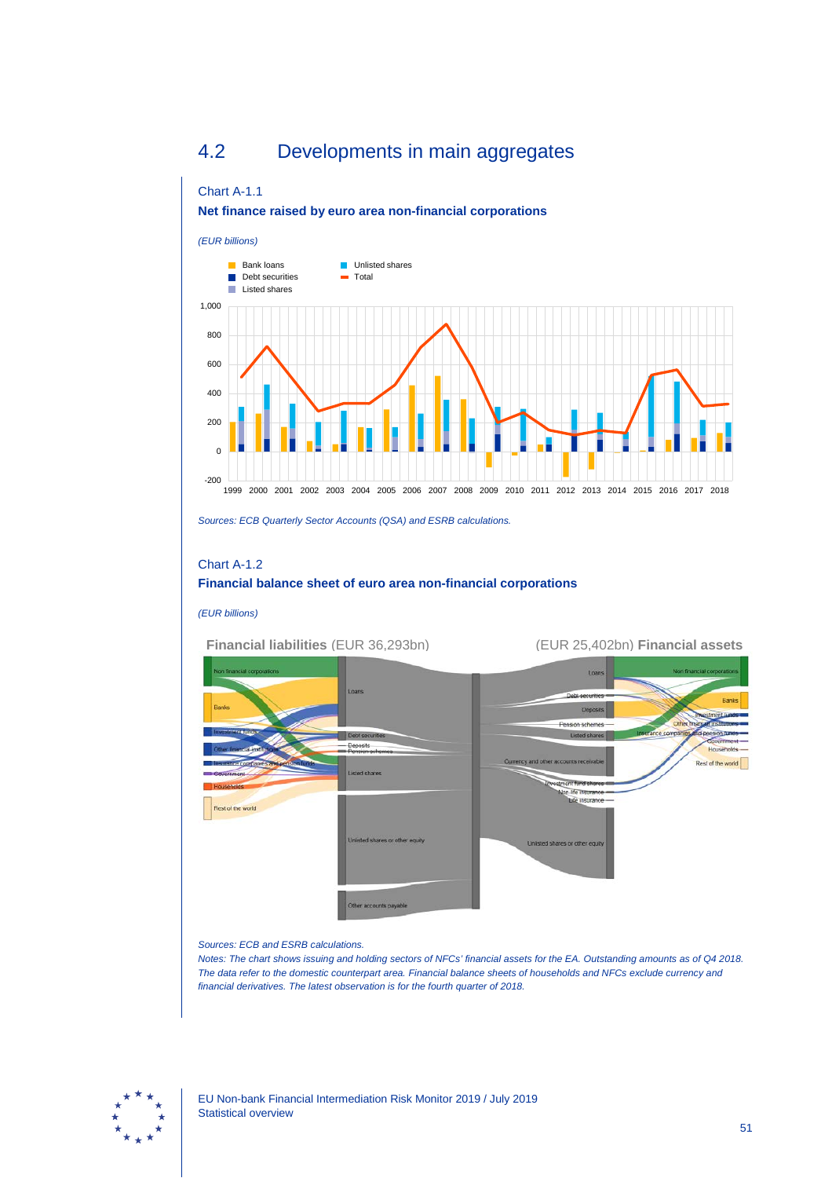## 4.2 Developments in main aggregates

Chart A-1.1

**Net finance raised by euro area non-financial corporations**

*(EUR billions)*

*Sources: ECB Quarterly Sector Accounts (QSA) and ESRB calculations.*

Chart A-1.2

**Financial balance sheet of euro area non-financial corporations**

*(EUR billions)*

*Sources: ECB and ESRB calculations.*

*Notes: The chart shows issuing and holding sectors of NFCs' financial assets for the EA. Outstanding amounts as of Q4 2018. The data refer to the domestic counterpart area. Financial balance sheets of households and NFCs exclude currency and financial derivatives. The latest observation is for the fourth quarter of 2018.*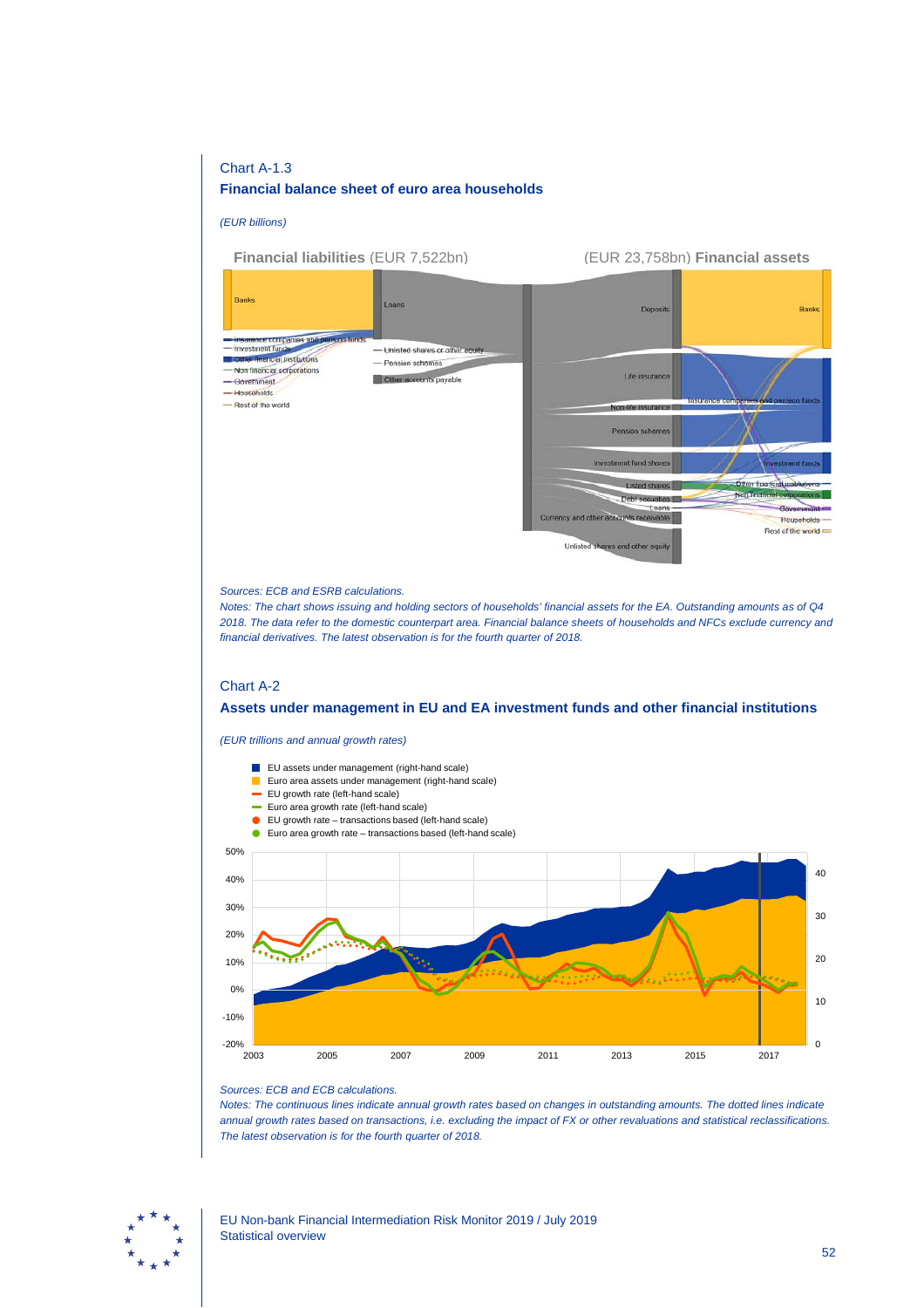Chart A-1.3

**Financial balance sheet of euro area households**

*(EUR billions)*

**Financial liabilities** (EUR 7,522bn) — (EUR 23,758bn) **Financial assets**

Banks, Insurance companies and pension funds, Investment funds, Other financial institutions, Non financial corporations, Government, Households, Rest of the world

Loans, Unlisted shares or other equity, Pension schemes, Other accounts payable

Deposits, Life insurance, Non-life insurance, Pension schemes, Investment fund shares, Listed shares, Debt securities, Loans, Currency and other accounts receivable, Unlisted shares and other equity

Banks, Insurance companies and pension funds, Investment funds, Other financial institutions, Non financial corporations, Government, Households, Rest of the world

*Sources: ECB and ESRB calculations.*

*Notes: The chart shows issuing and holding sectors of households' financial assets for the EA. Outstanding amounts as of Q4 2018. The data refer to the domestic counterpart area. Financial balance sheets of households and NFCs exclude currency and financial derivatives. The latest observation is for the fourth quarter of 2018.*

Chart A-2

**Assets under management in EU and EA investment funds and other financial institutions**

*(EUR trillions and annual growth rates)*

- EU assets under management (right-hand scale)
- Euro area assets under management (right-hand scale)
- EU growth rate (left-hand scale)
- Euro area growth rate (left-hand scale)
- EU growth rate – transactions based (left-hand scale)
- Euro area growth rate – transactions based (left-hand scale)

*Sources: ECB and ECB calculations.*

*Notes: The continuous lines indicate annual growth rates based on changes in outstanding amounts. The dotted lines indicate annual growth rates based on transactions, i.e. excluding the impact of FX or other revaluations and statistical reclassifications. The latest observation is for the fourth quarter of 2018.*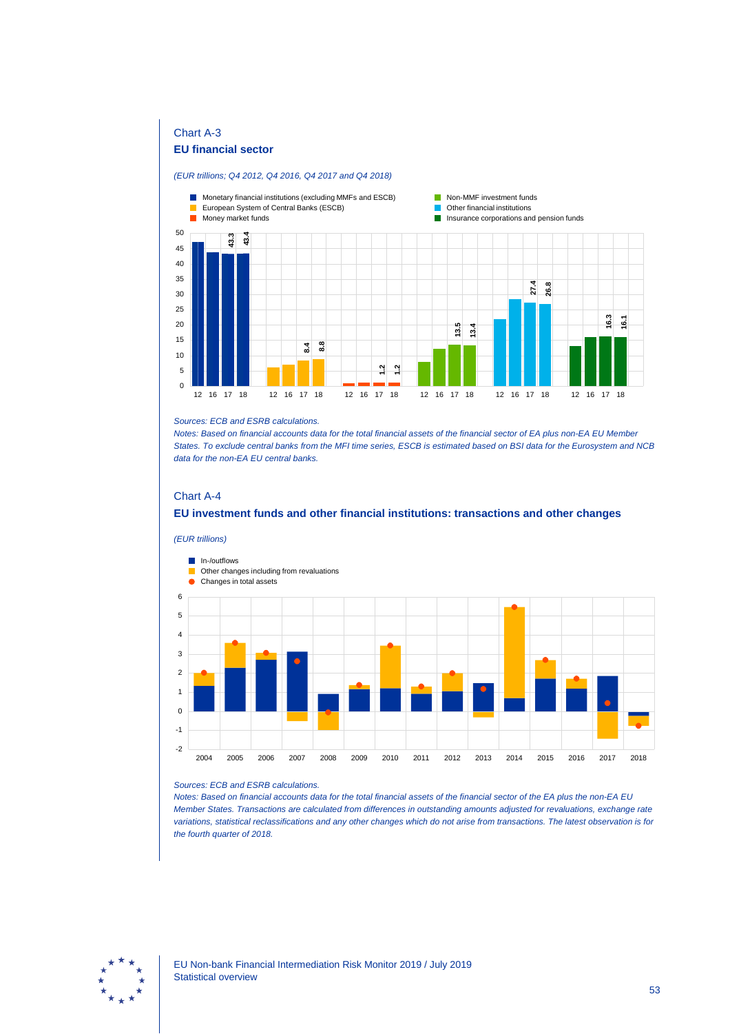Chart A-3

**EU financial sector**

*(EUR trillions; Q4 2012, Q4 2016, Q4 2017 and Q4 2018)*

*Sources: ECB and ESRB calculations.*

*Notes: Based on financial accounts data for the total financial assets of the financial sector of EA plus non-EA EU Member States. To exclude central banks from the MFI time series, ESCB is estimated based on BSI data for the Eurosystem and NCB data for the non-EA EU central banks.*

Chart A-4

**EU investment funds and other financial institutions: transactions and other changes**

*(EUR trillions)*

*Sources: ECB and ESRB calculations.*

*Notes: Based on financial accounts data for the total financial assets of the financial sector of the EA plus the non-EA EU Member States. Transactions are calculated from differences in outstanding amounts adjusted for revaluations, exchange rate variations, statistical reclassifications and any other changes which do not arise from transactions. The latest observation is for the fourth quarter of 2018.*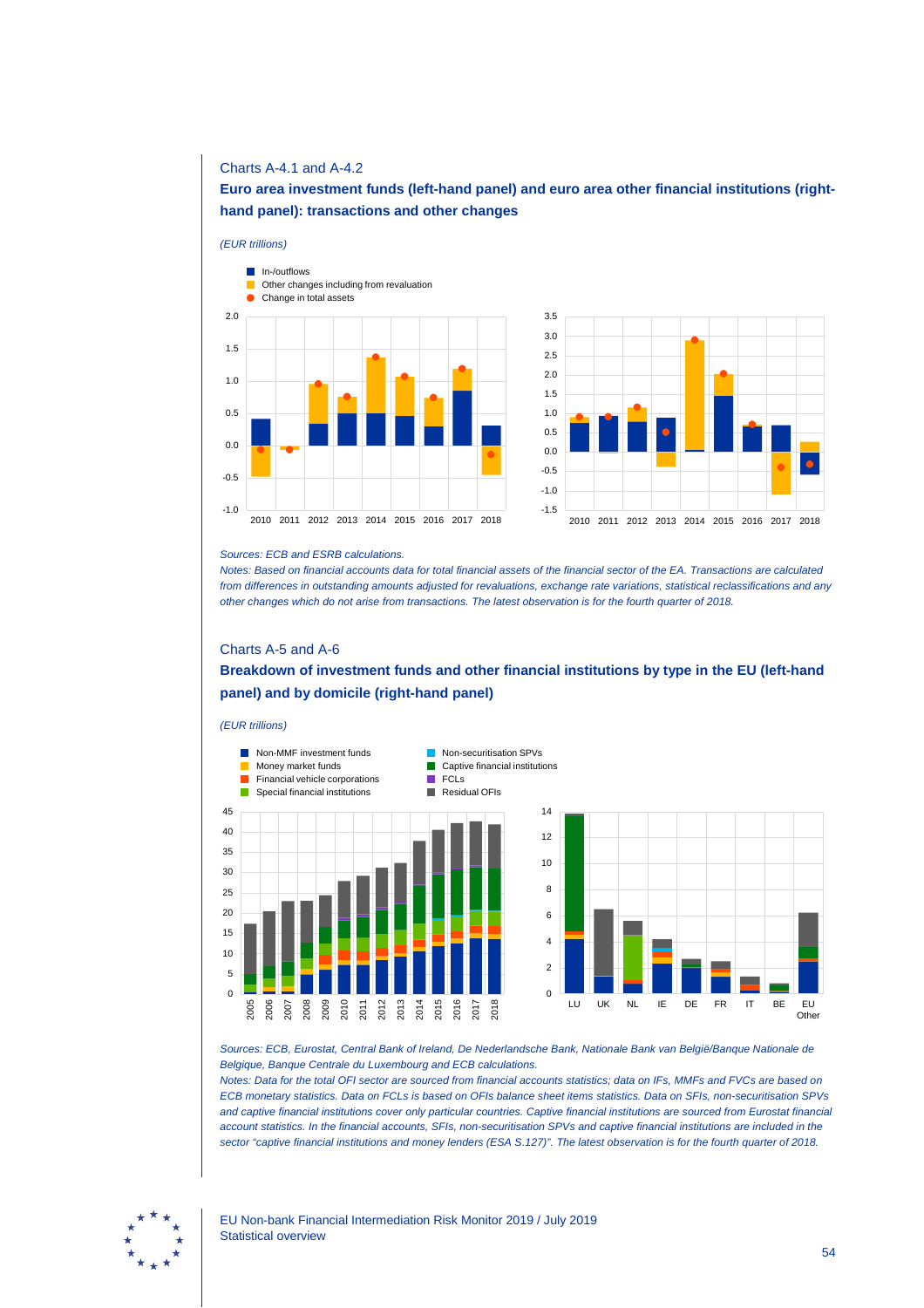Charts A-4.1 and A-4.2

**Euro area investment funds (left-hand panel) and euro area other financial institutions (right-hand panel): transactions and other changes**

*(EUR trillions)*

*Sources: ECB and ESRB calculations.*

*Notes: Based on financial accounts data for total financial assets of the financial sector of the EA. Transactions are calculated from differences in outstanding amounts adjusted for revaluations, exchange rate variations, statistical reclassifications and any other changes which do not arise from transactions. The latest observation is for the fourth quarter of 2018.*

Charts A-5 and A-6

**Breakdown of investment funds and other financial institutions by type in the EU (left-hand panel) and by domicile (right-hand panel)**

*(EUR trillions)*

*Sources: ECB, Eurostat, Central Bank of Ireland, De Nederlandsche Bank, Nationale Bank van België/Banque Nationale de Belgique, Banque Centrale du Luxembourg and ECB calculations.*

*Notes: Data for the total OFI sector are sourced from financial accounts statistics; data on IFs, MMFs and FVCs are based on ECB monetary statistics. Data on FCLs is based on OFIs balance sheet items statistics. Data on SFIs, non-securitisation SPVs and captive financial institutions cover only particular countries. Captive financial institutions are sourced from Eurostat financial account statistics. In the financial accounts, SFIs, non-securitisation SPVs and captive financial institutions are included in the sector "captive financial institutions and money lenders (ESA S.127)". The latest observation is for the fourth quarter of 2018.*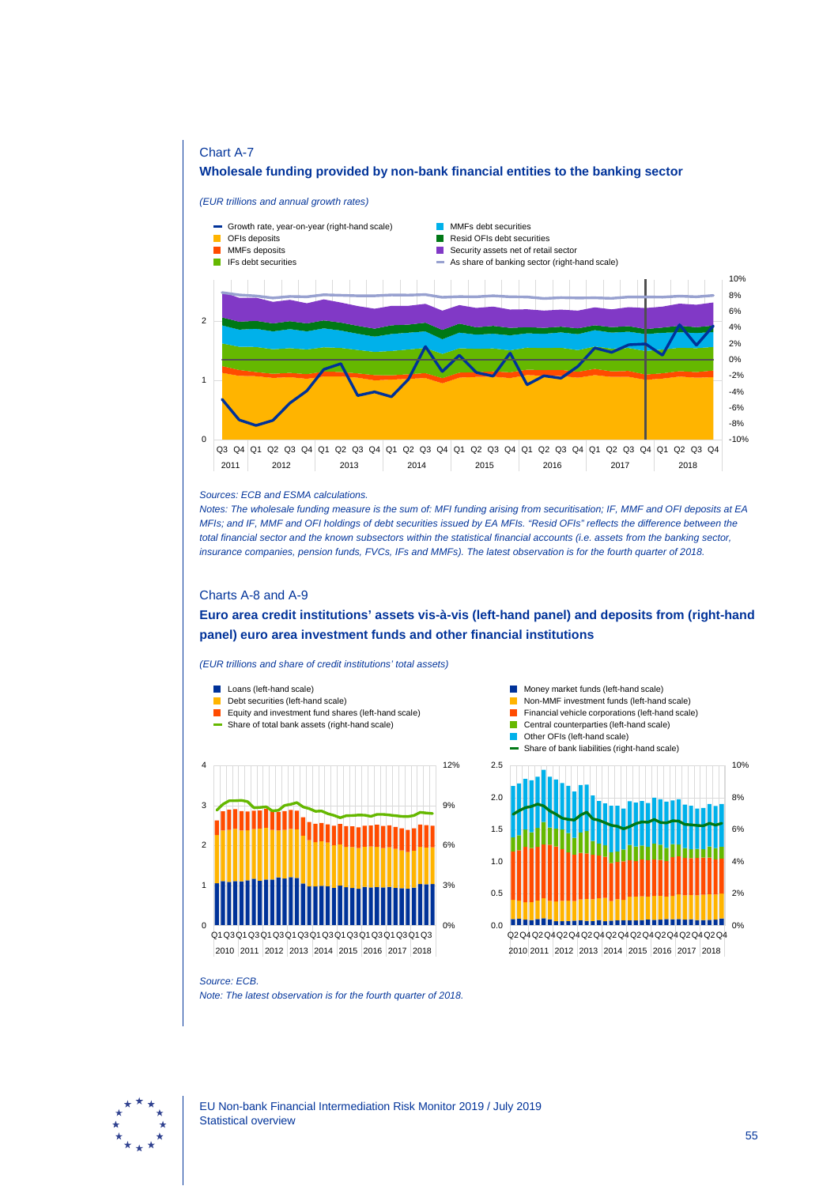Chart A-7

**Wholesale funding provided by non-bank financial entities to the banking sector**

*(EUR trillions and annual growth rates)*

- Growth rate, year-on-year (right-hand scale)
- OFIs deposits
- MMFs deposits
- IFs debt securities
- MMFs debt securities
- Resid OFIs debt securities
- Security assets net of retail sector
- As share of banking sector (right-hand scale)

*Sources: ECB and ESMA calculations.*

*Notes: The wholesale funding measure is the sum of: MFI funding arising from securitisation; IF, MMF and OFI deposits at EA MFIs; and IF, MMF and OFI holdings of debt securities issued by EA MFIs. "Resid OFIs" reflects the difference between the total financial sector and the known subsectors within the statistical financial accounts (i.e. assets from the banking sector, insurance companies, pension funds, FVCs, IFs and MMFs). The latest observation is for the fourth quarter of 2018.*

Charts A-8 and A-9

**Euro area credit institutions' assets vis-à-vis (left-hand panel) and deposits from (right-hand panel) euro area investment funds and other financial institutions**

*(EUR trillions and share of credit institutions' total assets)*

Left-hand panel:
- Loans (left-hand scale)
- Debt securities (left-hand scale)
- Equity and investment fund shares (left-hand scale)
- Share of total bank assets (right-hand scale)

Right-hand panel:
- Money market funds (left-hand scale)
- Non-MMF investment funds (left-hand scale)
- Financial vehicle corporations (left-hand scale)
- Central counterparties (left-hand scale)
- Other OFIs (left-hand scale)
- Share of bank liabilities (right-hand scale)

*Source: ECB.*

*Note: The latest observation is for the fourth quarter of 2018.*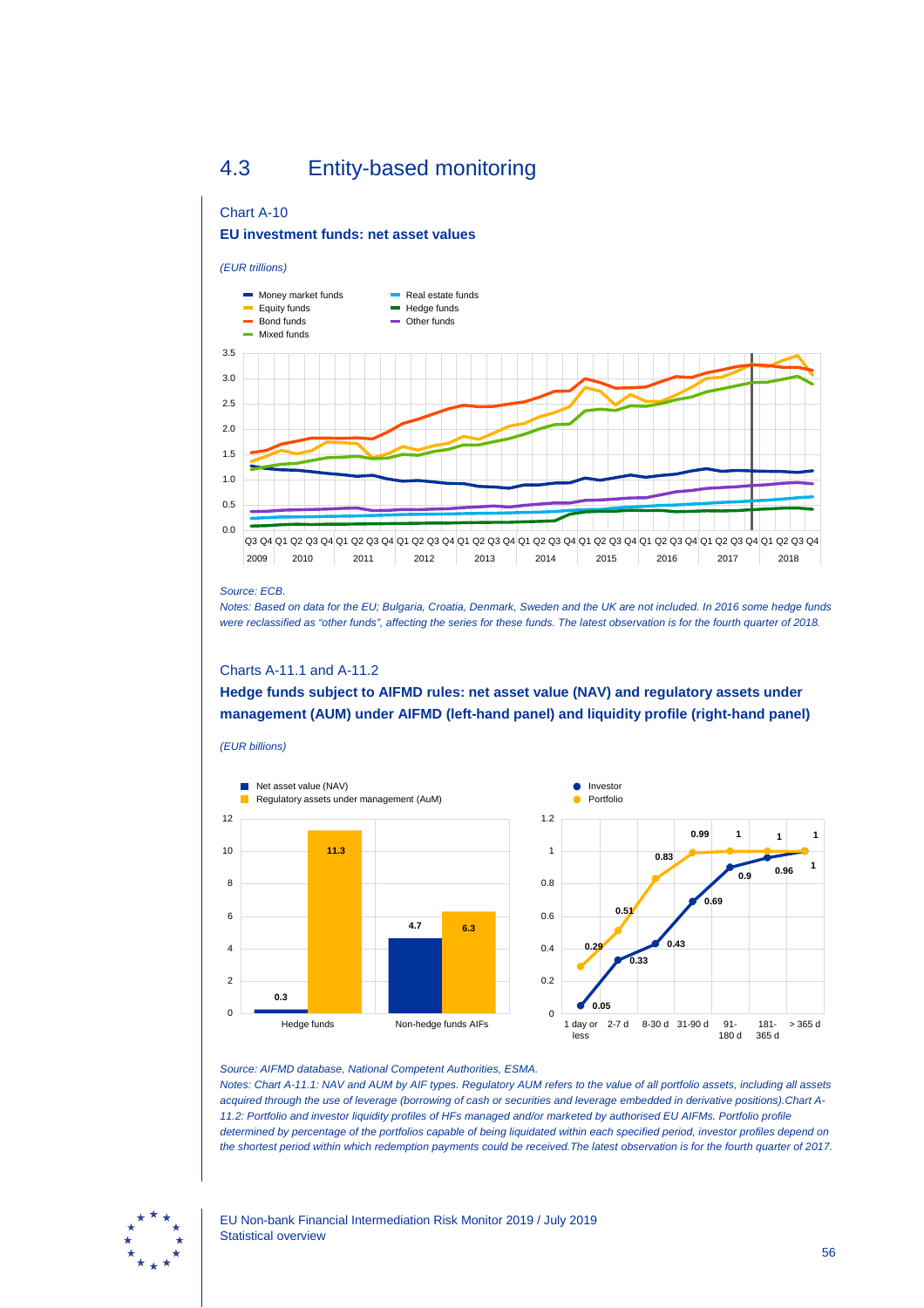## 4.3 Entity-based monitoring

Chart A-10

**EU investment funds: net asset values**

*(EUR trillions)*

*Source: ECB.*

*Notes: Based on data for the EU; Bulgaria, Croatia, Denmark, Sweden and the UK are not included. In 2016 some hedge funds were reclassified as "other funds", affecting the series for these funds. The latest observation is for the fourth quarter of 2018.*

Charts A-11.1 and A-11.2

**Hedge funds subject to AIFMD rules: net asset value (NAV) and regulatory assets under management (AUM) under AIFMD (left-hand panel) and liquidity profile (right-hand panel)**

*(EUR billions)*

*Source: AIFMD database, National Competent Authorities, ESMA.*

*Notes: Chart A-11.1: NAV and AUM by AIF types. Regulatory AUM refers to the value of all portfolio assets, including all assets acquired through the use of leverage (borrowing of cash or securities and leverage embedded in derivative positions).Chart A-11.2: Portfolio and investor liquidity profiles of HFs managed and/or marketed by authorised EU AIFMs. Portfolio profile determined by percentage of the portfolios capable of being liquidated within each specified period, investor profiles depend on the shortest period within which redemption payments could be received.The latest observation is for the fourth quarter of 2017.*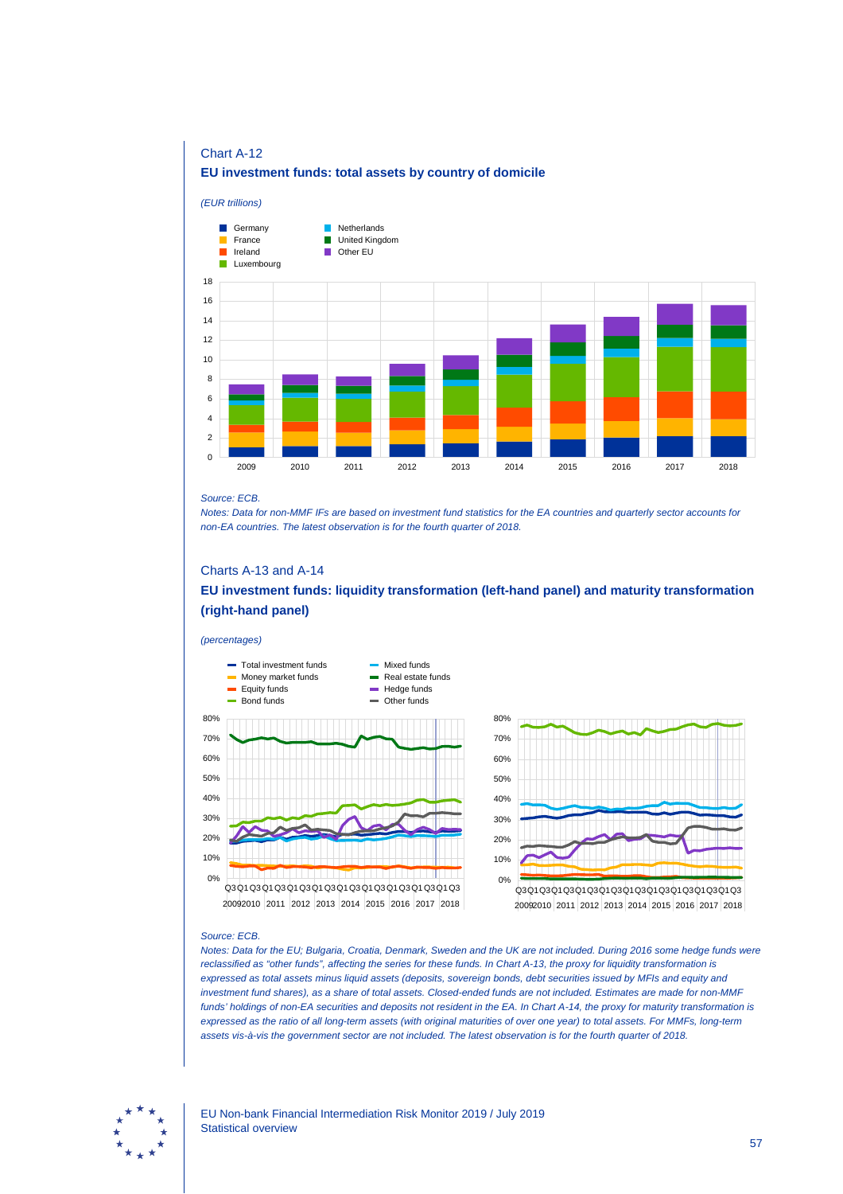Chart A-12

**EU investment funds: total assets by country of domicile**

*(EUR trillions)*

*Source: ECB.*

*Notes: Data for non-MMF IFs are based on investment fund statistics for the EA countries and quarterly sector accounts for non-EA countries. The latest observation is for the fourth quarter of 2018.*

Charts A-13 and A-14

**EU investment funds: liquidity transformation (left-hand panel) and maturity transformation (right-hand panel)**

*(percentages)*

*Source: ECB.*

*Notes: Data for the EU; Bulgaria, Croatia, Denmark, Sweden and the UK are not included. During 2016 some hedge funds were reclassified as "other funds", affecting the series for these funds. In Chart A-13, the proxy for liquidity transformation is expressed as total assets minus liquid assets (deposits, sovereign bonds, debt securities issued by MFIs and equity and investment fund shares), as a share of total assets. Closed-ended funds are not included. Estimates are made for non-MMF funds' holdings of non-EA securities and deposits not resident in the EA. In Chart A-14, the proxy for maturity transformation is expressed as the ratio of all long-term assets (with original maturities of over one year) to total assets. For MMFs, long-term assets vis-à-vis the government sector are not included. The latest observation is for the fourth quarter of 2018.*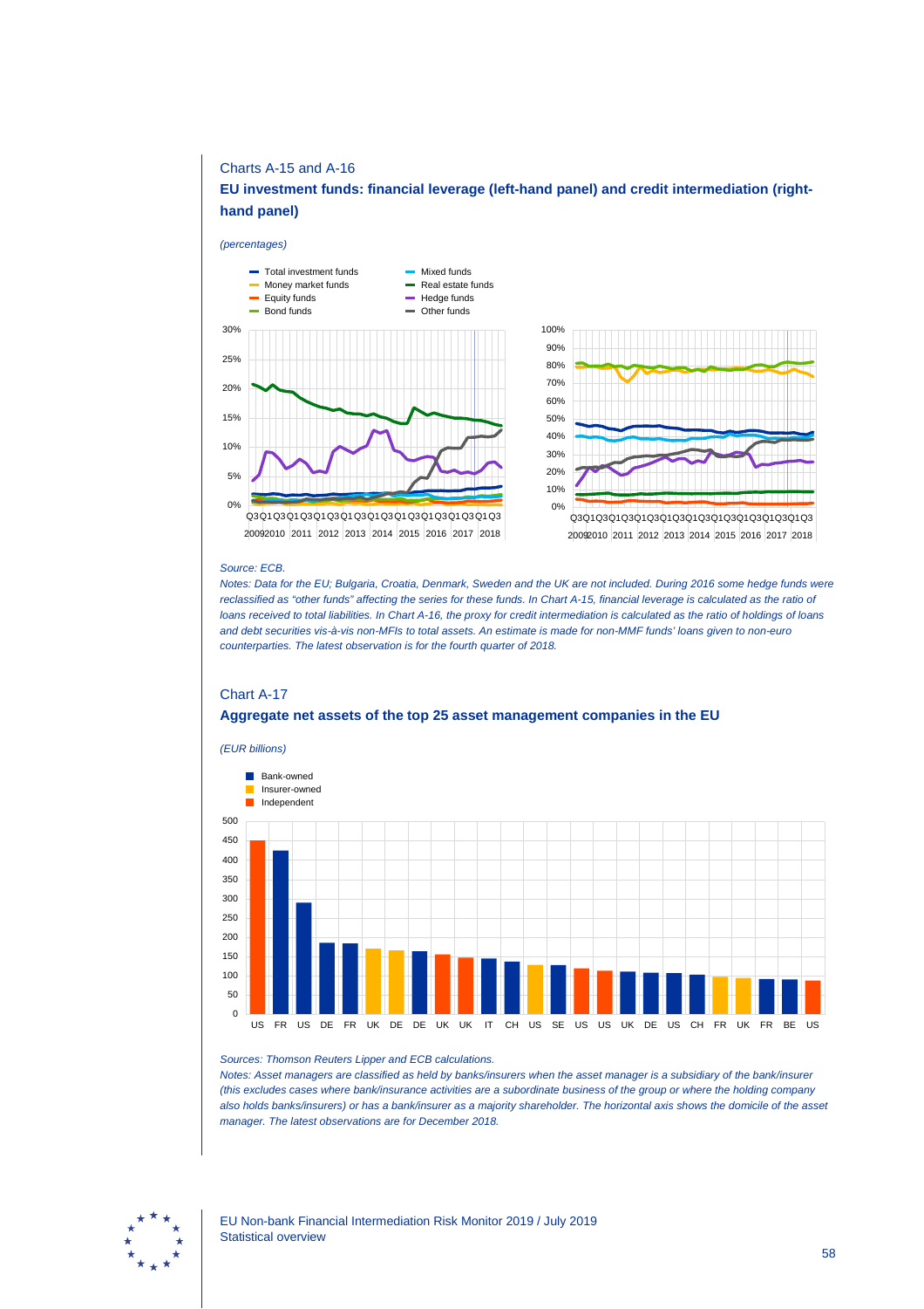Charts A-15 and A-16

## EU investment funds: financial leverage (left-hand panel) and credit intermediation (right-hand panel)

*(percentages)*

*Source: ECB.*

*Notes: Data for the EU; Bulgaria, Croatia, Denmark, Sweden and the UK are not included. During 2016 some hedge funds were reclassified as "other funds" affecting the series for these funds. In Chart A-15, financial leverage is calculated as the ratio of loans received to total liabilities. In Chart A-16, the proxy for credit intermediation is calculated as the ratio of holdings of loans and debt securities vis-à-vis non-MFIs to total assets. An estimate is made for non-MMF funds' loans given to non-euro counterparties. The latest observation is for the fourth quarter of 2018.*

Chart A-17

## Aggregate net assets of the top 25 asset management companies in the EU

*(EUR billions)*

*Sources: Thomson Reuters Lipper and ECB calculations.*

*Notes: Asset managers are classified as held by banks/insurers when the asset manager is a subsidiary of the bank/insurer (this excludes cases where bank/insurance activities are a subordinate business of the group or where the holding company also holds banks/insurers) or has a bank/insurer as a majority shareholder. The horizontal axis shows the domicile of the asset manager. The latest observations are for December 2018.*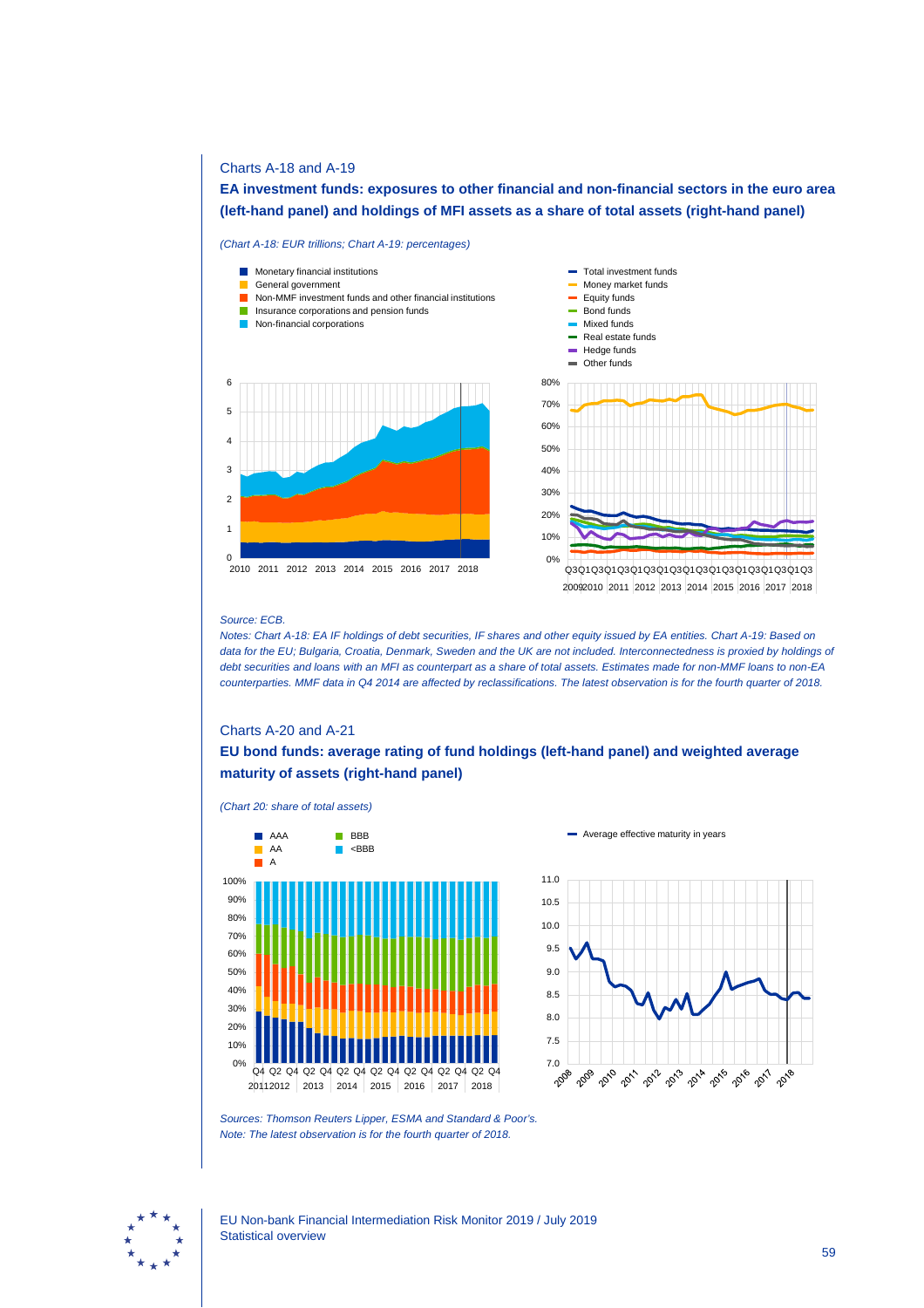Charts A-18 and A-19

**EA investment funds: exposures to other financial and non-financial sectors in the euro area (left-hand panel) and holdings of MFI assets as a share of total assets (right-hand panel)**

*(Chart A-18: EUR trillions; Chart A-19: percentages)*

*Source: ECB.*

*Notes: Chart A-18: EA IF holdings of debt securities, IF shares and other equity issued by EA entities. Chart A-19: Based on data for the EU; Bulgaria, Croatia, Denmark, Sweden and the UK are not included. Interconnectedness is proxied by holdings of debt securities and loans with an MFI as counterpart as a share of total assets. Estimates made for non-MMF loans to non-EA counterparties. MMF data in Q4 2014 are affected by reclassifications. The latest observation is for the fourth quarter of 2018.*

Charts A-20 and A-21

**EU bond funds: average rating of fund holdings (left-hand panel) and weighted average maturity of assets (right-hand panel)**

*(Chart 20: share of total assets)*

*Sources: Thomson Reuters Lipper, ESMA and Standard & Poor's.*
*Note: The latest observation is for the fourth quarter of 2018.*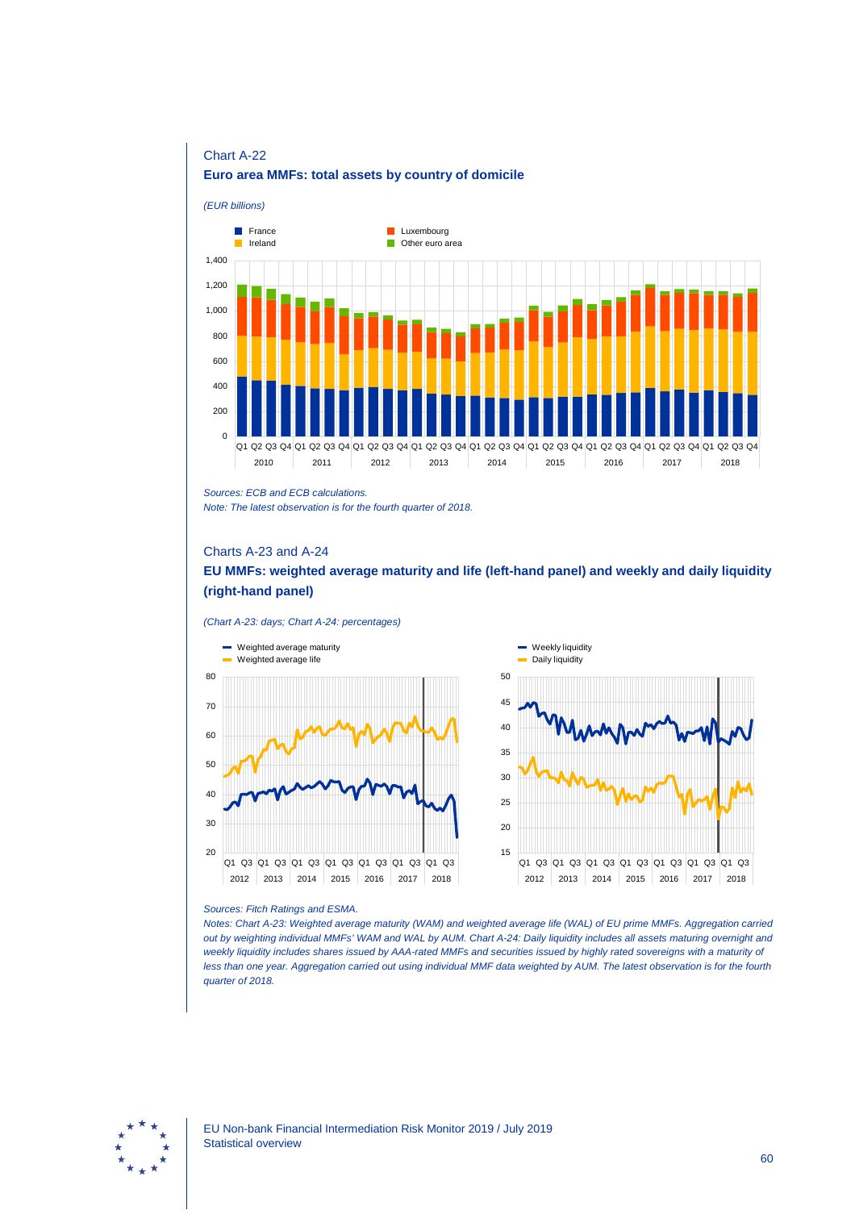Chart A-22

**Euro area MMFs: total assets by country of domicile**

*(EUR billions)*

*Sources: ECB and ECB calculations.*
*Note: The latest observation is for the fourth quarter of 2018.*

Charts A-23 and A-24

**EU MMFs: weighted average maturity and life (left-hand panel) and weekly and daily liquidity (right-hand panel)**

*(Chart A-23: days; Chart A-24: percentages)*

*Sources: Fitch Ratings and ESMA.*
*Notes: Chart A-23: Weighted average maturity (WAM) and weighted average life (WAL) of EU prime MMFs. Aggregation carried out by weighting individual MMFs' WAM and WAL by AUM. Chart A-24: Daily liquidity includes all assets maturing overnight and weekly liquidity includes shares issued by AAA-rated MMFs and securities issued by highly rated sovereigns with a maturity of less than one year. Aggregation carried out using individual MMF data weighted by AUM. The latest observation is for the fourth quarter of 2018.*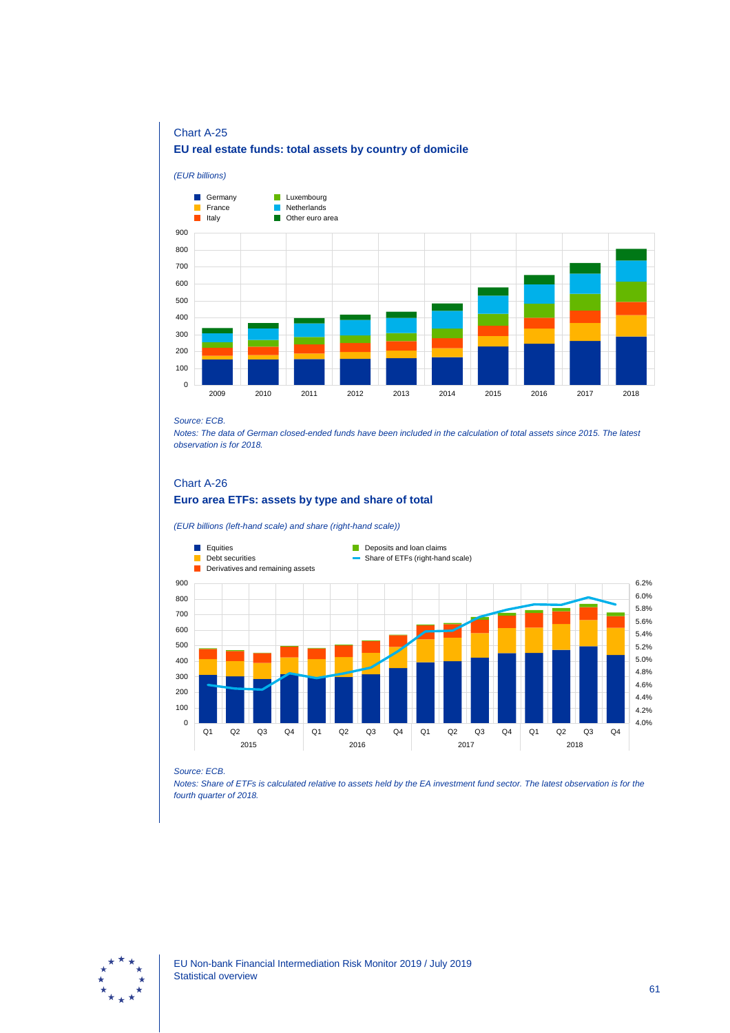Chart A-25

**EU real estate funds: total assets by country of domicile**

*(EUR billions)*

*Source: ECB.*

*Notes: The data of German closed-ended funds have been included in the calculation of total assets since 2015. The latest observation is for 2018.*

Chart A-26

**Euro area ETFs: assets by type and share of total**

*(EUR billions (left-hand scale) and share (right-hand scale))*

*Source: ECB.*

*Notes: Share of ETFs is calculated relative to assets held by the EA investment fund sector. The latest observation is for the fourth quarter of 2018.*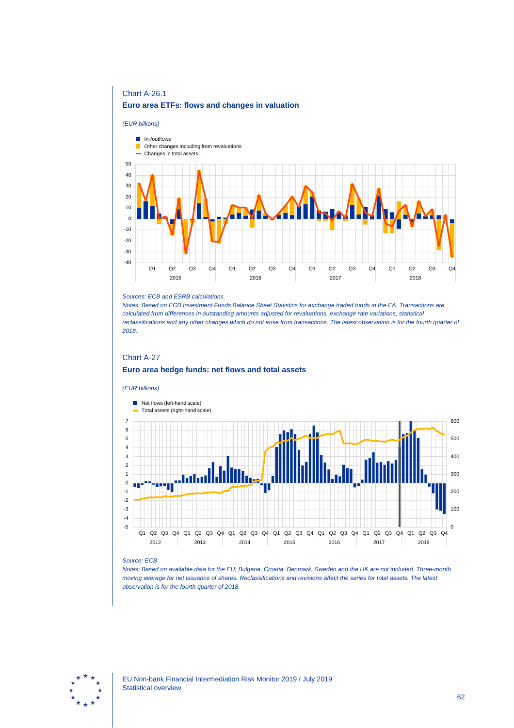Chart A-26.1

**Euro area ETFs: flows and changes in valuation**

*(EUR billions)*

*Sources: ECB and ESRB calculations.*

*Notes: Based on ECB Investment Funds Balance Sheet Statistics for exchange traded funds in the EA. Transactions are calculated from differences in outstanding amounts adjusted for revaluations, exchange rate variations, statistical reclassifications and any other changes which do not arise from transactions. The latest observation is for the fourth quarter of 2018.*

Chart A-27

**Euro area hedge funds: net flows and total assets**

*(EUR billions)*

*Source: ECB.*

*Notes: Based on available data for the EU; Bulgaria, Croatia, Denmark, Sweden and the UK are not included. Three-month moving average for net issuance of shares. Reclassifications and revisions affect the series for total assets. The latest observation is for the fourth quarter of 2018.*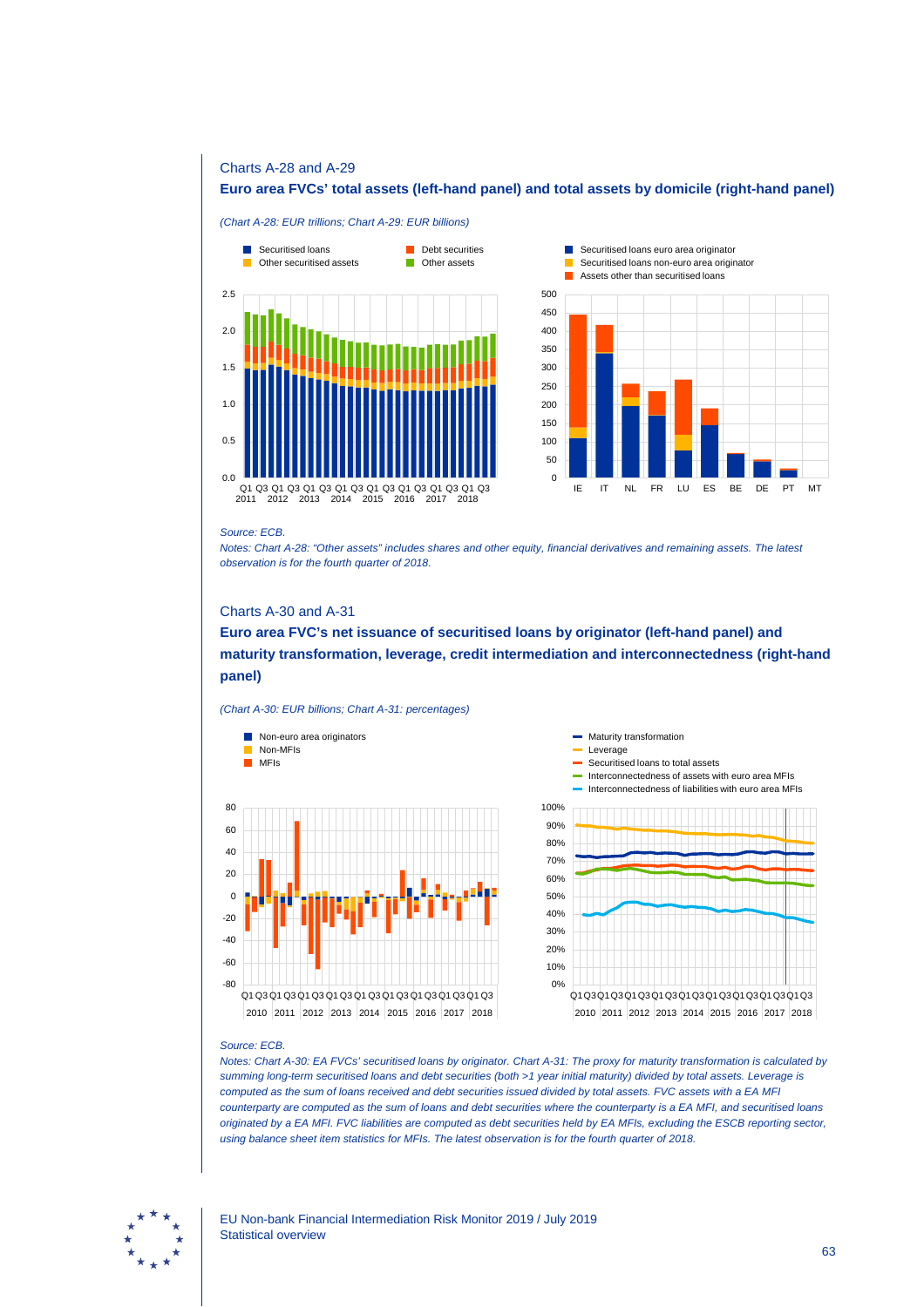Charts A-28 and A-29

**Euro area FVCs' total assets (left-hand panel) and total assets by domicile (right-hand panel)**

*(Chart A-28: EUR trillions; Chart A-29: EUR billions)*

*Source: ECB.*

*Notes: Chart A-28: "Other assets" includes shares and other equity, financial derivatives and remaining assets. The latest observation is for the fourth quarter of 2018.*

Charts A-30 and A-31

**Euro area FVC's net issuance of securitised loans by originator (left-hand panel) and maturity transformation, leverage, credit intermediation and interconnectedness (right-hand panel)**

*(Chart A-30: EUR billions; Chart A-31: percentages)*

*Source: ECB.*

*Notes: Chart A-30: EA FVCs' securitised loans by originator. Chart A-31: The proxy for maturity transformation is calculated by summing long-term securitised loans and debt securities (both >1 year initial maturity) divided by total assets. Leverage is computed as the sum of loans received and debt securities issued divided by total assets. FVC assets with a EA MFI counterparty are computed as the sum of loans and debt securities where the counterparty is a EA MFI, and securitised loans originated by a EA MFI. FVC liabilities are computed as debt securities held by EA MFIs, excluding the ESCB reporting sector, using balance sheet item statistics for MFIs. The latest observation is for the fourth quarter of 2018.*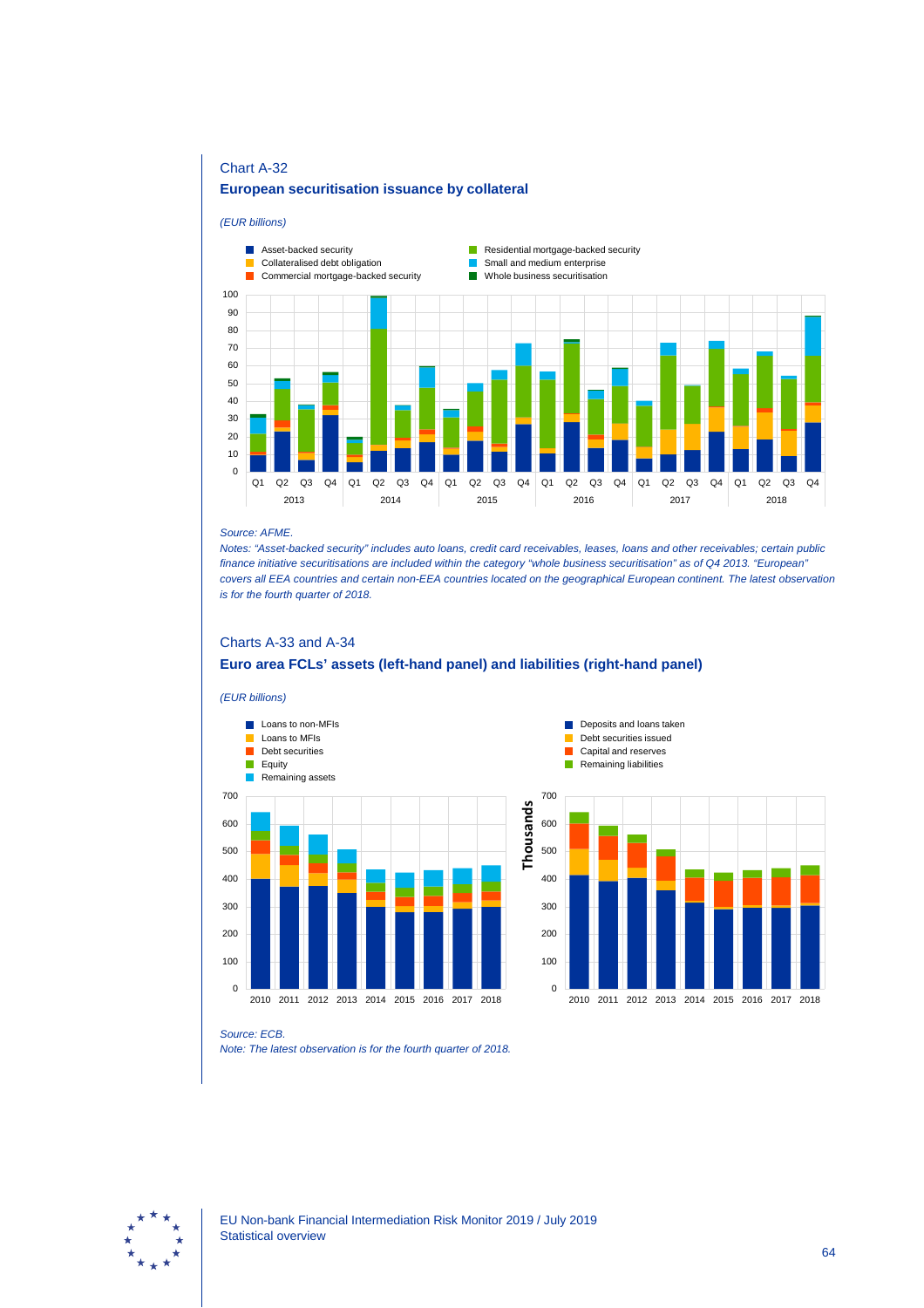Chart A-32

**European securitisation issuance by collateral**

*(EUR billions)*

Asset-backed security
Collateralised debt obligation
Commercial mortgage-backed security
Residential mortgage-backed security
Small and medium enterprise
Whole business securitisation

100
90
80
70
60
50
40
30
20
10
0

Q1 Q2 Q3 Q4 Q1 Q2 Q3 Q4 Q1 Q2 Q3 Q4 Q1 Q2 Q3 Q4 Q1 Q2 Q3 Q4 Q1 Q2 Q3 Q4

2013 2014 2015 2016 2017 2018

*Source: AFME.*

*Notes: "Asset-backed security" includes auto loans, credit card receivables, leases, loans and other receivables; certain public finance initiative securitisations are included within the category "whole business securitisation" as of Q4 2013. "European" covers all EEA countries and certain non-EEA countries located on the geographical European continent. The latest observation is for the fourth quarter of 2018.*

Charts A-33 and A-34

**Euro area FCLs' assets (left-hand panel) and liabilities (right-hand panel)**

*(EUR billions)*

Loans to non-MFIs
Loans to MFIs
Debt securities
Equity
Remaining assets

700
600
500
400
300
200
100
0

2010 2011 2012 2013 2014 2015 2016 2017 2018

Deposits and loans taken
Debt securities issued
Capital and reserves
Remaining liabilities

Thousands

700
600
500
400
300
200
100
0

2010 2011 2012 2013 2014 2015 2016 2017 2018

*Source: ECB.*

*Note: The latest observation is for the fourth quarter of 2018.*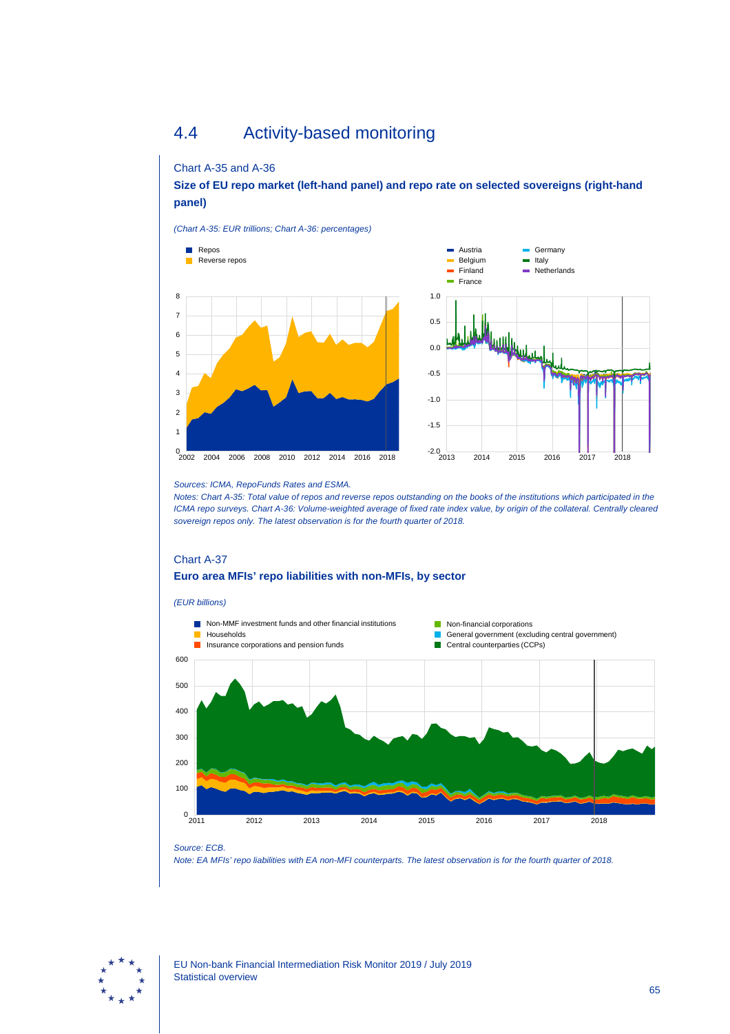## 4.4 Activity-based monitoring

Chart A-35 and A-36

**Size of EU repo market (left-hand panel) and repo rate on selected sovereigns (right-hand panel)**

*(Chart A-35: EUR trillions; Chart A-36: percentages)*

*Sources: ICMA, RepoFunds Rates and ESMA.*

*Notes: Chart A-35: Total value of repos and reverse repos outstanding on the books of the institutions which participated in the ICMA repo surveys. Chart A-36: Volume-weighted average of fixed rate index value, by origin of the collateral. Centrally cleared sovereign repos only. The latest observation is for the fourth quarter of 2018.*

Chart A-37

**Euro area MFIs' repo liabilities with non-MFIs, by sector**

*(EUR billions)*

*Source: ECB.*

*Note: EA MFIs' repo liabilities with EA non-MFI counterparts. The latest observation is for the fourth quarter of 2018.*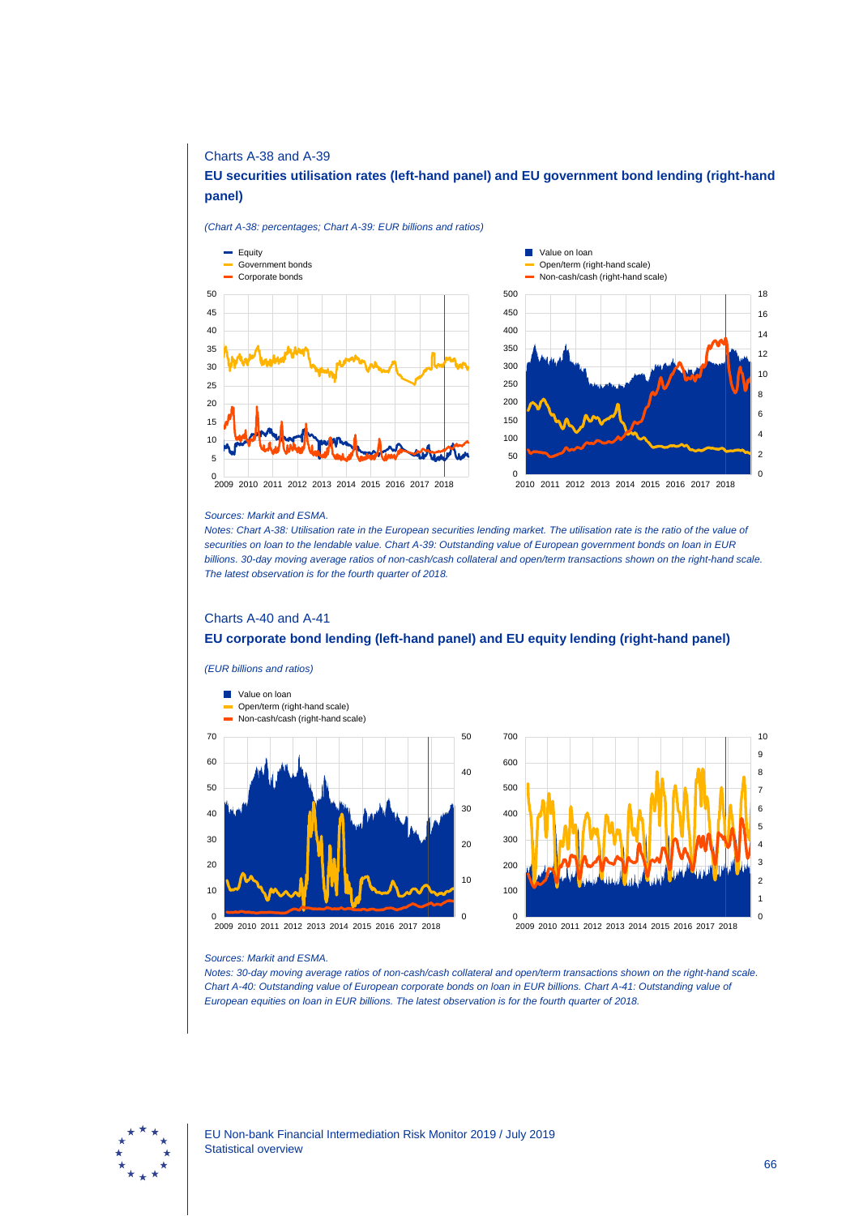Charts A-38 and A-39

### EU securities utilisation rates (left-hand panel) and EU government bond lending (right-hand panel)

*(Chart A-38: percentages; Chart A-39: EUR billions and ratios)*

*Sources: Markit and ESMA.*

*Notes: Chart A-38: Utilisation rate in the European securities lending market. The utilisation rate is the ratio of the value of securities on loan to the lendable value. Chart A-39: Outstanding value of European government bonds on loan in EUR billions. 30-day moving average ratios of non-cash/cash collateral and open/term transactions shown on the right-hand scale. The latest observation is for the fourth quarter of 2018.*

Charts A-40 and A-41

### EU corporate bond lending (left-hand panel) and EU equity lending (right-hand panel)

*(EUR billions and ratios)*

*Sources: Markit and ESMA.*

*Notes: 30-day moving average ratios of non-cash/cash collateral and open/term transactions shown on the right-hand scale. Chart A-40: Outstanding value of European corporate bonds on loan in EUR billions. Chart A-41: Outstanding value of European equities on loan in EUR billions. The latest observation is for the fourth quarter of 2018.*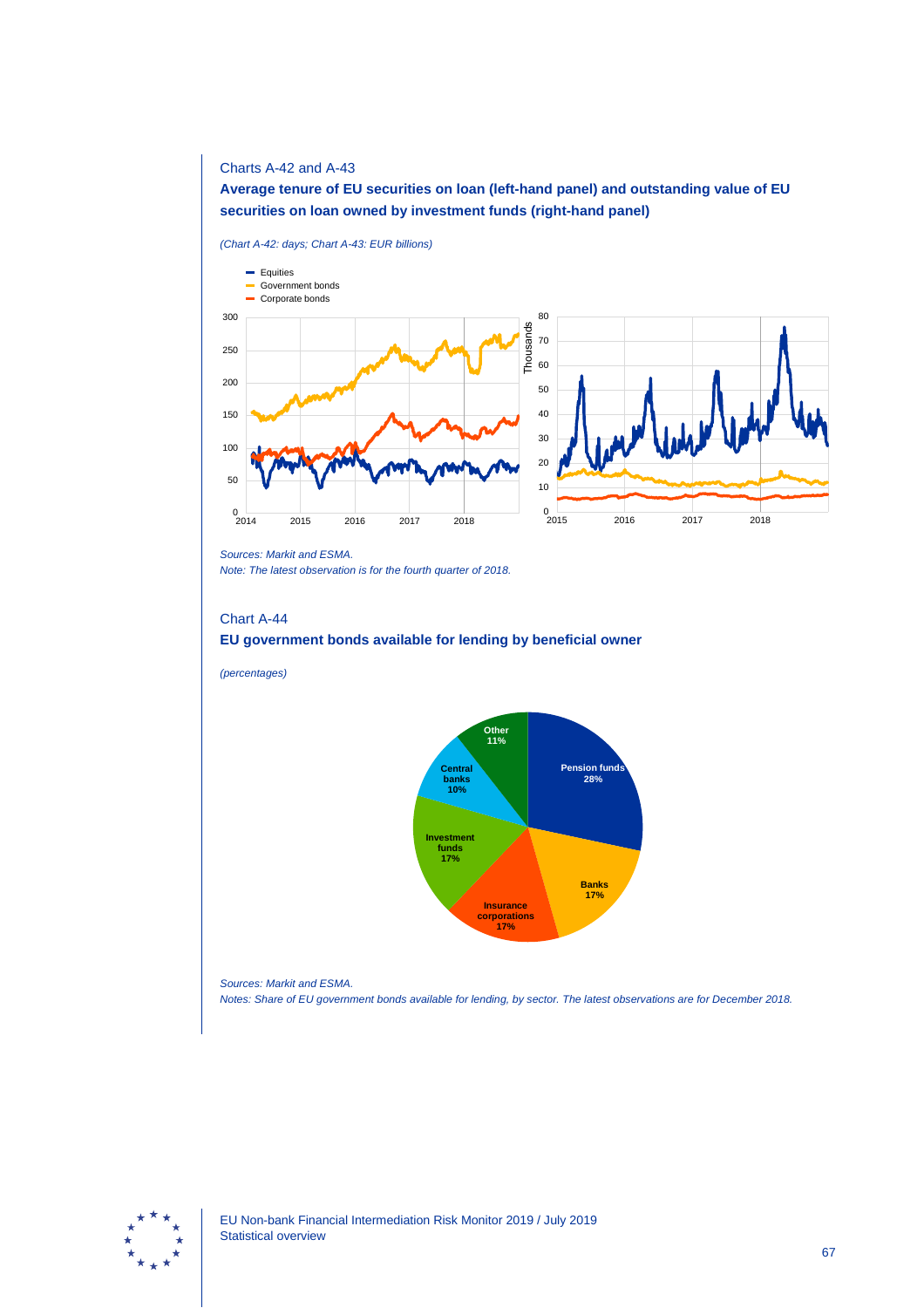Charts A-42 and A-43

**Average tenure of EU securities on loan (left-hand panel) and outstanding value of EU securities on loan owned by investment funds (right-hand panel)**

*(Chart A-42: days; Chart A-43: EUR billions)*

Equities
Government bonds
Corporate bonds

300
250
200
150
100
50
0
2014 2015 2016 2017 2018

Thousands
80
70
60
50
40
30
20
10
0
2015 2016 2017 2018

*Sources: Markit and ESMA.*
*Note: The latest observation is for the fourth quarter of 2018.*

Chart A-44

**EU government bonds available for lending by beneficial owner**

*(percentages)*

Pension funds 28%
Banks 17%
Insurance corporations 17%
Investment funds 17%
Central banks 10%
Other 11%

*Sources: Markit and ESMA.*
*Notes: Share of EU government bonds available for lending, by sector. The latest observations are for December 2018.*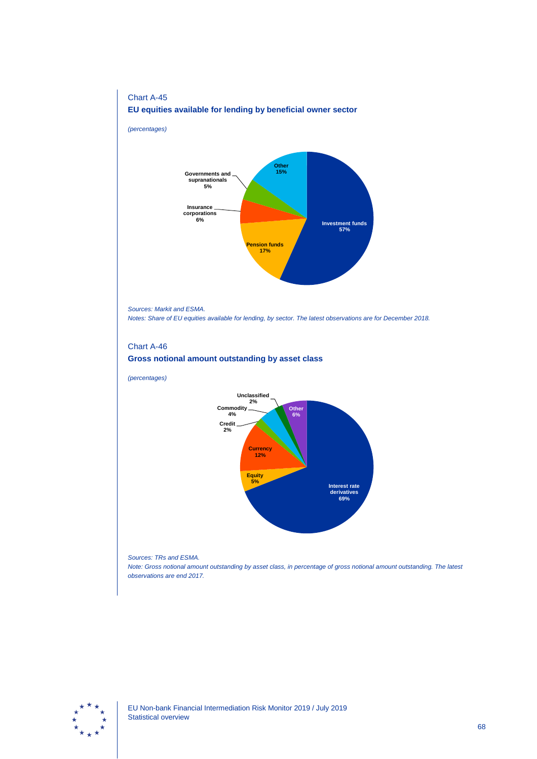Chart A-45

**EU equities available for lending by beneficial owner sector**

*(percentages)*

| Sector | Share |
| --- | --- |
| Investment funds | 57% |
| Pension funds | 17% |
| Insurance corporations | 6% |
| Governments and supranationals | 5% |
| Other | 15% |

*Sources: Markit and ESMA.*

*Notes: Share of EU equities available for lending, by sector. The latest observations are for December 2018.*

Chart A-46

**Gross notional amount outstanding by asset class**

*(percentages)*

| Asset class | Share |
| --- | --- |
| Interest rate derivatives | 69% |
| Equity | 5% |
| Currency | 12% |
| Credit | 2% |
| Commodity | 4% |
| Unclassified | 2% |
| Other | 6% |

*Sources: TRs and ESMA.*

*Note: Gross notional amount outstanding by asset class, in percentage of gross notional amount outstanding. The latest observations are end 2017.*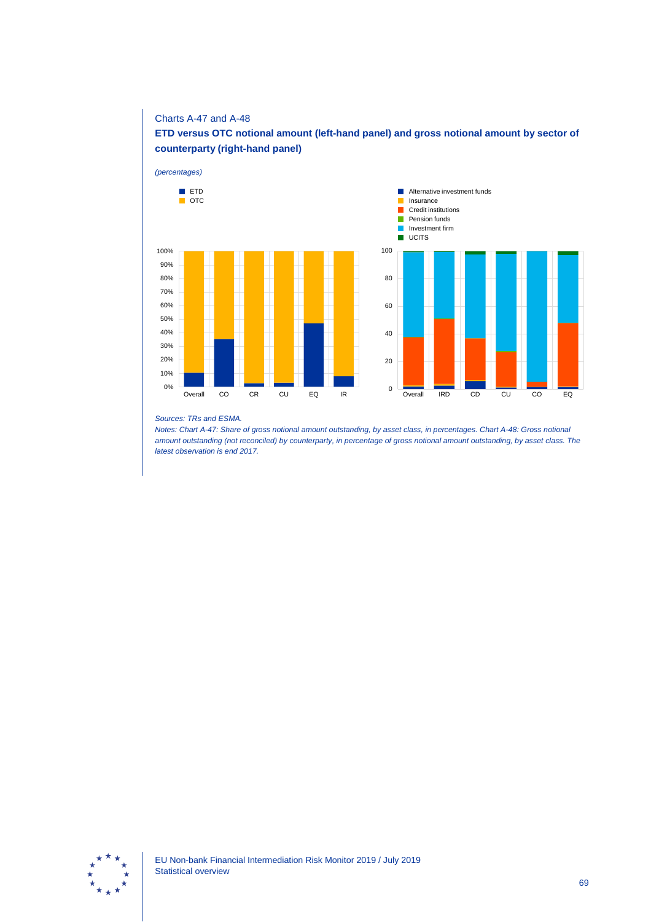Charts A-47 and A-48

**ETD versus OTC notional amount (left-hand panel) and gross notional amount by sector of counterparty (right-hand panel)**

*(percentages)*

*Sources: TRs and ESMA.*

*Notes: Chart A-47: Share of gross notional amount outstanding, by asset class, in percentages. Chart A-48: Gross notional amount outstanding (not reconciled) by counterparty, in percentage of gross notional amount outstanding, by asset class. The latest observation is end 2017.*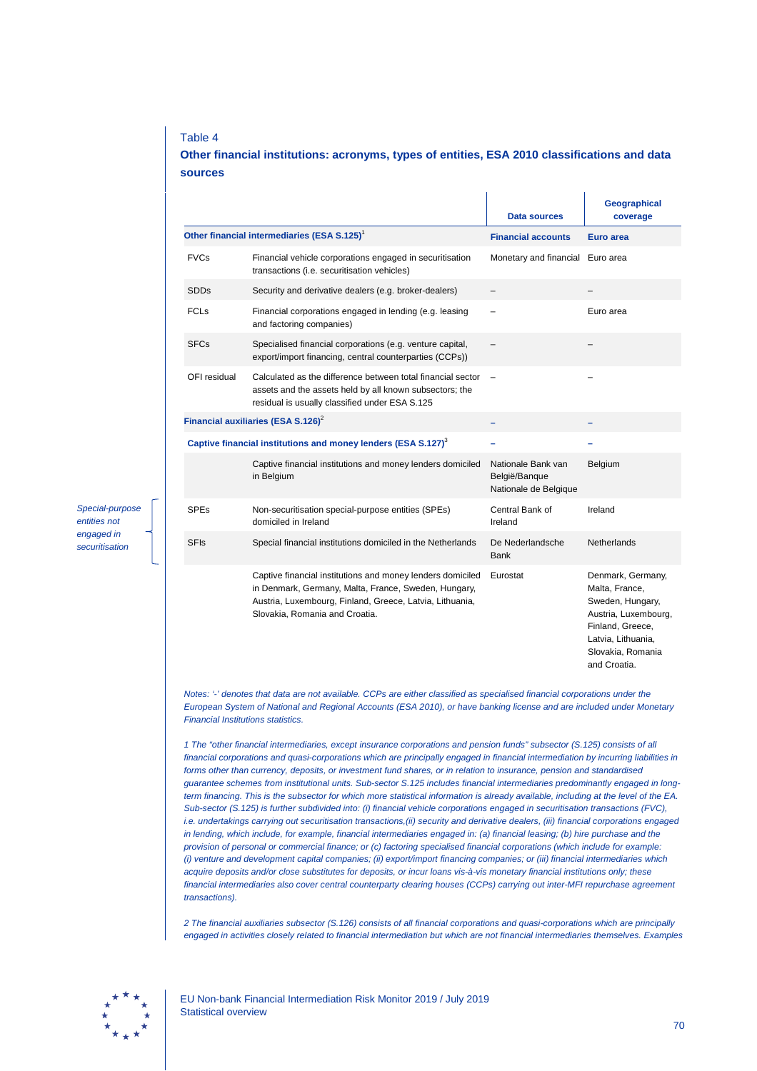Table 4

### Other financial institutions: acronyms, types of entities, ESA 2010 classifications and data sources

| | | Data sources | Geographical coverage |
|---|---|---|---|
| **Other financial intermediaries (ESA S.125)**[1] | | **Financial accounts** | **Euro area** |
| FVCs | Financial vehicle corporations engaged in securitisation transactions (i.e. securitisation vehicles) | Monetary and financial | Euro area |
| SDDs | Security and derivative dealers (e.g. broker-dealers) | – | – |
| FCLs | Financial corporations engaged in lending (e.g. leasing and factoring companies) | – | Euro area |
| SFCs | Specialised financial corporations (e.g. venture capital, export/import financing, central counterparties (CCPs)) | – | – |
| OFI residual | Calculated as the difference between total financial sector assets and the assets held by all known subsectors; the residual is usually classified under ESA S.125 | – | – |
| **Financial auxiliaries (ESA S.126)**[2] | | – | – |
| **Captive financial institutions and money lenders (ESA S.127)**[3] | | – | – |
| | Captive financial institutions and money lenders domiciled in Belgium | Nationale Bank van België/Banque Nationale de Belgique | Belgium |
| SPEs | Non-securitisation special-purpose entities (SPEs) domiciled in Ireland | Central Bank of Ireland | Ireland |
| SFIs | Special financial institutions domiciled in the Netherlands | De Nederlandsche Bank | Netherlands |
| | Captive financial institutions and money lenders domiciled in Denmark, Germany, Malta, France, Sweden, Hungary, Austria, Luxembourg, Finland, Greece, Latvia, Lithuania, Slovakia, Romania and Croatia. | Eurostat | Denmark, Germany, Malta, France, Sweden, Hungary, Austria, Luxembourg, Finland, Greece, Latvia, Lithuania, Slovakia, Romania and Croatia. |

*Special-purpose entities not engaged in securitisation* (refers to the SPEs and SFIs rows)

*Notes: '-' denotes that data are not available. CCPs are either classified as specialised financial corporations under the European System of National and Regional Accounts (ESA 2010), or have banking license and are included under Monetary Financial Institutions statistics.*

*1 The "other financial intermediaries, except insurance corporations and pension funds" subsector (S.125) consists of all financial corporations and quasi-corporations which are principally engaged in financial intermediation by incurring liabilities in forms other than currency, deposits, or investment fund shares, or in relation to insurance, pension and standardised guarantee schemes from institutional units. Sub-sector S.125 includes financial intermediaries predominantly engaged in long-term financing. This is the subsector for which more statistical information is already available, including at the level of the EA. Sub-sector (S.125) is further subdivided into: (i) financial vehicle corporations engaged in securitisation transactions (FVC), i.e. undertakings carrying out securitisation transactions,(ii) security and derivative dealers, (iii) financial corporations engaged in lending, which include, for example, financial intermediaries engaged in: (a) financial leasing; (b) hire purchase and the provision of personal or commercial finance; or (c) factoring specialised financial corporations (which include for example: (i) venture and development capital companies; (ii) export/import financing companies; or (iii) financial intermediaries which acquire deposits and/or close substitutes for deposits, or incur loans vis-à-vis monetary financial institutions only; these financial intermediaries also cover central counterparty clearing houses (CCPs) carrying out inter-MFI repurchase agreement transactions).*

*2 The financial auxiliaries subsector (S.126) consists of all financial corporations and quasi-corporations which are principally engaged in activities closely related to financial intermediation but which are not financial intermediaries themselves. Examples*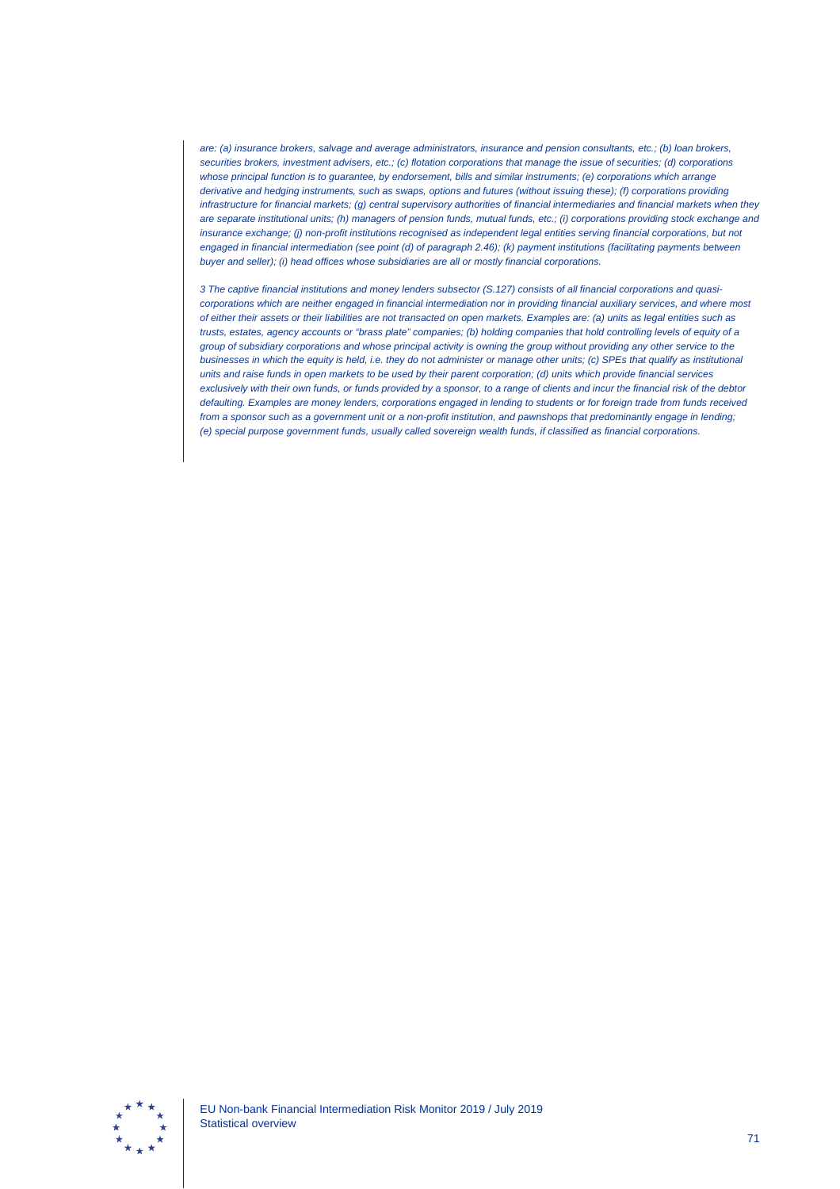*are: (a) insurance brokers, salvage and average administrators, insurance and pension consultants, etc.; (b) loan brokers, securities brokers, investment advisers, etc.; (c) flotation corporations that manage the issue of securities; (d) corporations whose principal function is to guarantee, by endorsement, bills and similar instruments; (e) corporations which arrange derivative and hedging instruments, such as swaps, options and futures (without issuing these); (f) corporations providing infrastructure for financial markets; (g) central supervisory authorities of financial intermediaries and financial markets when they are separate institutional units; (h) managers of pension funds, mutual funds, etc.; (i) corporations providing stock exchange and insurance exchange; (j) non-profit institutions recognised as independent legal entities serving financial corporations, but not engaged in financial intermediation (see point (d) of paragraph 2.46); (k) payment institutions (facilitating payments between buyer and seller); (l) head offices whose subsidiaries are all or mostly financial corporations.*

*3 The captive financial institutions and money lenders subsector (S.127) consists of all financial corporations and quasi-corporations which are neither engaged in financial intermediation nor in providing financial auxiliary services, and where most of either their assets or their liabilities are not transacted on open markets. Examples are: (a) units as legal entities such as trusts, estates, agency accounts or "brass plate" companies; (b) holding companies that hold controlling levels of equity of a group of subsidiary corporations and whose principal activity is owning the group without providing any other service to the businesses in which the equity is held, i.e. they do not administer or manage other units; (c) SPEs that qualify as institutional units and raise funds in open markets to be used by their parent corporation; (d) units which provide financial services exclusively with their own funds, or funds provided by a sponsor, to a range of clients and incur the financial risk of the debtor defaulting. Examples are money lenders, corporations engaged in lending to students or for foreign trade from funds received from a sponsor such as a government unit or a non-profit institution, and pawnshops that predominantly engage in lending; (e) special purpose government funds, usually called sovereign wealth funds, if classified as financial corporations.*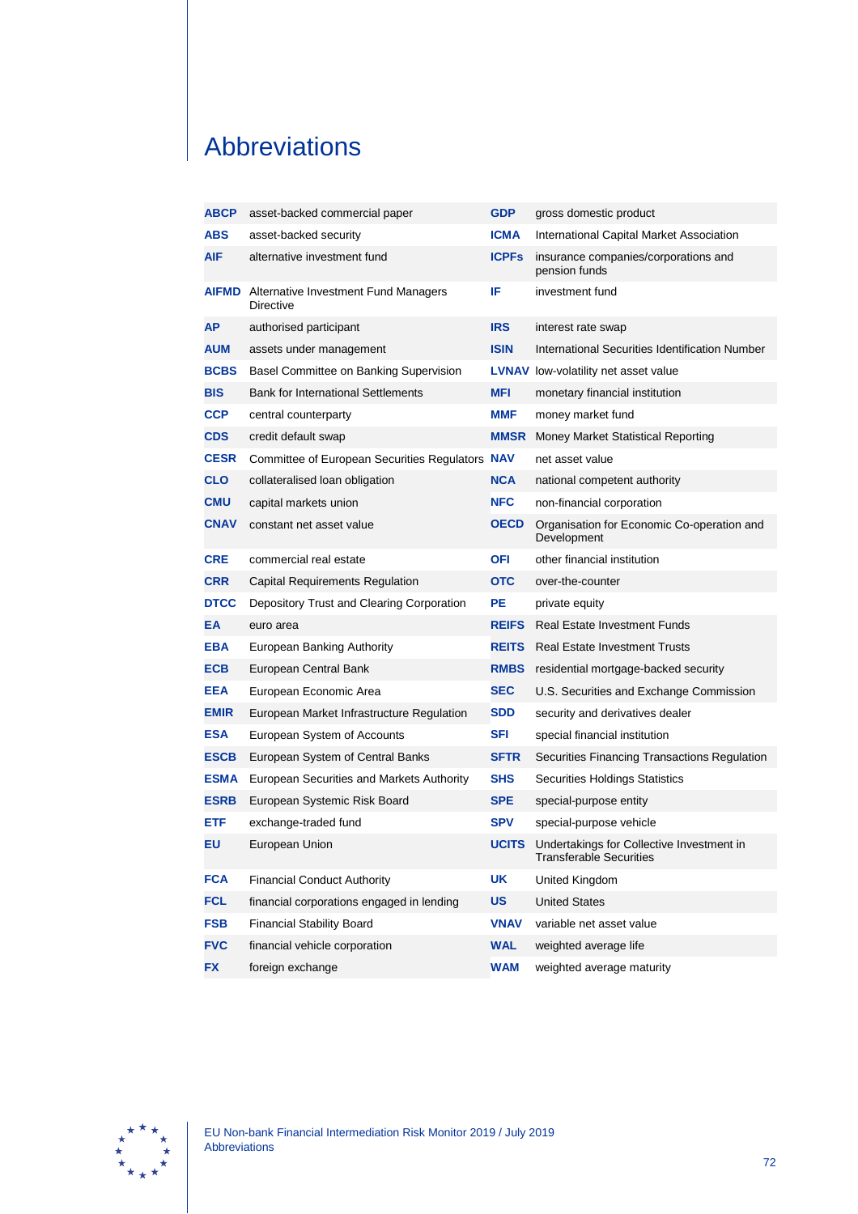# Abbreviations

| | | | |
|---|---|---|---|
| **ABCP** | asset-backed commercial paper | **GDP** | gross domestic product |
| **ABS** | asset-backed security | **ICMA** | International Capital Market Association |
| **AIF** | alternative investment fund | **ICPFs** | insurance companies/corporations and pension funds |
| **AIFMD** | Alternative Investment Fund Managers Directive | **IF** | investment fund |
| **AP** | authorised participant | **IRS** | interest rate swap |
| **AUM** | assets under management | **ISIN** | International Securities Identification Number |
| **BCBS** | Basel Committee on Banking Supervision | **LVNAV** | low-volatility net asset value |
| **BIS** | Bank for International Settlements | **MFI** | monetary financial institution |
| **CCP** | central counterparty | **MMF** | money market fund |
| **CDS** | credit default swap | **MMSR** | Money Market Statistical Reporting |
| **CESR** | Committee of European Securities Regulators | **NAV** | net asset value |
| **CLO** | collateralised loan obligation | **NCA** | national competent authority |
| **CMU** | capital markets union | **NFC** | non-financial corporation |
| **CNAV** | constant net asset value | **OECD** | Organisation for Economic Co-operation and Development |
| **CRE** | commercial real estate | **OFI** | other financial institution |
| **CRR** | Capital Requirements Regulation | **OTC** | over-the-counter |
| **DTCC** | Depository Trust and Clearing Corporation | **PE** | private equity |
| **EA** | euro area | **REIFS** | Real Estate Investment Funds |
| **EBA** | European Banking Authority | **REITS** | Real Estate Investment Trusts |
| **ECB** | European Central Bank | **RMBS** | residential mortgage-backed security |
| **EEA** | European Economic Area | **SEC** | U.S. Securities and Exchange Commission |
| **EMIR** | European Market Infrastructure Regulation | **SDD** | security and derivatives dealer |
| **ESA** | European System of Accounts | **SFI** | special financial institution |
| **ESCB** | European System of Central Banks | **SFTR** | Securities Financing Transactions Regulation |
| **ESMA** | European Securities and Markets Authority | **SHS** | Securities Holdings Statistics |
| **ESRB** | European Systemic Risk Board | **SPE** | special-purpose entity |
| **ETF** | exchange-traded fund | **SPV** | special-purpose vehicle |
| **EU** | European Union | **UCITS** | Undertakings for Collective Investment in Transferable Securities |
| **FCA** | Financial Conduct Authority | **UK** | United Kingdom |
| **FCL** | financial corporations engaged in lending | **US** | United States |
| **FSB** | Financial Stability Board | **VNAV** | variable net asset value |
| **FVC** | financial vehicle corporation | **WAL** | weighted average life |
| **FX** | foreign exchange | **WAM** | weighted average maturity |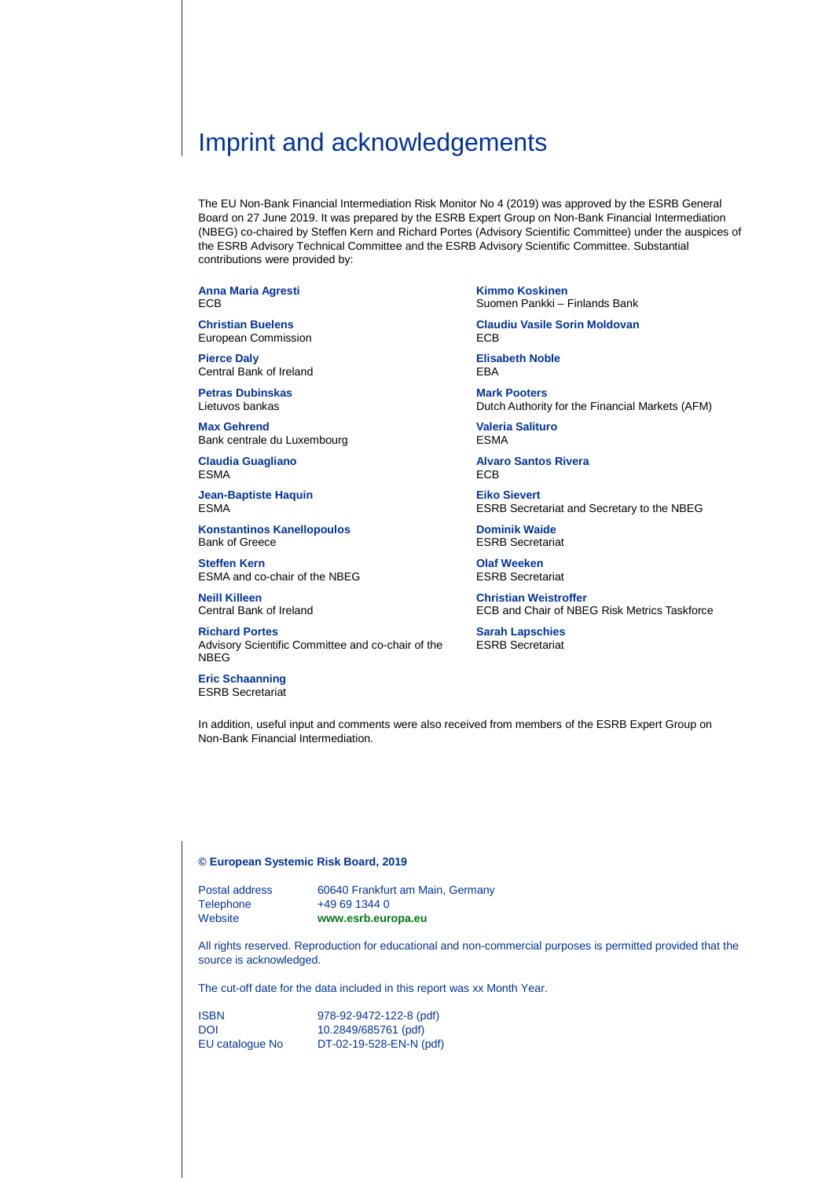# Imprint and acknowledgements

The EU Non-Bank Financial Intermediation Risk Monitor No 4 (2019) was approved by the ESRB General Board on 27 June 2019. It was prepared by the ESRB Expert Group on Non-Bank Financial Intermediation (NBEG) co-chaired by Steffen Kern and Richard Portes (Advisory Scientific Committee) under the auspices of the ESRB Advisory Technical Committee and the ESRB Advisory Scientific Committee. Substantial contributions were provided by:

**Anna Maria Agresti**
ECB

**Christian Buelens**
European Commission

**Pierce Daly**
Central Bank of Ireland

**Petras Dubinskas**
Lietuvos bankas

**Max Gehrend**
Bank centrale du Luxembourg

**Claudia Guagliano**
ESMA

**Jean-Baptiste Haquin**
ESMA

**Konstantinos Kanellopoulos**
Bank of Greece

**Steffen Kern**
ESMA and co-chair of the NBEG

**Neill Killeen**
Central Bank of Ireland

**Richard Portes**
Advisory Scientific Committee and co-chair of the NBEG

**Eric Schaanning**
ESRB Secretariat

**Kimmo Koskinen**
Suomen Pankki – Finlands Bank

**Claudiu Vasile Sorin Moldovan**
ECB

**Elisabeth Noble**
EBA

**Mark Pooters**
Dutch Authority for the Financial Markets (AFM)

**Valeria Salituro**
ESMA

**Alvaro Santos Rivera**
ECB

**Eiko Sievert**
ESRB Secretariat and Secretary to the NBEG

**Dominik Waide**
ESRB Secretariat

**Olaf Weeken**
ESRB Secretariat

**Christian Weistroffer**
ECB and Chair of NBEG Risk Metrics Taskforce

**Sarah Lapschies**
ESRB Secretariat

In addition, useful input and comments were also received from members of the ESRB Expert Group on Non-Bank Financial Intermediation.

**© European Systemic Risk Board, 2019**

| | |
|---|---|
| Postal address | 60640 Frankfurt am Main, Germany |
| Telephone | +49 69 1344 0 |
| Website | **www.esrb.europa.eu** |

All rights reserved. Reproduction for educational and non-commercial purposes is permitted provided that the source is acknowledged.

The cut-off date for the data included in this report was xx Month Year.

| | |
|---|---|
| ISBN | 978-92-9472-122-8 (pdf) |
| DOI | 10.2849/685761 (pdf) |
| EU catalogue No | DT-02-19-528-EN-N (pdf) |